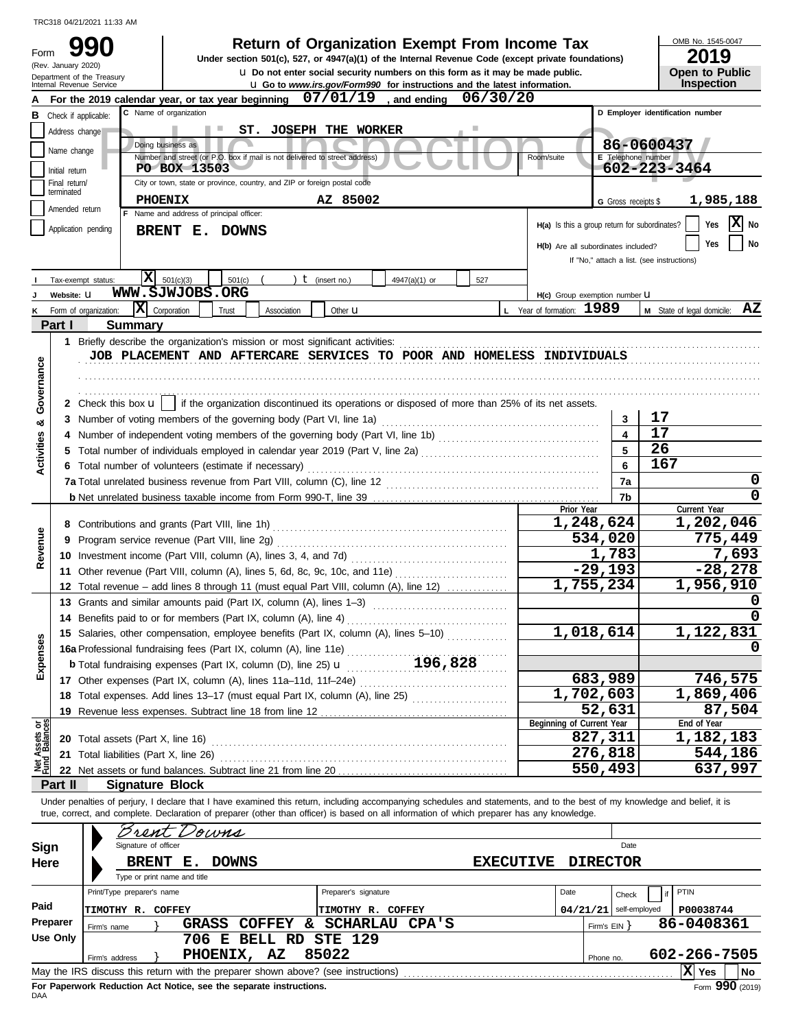TRC318 04/21/2021 11:33 AM

# Form 990 — Return of Organization Exempt From Income Tax

**2019**

Under section 501(c), 527, or 4947(a)(1) of the Internal Revenue Code (except private foundations)

Do not enter social security numbers on this form as it may be made public.

Go to *www.irs.gov/Form990* for instructions and the latest information.

(Rev. January 2020) Department of the Treasury Internal Revenue Service

OMB No. 1545-0047 — Open to Public Inspection

**A** For the 2019 calendar year, or tax year beginning 07/01/19, and ending 06/30/20

**B** Check if applicable: Address change; Name change; Initial return; Final return/terminated; Amended return; Application pending

**C** Name of organization: ST. JOSEPH THE WORKER

Doing business as

Number and street (or P.O. box if mail is not delivered to street address): PO BOX 13503 — Room/suite

City or town, state or province, country, and ZIP or foreign postal code: PHOENIX AZ 85002

**D** Employer identification number: 86-0600437

**E** Telephone number: 602-223-3464

**G** Gross receipts $ 1,985,188

**F** Name and address of principal officer: BRENT E. DOWNS

H(a) Is this a group return for subordinates? Yes [ ] No [X]

H(b) Are all subordinates included? Yes [ ] No [ ] — If "No," attach a list. (see instructions)

**I** Tax-exempt status: [X] 501(c)(3) [ ] 501(c) ( ) (insert no.) [ ] 4947(a)(1) or [ ] 527

**J** Website: WWW.SJWJOBS.ORG

H(c) Group exemption number

**K** Form of organization: [X] Corporation [ ] Trust [ ] Association [ ] Other

**L** Year of formation: 1989 — **M** State of legal domicile: AZ

## Part I Summary

**Activities & Governance**

1 Briefly describe the organization's mission or most significant activities:
JOB PLACEMENT AND AFTERCARE SERVICES TO POOR AND HOMELESS INDIVIDUALS

2 Check this box [ ] if the organization discontinued its operations or disposed of more than 25% of its net assets.

| Line | Description | | Value |
|---|---|---|---|
| 3 | Number of voting members of the governing body (Part VI, line 1a) | 3 | 17 |
| 4 | Number of independent voting members of the governing body (Part VI, line 1b) | 4 | 17 |
| 5 | Total number of individuals employed in calendar year 2019 (Part V, line 2a) | 5 | 26 |
| 6 | Total number of volunteers (estimate if necessary) | 6 | 167 |
| 7a | Total unrelated business revenue from Part VIII, column (C), line 12 | 7a | 0 |
| b | Net unrelated business taxable income from Form 990-T, line 39 | 7b | 0 |

| Line | Description | Prior Year | Current Year |
|---|---|---|---|
| **Revenue** | | | |
| 8 | Contributions and grants (Part VIII, line 1h) | 1,248,624 | 1,202,046 |
| 9 | Program service revenue (Part VIII, line 2g) | 534,020 | 775,449 |
| 10 | Investment income (Part VIII, column (A), lines 3, 4, and 7d) | 1,783 | 7,693 |
| 11 | Other revenue (Part VIII, column (A), lines 5, 6d, 8c, 9c, 10c, and 11e) | -29,193 | -28,278 |
| 12 | Total revenue – add lines 8 through 11 (must equal Part VIII, column (A), line 12) | 1,755,234 | 1,956,910 |
| **Expenses** | | | |
| 13 | Grants and similar amounts paid (Part IX, column (A), lines 1–3) | | 0 |
| 14 | Benefits paid to or for members (Part IX, column (A), line 4) | | 0 |
| 15 | Salaries, other compensation, employee benefits (Part IX, column (A), lines 5–10) | 1,018,614 | 1,122,831 |
| 16a | Professional fundraising fees (Part IX, column (A), line 11e) | | 0 |
| b | Total fundraising expenses (Part IX, column (D), line 25) 196,828 | | |
| 17 | Other expenses (Part IX, column (A), lines 11a–11d, 11f–24e) | 683,989 | 746,575 |
| 18 | Total expenses. Add lines 13–17 (must equal Part IX, column (A), line 25) | 1,702,603 | 1,869,406 |
| 19 | Revenue less expenses. Subtract line 18 from line 12 | 52,631 | 87,504 |
| **Net Assets or Fund Balances** | | **Beginning of Current Year** | **End of Year** |
| 20 | Total assets (Part X, line 16) | 827,311 | 1,182,183 |
| 21 | Total liabilities (Part X, line 26) | 276,818 | 544,186 |
| 22 | Net assets or fund balances. Subtract line 21 from line 20 | 550,493 | 637,997 |

## Part II Signature Block

Under penalties of perjury, I declare that I have examined this return, including accompanying schedules and statements, and to the best of my knowledge and belief, it is true, correct, and complete. Declaration of preparer (other than officer) is based on all information of which preparer has any knowledge.

**Sign Here**

Signature of officer: *Brent Downs* — Date

BRENT E. DOWNS — EXECUTIVE DIRECTOR

Type or print name and title

**Paid Preparer Use Only**

| Print/Type preparer's name | Preparer's signature | Date | Check if self-employed | PTIN |
|---|---|---|---|---|
| TIMOTHY R. COFFEY | TIMOTHY R. COFFEY | 04/21/21 | | P00038744 |

Firm's name: GRASS COFFEY & SCHARLAU CPA'S — Firm's EIN: 86-0408361

Firm's address: 706 E BELL RD STE 129, PHOENIX, AZ 85022 — Phone no. 602-266-7505

May the IRS discuss this return with the preparer shown above? (see instructions) [X] Yes [ ] No

For Paperwork Reduction Act Notice, see the separate instructions.

DAA — Form **990** (2019)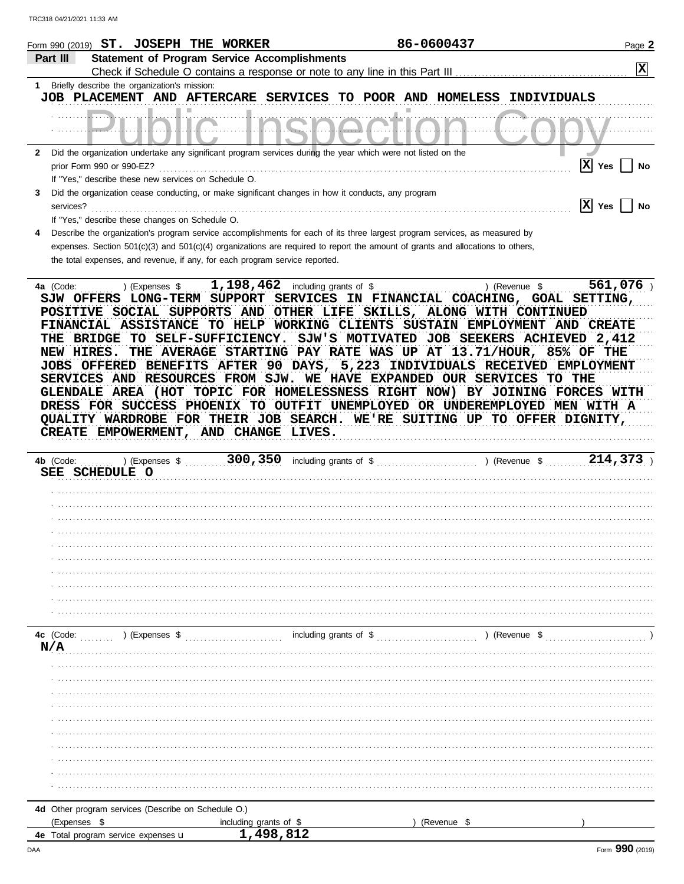Form 990 (2019) **ST. JOSEPH THE WORKER** **86-0600437**

## Part III Statement of Program Service Accomplishments

Check if Schedule O contains a response or note to any line in this Part III [X]

**1** Briefly describe the organization's mission:

JOB PLACEMENT AND AFTERCARE SERVICES TO POOR AND HOMELESS INDIVIDUALS

**2** Did the organization undertake any significant program services during the year which were not listed on the prior Form 990 or 990-EZ? [X] Yes [ ] No

If "Yes," describe these new services on Schedule O.

**3** Did the organization cease conducting, or make significant changes in how it conducts, any program services? [X] Yes [ ] No

If "Yes," describe these changes on Schedule O.

**4** Describe the organization's program service accomplishments for each of its three largest program services, as measured by expenses. Section 501(c)(3) and 501(c)(4) organizations are required to report the amount of grants and allocations to others, the total expenses, and revenue, if any, for each program service reported.

**4a** (Code: ) (Expenses $ 1,198,462 including grants of $ ) (Revenue $ 561,076 )

SJW OFFERS LONG-TERM SUPPORT SERVICES IN FINANCIAL COACHING, GOAL SETTING, POSITIVE SOCIAL SUPPORTS AND OTHER LIFE SKILLS, ALONG WITH CONTINUED FINANCIAL ASSISTANCE TO HELP WORKING CLIENTS SUSTAIN EMPLOYMENT AND CREATE THE BRIDGE TO SELF-SUFFICIENCY. SJW'S MOTIVATED JOB SEEKERS ACHIEVED 2,412 NEW HIRES. THE AVERAGE STARTING PAY RATE WAS UP AT 13.71/HOUR, 85% OF THE JOBS OFFERED BENEFITS AFTER 90 DAYS, 5,223 INDIVIDUALS RECEIVED EMPLOYMENT SERVICES AND RESOURCES FROM SJW. WE HAVE EXPANDED OUR SERVICES TO THE GLENDALE AREA (HOT TOPIC FOR HOMELESSNESS RIGHT NOW) BY JOINING FORCES WITH DRESS FOR SUCCESS PHOENIX TO OUTFIT UNEMPLOYED OR UNDEREMPLOYED MEN WITH A QUALITY WARDROBE FOR THEIR JOB SEARCH. WE'RE SUITING UP TO OFFER DIGNITY, CREATE EMPOWERMENT, AND CHANGE LIVES.

**4b** (Code: ) (Expenses $ 300,350 including grants of $ ) (Revenue $ 214,373 )

SEE SCHEDULE O

**4c** (Code: ) (Expenses $ including grants of $ ) (Revenue $ )

N/A

**4d** Other program services (Describe on Schedule O.)

(Expenses $ including grants of $ ) (Revenue $ )

**4e** Total program service expenses ▸ 1,498,812

Form **990** (2019)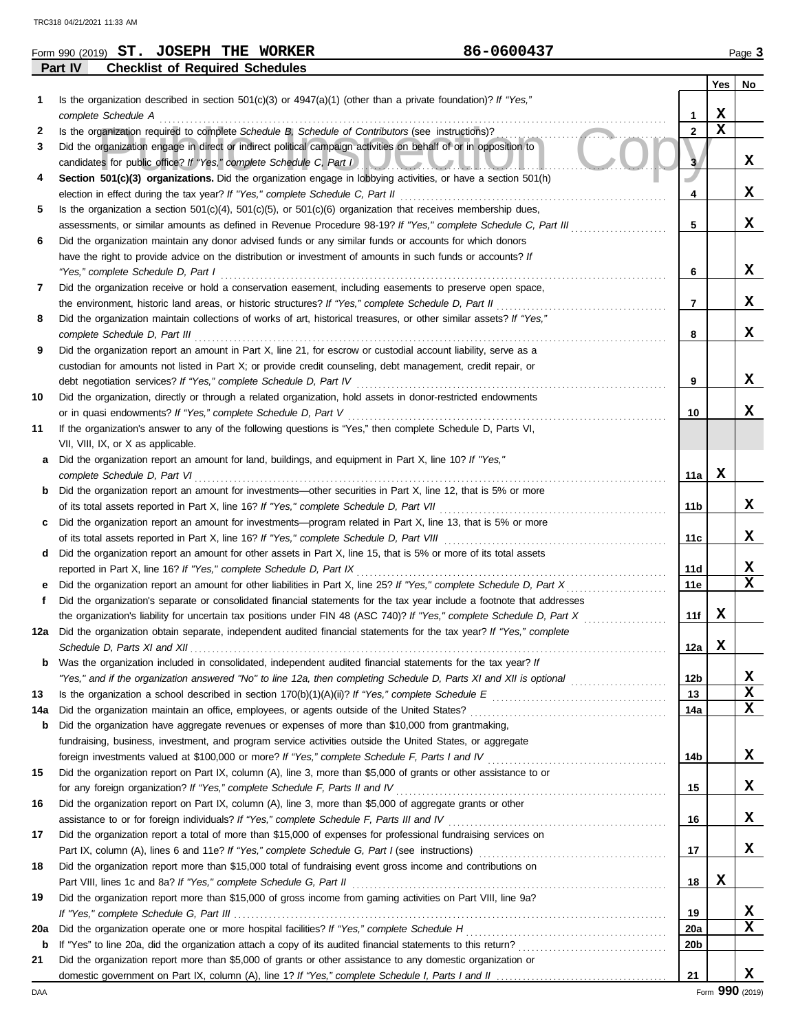Form 990 (2019) **ST. JOSEPH THE WORKER** **86-0600437** Page 3

## Part IV Checklist of Required Schedules

| | | | Yes | No |
|---|---|---|---|---|
| 1 | Is the organization described in section 501(c)(3) or 4947(a)(1) (other than a private foundation)? *If "Yes," complete Schedule A* | 1 | X | |
| 2 | Is the organization required to complete *Schedule B, Schedule of Contributors* (see instructions)? | 2 | X | |
| 3 | Did the organization engage in direct or indirect political campaign activities on behalf of or in opposition to candidates for public office? *If "Yes," complete Schedule C, Part I* | 3 | | X |
| 4 | **Section 501(c)(3) organizations.** Did the organization engage in lobbying activities, or have a section 501(h) election in effect during the tax year? *If "Yes," complete Schedule C, Part II* | 4 | | X |
| 5 | Is the organization a section 501(c)(4), 501(c)(5), or 501(c)(6) organization that receives membership dues, assessments, or similar amounts as defined in Revenue Procedure 98-19? *If "Yes," complete Schedule C, Part III* | 5 | | X |
| 6 | Did the organization maintain any donor advised funds or any similar funds or accounts for which donors have the right to provide advice on the distribution or investment of amounts in such funds or accounts? *If "Yes," complete Schedule D, Part I* | 6 | | X |
| 7 | Did the organization receive or hold a conservation easement, including easements to preserve open space, the environment, historic land areas, or historic structures? *If "Yes," complete Schedule D, Part II* | 7 | | X |
| 8 | Did the organization maintain collections of works of art, historical treasures, or other similar assets? *If "Yes," complete Schedule D, Part III* | 8 | | X |
| 9 | Did the organization report an amount in Part X, line 21, for escrow or custodial account liability, serve as a custodian for amounts not listed in Part X; or provide credit counseling, debt management, credit repair, or debt negotiation services? *If "Yes," complete Schedule D, Part IV* | 9 | | X |
| 10 | Did the organization, directly or through a related organization, hold assets in donor-restricted endowments or in quasi endowments? *If "Yes," complete Schedule D, Part V* | 10 | | X |
| 11 | If the organization's answer to any of the following questions is "Yes," then complete Schedule D, Parts VI, VII, VIII, IX, or X as applicable. | | | |
| a | Did the organization report an amount for land, buildings, and equipment in Part X, line 10? *If "Yes," complete Schedule D, Part VI* | 11a | X | |
| b | Did the organization report an amount for investments—other securities in Part X, line 12, that is 5% or more of its total assets reported in Part X, line 16? *If "Yes," complete Schedule D, Part VII* | 11b | | X |
| c | Did the organization report an amount for investments—program related in Part X, line 13, that is 5% or more of its total assets reported in Part X, line 16? *If "Yes," complete Schedule D, Part VIII* | 11c | | X |
| d | Did the organization report an amount for other assets in Part X, line 15, that is 5% or more of its total assets reported in Part X, line 16? *If "Yes," complete Schedule D, Part IX* | 11d | | X |
| e | Did the organization report an amount for other liabilities in Part X, line 25? *If "Yes," complete Schedule D, Part X* | 11e | | X |
| f | Did the organization's separate or consolidated financial statements for the tax year include a footnote that addresses the organization's liability for uncertain tax positions under FIN 48 (ASC 740)? *If "Yes," complete Schedule D, Part X* | 11f | X | |
| 12a | Did the organization obtain separate, independent audited financial statements for the tax year? *If "Yes," complete Schedule D, Parts XI and XII* | 12a | X | |
| b | Was the organization included in consolidated, independent audited financial statements for the tax year? *If "Yes," and if the organization answered "No" to line 12a, then completing Schedule D, Parts XI and XII is optional* | 12b | | X |
| 13 | Is the organization a school described in section 170(b)(1)(A)(ii)? *If "Yes," complete Schedule E* | 13 | | X |
| 14a | Did the organization maintain an office, employees, or agents outside of the United States? | 14a | | X |
| b | Did the organization have aggregate revenues or expenses of more than $10,000 from grantmaking, fundraising, business, investment, and program service activities outside the United States, or aggregate foreign investments valued at $100,000 or more? *If "Yes," complete Schedule F, Parts I and IV* | 14b | | X |
| 15 | Did the organization report on Part IX, column (A), line 3, more than $5,000 of grants or other assistance to or for any foreign organization? *If "Yes," complete Schedule F, Parts II and IV* | 15 | | X |
| 16 | Did the organization report on Part IX, column (A), line 3, more than $5,000 of aggregate grants or other assistance to or for foreign individuals? *If "Yes," complete Schedule F, Parts III and IV* | 16 | | X |
| 17 | Did the organization report a total of more than $15,000 of expenses for professional fundraising services on Part IX, column (A), lines 6 and 11e? *If "Yes," complete Schedule G, Part I* (see instructions) | 17 | | X |
| 18 | Did the organization report more than $15,000 total of fundraising event gross income and contributions on Part VIII, lines 1c and 8a? *If "Yes," complete Schedule G, Part II* | 18 | X | |
| 19 | Did the organization report more than $15,000 of gross income from gaming activities on Part VIII, line 9a? *If "Yes," complete Schedule G, Part III* | 19 | | X |
| 20a | Did the organization operate one or more hospital facilities? *If "Yes," complete Schedule H* | 20a | | X |
| b | If "Yes" to line 20a, did the organization attach a copy of its audited financial statements to this return? | 20b | | |
| 21 | Did the organization report more than $5,000 of grants or other assistance to any domestic organization or domestic government on Part IX, column (A), line 1? *If "Yes," complete Schedule I, Parts I and II* | 21 | | X |

Form **990** (2019)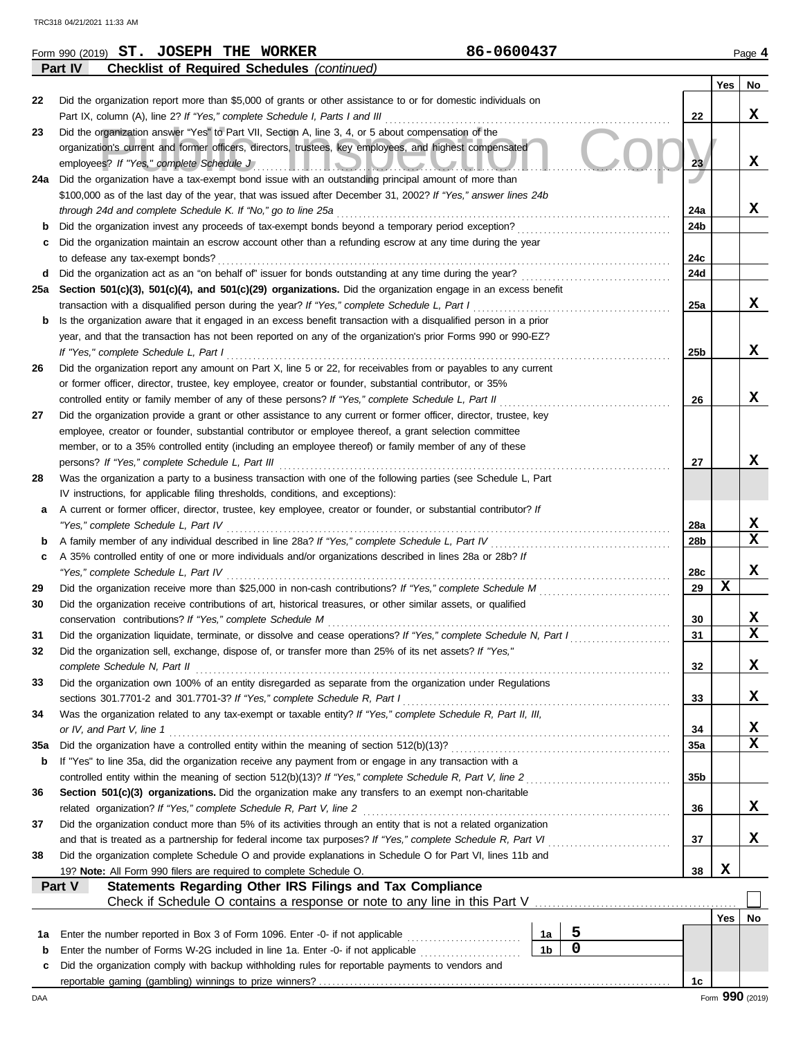Form 990 (2019) **ST. JOSEPH THE WORKER** **86-0600437** Page **4**

**Part IV** **Checklist of Required Schedules** *(continued)*

| | | | Yes | No |
|---|---|---|---|---|
| 22 | Did the organization report more than $5,000 of grants or other assistance to or for domestic individuals on Part IX, column (A), line 2? *If "Yes," complete Schedule I, Parts I and III* | 22 | | X |
| 23 | Did the organization answer "Yes" to Part VII, Section A, line 3, 4, or 5 about compensation of the organization's current and former officers, directors, trustees, key employees, and highest compensated employees? *If "Yes," complete Schedule J* | 23 | | X |
| 24a | Did the organization have a tax-exempt bond issue with an outstanding principal amount of more than $100,000 as of the last day of the year, that was issued after December 31, 2002? *If "Yes," answer lines 24b through 24d and complete Schedule K. If "No," go to line 25a* | 24a | | X |
| b | Did the organization invest any proceeds of tax-exempt bonds beyond a temporary period exception? | 24b | | |
| c | Did the organization maintain an escrow account other than a refunding escrow at any time during the year to defease any tax-exempt bonds? | 24c | | |
| d | Did the organization act as an "on behalf of" issuer for bonds outstanding at any time during the year? | 24d | | |
| 25a | **Section 501(c)(3), 501(c)(4), and 501(c)(29) organizations.** Did the organization engage in an excess benefit transaction with a disqualified person during the year? *If "Yes," complete Schedule L, Part I* | 25a | | X |
| b | Is the organization aware that it engaged in an excess benefit transaction with a disqualified person in a prior year, and that the transaction has not been reported on any of the organization's prior Forms 990 or 990-EZ? *If "Yes," complete Schedule L, Part I* | 25b | | X |
| 26 | Did the organization report any amount on Part X, line 5 or 22, for receivables from or payables to any current or former officer, director, trustee, key employee, creator or founder, substantial contributor, or 35% controlled entity or family member of any of these persons? *If "Yes," complete Schedule L, Part II* | 26 | | X |
| 27 | Did the organization provide a grant or other assistance to any current or former officer, director, trustee, key employee, creator or founder, substantial contributor or employee thereof, a grant selection committee member, or to a 35% controlled entity (including an employee thereof) or family member of any of these persons? *If "Yes," complete Schedule L, Part III* | 27 | | X |
| 28 | Was the organization a party to a business transaction with one of the following parties (see Schedule L, Part IV instructions, for applicable filing thresholds, conditions, and exceptions): | | | |
| a | A current or former officer, director, trustee, key employee, creator or founder, or substantial contributor? *If "Yes," complete Schedule L, Part IV* | 28a | | X |
| b | A family member of any individual described in line 28a? *If "Yes," complete Schedule L, Part IV* | 28b | | X |
| c | A 35% controlled entity of one or more individuals and/or organizations described in lines 28a or 28b? *If "Yes," complete Schedule L, Part IV* | 28c | | X |
| 29 | Did the organization receive more than $25,000 in non-cash contributions? *If "Yes," complete Schedule M* | 29 | X | |
| 30 | Did the organization receive contributions of art, historical treasures, or other similar assets, or qualified conservation contributions? *If "Yes," complete Schedule M* | 30 | | X |
| 31 | Did the organization liquidate, terminate, or dissolve and cease operations? *If "Yes," complete Schedule N, Part I* | 31 | | X |
| 32 | Did the organization sell, exchange, dispose of, or transfer more than 25% of its net assets? *If "Yes," complete Schedule N, Part II* | 32 | | X |
| 33 | Did the organization own 100% of an entity disregarded as separate from the organization under Regulations sections 301.7701-2 and 301.7701-3? *If "Yes," complete Schedule R, Part I* | 33 | | X |
| 34 | Was the organization related to any tax-exempt or taxable entity? *If "Yes," complete Schedule R, Part II, III, or IV, and Part V, line 1* | 34 | | X |
| 35a | Did the organization have a controlled entity within the meaning of section 512(b)(13)? | 35a | | X |
| b | If "Yes" to line 35a, did the organization receive any payment from or engage in any transaction with a controlled entity within the meaning of section 512(b)(13)? *If "Yes," complete Schedule R, Part V, line 2* | 35b | | |
| 36 | **Section 501(c)(3) organizations.** Did the organization make any transfers to an exempt non-charitable related organization? *If "Yes," complete Schedule R, Part V, line 2* | 36 | | X |
| 37 | Did the organization conduct more than 5% of its activities through an entity that is not a related organization and that is treated as a partnership for federal income tax purposes? *If "Yes," complete Schedule R, Part VI* | 37 | | X |
| 38 | Did the organization complete Schedule O and provide explanations in Schedule O for Part VI, lines 11b and 19? **Note:** All Form 990 filers are required to complete Schedule O. | 38 | X | |

**Part V** **Statements Regarding Other IRS Filings and Tax Compliance**

Check if Schedule O contains a response or note to any line in this Part V ☐

| | | | | | Yes | No |
|---|---|---|---|---|---|---|
| 1a | Enter the number reported in Box 3 of Form 1096. Enter -0- if not applicable | 1a | 5 | | | |
| b | Enter the number of Forms W-2G included in line 1a. Enter -0- if not applicable | 1b | 0 | | | |
| c | Did the organization comply with backup withholding rules for reportable payments to vendors and reportable gaming (gambling) winnings to prize winners? | | | 1c | | |

Form **990** (2019)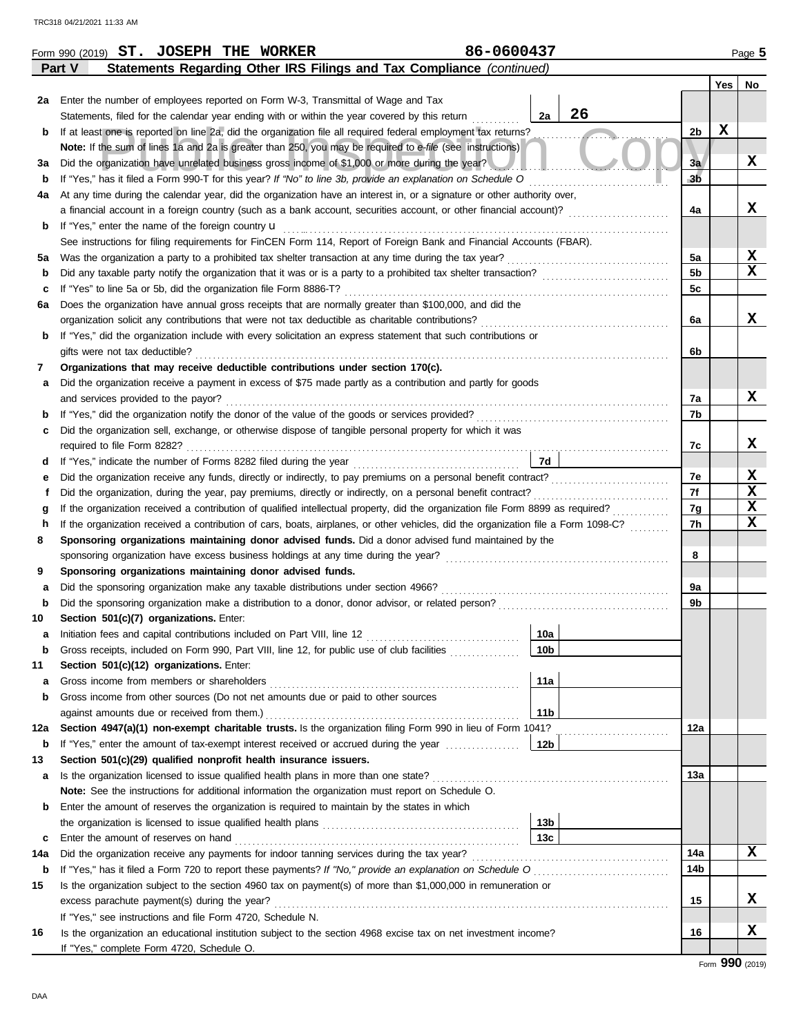Form 990 (2019) **ST. JOSEPH THE WORKER** **86-0600437** Page **5**

## Part V Statements Regarding Other IRS Filings and Tax Compliance *(continued)*

| | | | | Yes | No |
|---|---|---|---|---|---|
| 2a | Enter the number of employees reported on Form W-3, Transmittal of Wage and Tax Statements, filed for the calendar year ending with or within the year covered by this return | 2a 26 | | | |
| b | If at least one is reported on line 2a, did the organization file all required federal employment tax returns? | | 2b | X | |
| | **Note:** If the sum of lines 1a and 2a is greater than 250, you may be required to *e-file* (see instructions) | | | | |
| 3a | Did the organization have unrelated business gross income of $1,000 or more during the year? | | 3a | | X |
| b | If "Yes," has it filed a Form 990-T for this year? *If "No" to line 3b, provide an explanation on Schedule O* | | 3b | | |
| 4a | At any time during the calendar year, did the organization have an interest in, or a signature or other authority over, a financial account in a foreign country (such as a bank account, securities account, or other financial account)? | | 4a | | X |
| b | If "Yes," enter the name of the foreign country u | | | | |
| | See instructions for filing requirements for FinCEN Form 114, Report of Foreign Bank and Financial Accounts (FBAR). | | | | |
| 5a | Was the organization a party to a prohibited tax shelter transaction at any time during the tax year? | | 5a | | X |
| b | Did any taxable party notify the organization that it was or is a party to a prohibited tax shelter transaction? | | 5b | | X |
| c | If "Yes" to line 5a or 5b, did the organization file Form 8886-T? | | 5c | | |
| 6a | Does the organization have annual gross receipts that are normally greater than $100,000, and did the organization solicit any contributions that were not tax deductible as charitable contributions? | | 6a | | X |
| b | If "Yes," did the organization include with every solicitation an express statement that such contributions or gifts were not tax deductible? | | 6b | | |
| 7 | **Organizations that may receive deductible contributions under section 170(c).** | | | | |
| a | Did the organization receive a payment in excess of $75 made partly as a contribution and partly for goods and services provided to the payor? | | 7a | | X |
| b | If "Yes," did the organization notify the donor of the value of the goods or services provided? | | 7b | | |
| c | Did the organization sell, exchange, or otherwise dispose of tangible personal property for which it was required to file Form 8282? | | 7c | | X |
| d | If "Yes," indicate the number of Forms 8282 filed during the year | 7d | | | |
| e | Did the organization receive any funds, directly or indirectly, to pay premiums on a personal benefit contract? | | 7e | | X |
| f | Did the organization, during the year, pay premiums, directly or indirectly, on a personal benefit contract? | | 7f | | X |
| g | If the organization received a contribution of qualified intellectual property, did the organization file Form 8899 as required? | | 7g | | X |
| h | If the organization received a contribution of cars, boats, airplanes, or other vehicles, did the organization file a Form 1098-C? | | 7h | | X |
| 8 | **Sponsoring organizations maintaining donor advised funds.** Did a donor advised fund maintained by the sponsoring organization have excess business holdings at any time during the year? | | 8 | | |
| 9 | **Sponsoring organizations maintaining donor advised funds.** | | | | |
| a | Did the sponsoring organization make any taxable distributions under section 4966? | | 9a | | |
| b | Did the sponsoring organization make a distribution to a donor, donor advisor, or related person? | | 9b | | |
| 10 | **Section 501(c)(7) organizations.** Enter: | | | | |
| a | Initiation fees and capital contributions included on Part VIII, line 12 | 10a | | | |
| b | Gross receipts, included on Form 990, Part VIII, line 12, for public use of club facilities | 10b | | | |
| 11 | **Section 501(c)(12) organizations.** Enter: | | | | |
| a | Gross income from members or shareholders | 11a | | | |
| b | Gross income from other sources (Do not net amounts due or paid to other sources against amounts due or received from them.) | 11b | | | |
| 12a | **Section 4947(a)(1) non-exempt charitable trusts.** Is the organization filing Form 990 in lieu of Form 1041? | | 12a | | |
| b | If "Yes," enter the amount of tax-exempt interest received or accrued during the year | 12b | | | |
| 13 | **Section 501(c)(29) qualified nonprofit health insurance issuers.** | | | | |
| a | Is the organization licensed to issue qualified health plans in more than one state? | | 13a | | |
| | **Note:** See the instructions for additional information the organization must report on Schedule O. | | | | |
| b | Enter the amount of reserves the organization is required to maintain by the states in which the organization is licensed to issue qualified health plans | 13b | | | |
| c | Enter the amount of reserves on hand | 13c | | | |
| 14a | Did the organization receive any payments for indoor tanning services during the tax year? | | 14a | | X |
| b | If "Yes," has it filed a Form 720 to report these payments? *If "No," provide an explanation on Schedule O* | | 14b | | |
| 15 | Is the organization subject to the section 4960 tax on payment(s) of more than $1,000,000 in remuneration or excess parachute payment(s) during the year? | | 15 | | X |
| | If "Yes," see instructions and file Form 4720, Schedule N. | | | | |
| 16 | Is the organization an educational institution subject to the section 4968 excise tax on net investment income? | | 16 | | X |
| | If "Yes," complete Form 4720, Schedule O. | | | | |

Form **990** (2019)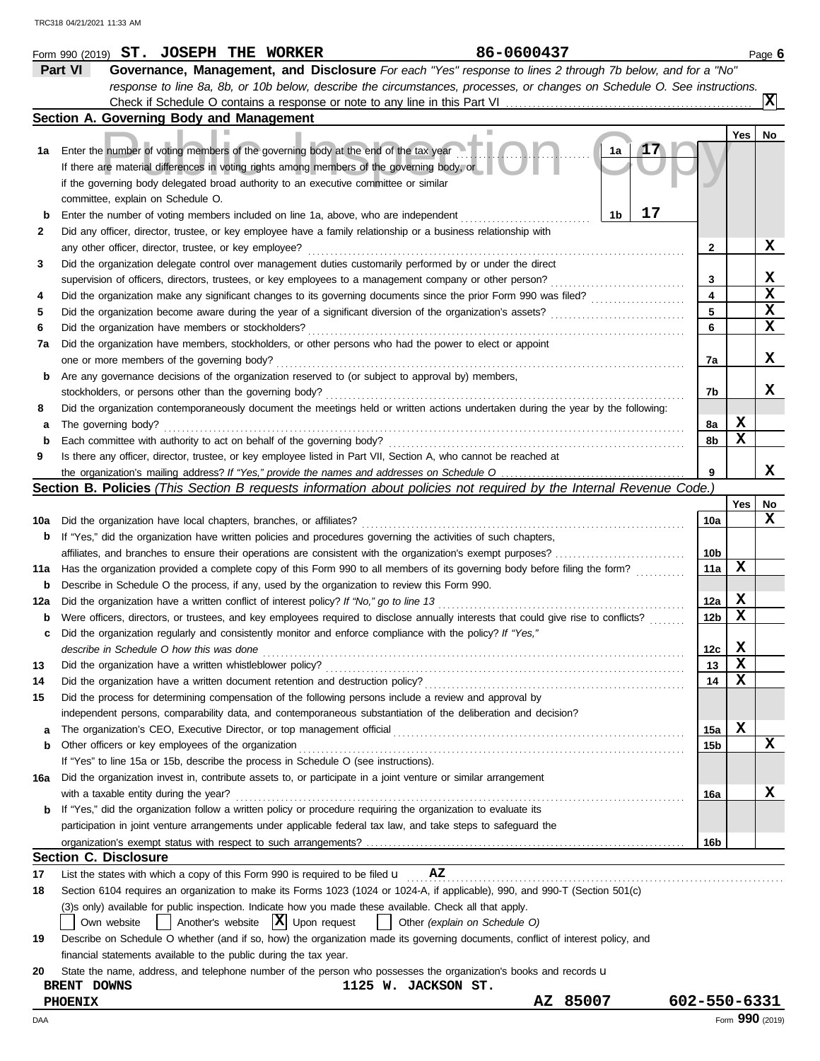Form 990 (2019) **ST. JOSEPH THE WORKER** 86-0600437 Page **6**

## Part VI Governance, Management, and Disclosure

*For each "Yes" response to lines 2 through 7b below, and for a "No" response to line 8a, 8b, or 10b below, describe the circumstances, processes, or changes on Schedule O. See instructions.*

Check if Schedule O contains a response or note to any line in this Part VI .......... [X]

### Section A. Governing Body and Management

| | | | Yes | No |
|---|---|---|---|---|
| 1a | Enter the number of voting members of the governing body at the end of the tax year ... 1a: **17**. If there are material differences in voting rights among members of the governing body, or if the governing body delegated broad authority to an executive committee or similar committee, explain on Schedule O. | | | |
| b | Enter the number of voting members included on line 1a, above, who are independent ... 1b: **17** | | | |
| 2 | Did any officer, director, trustee, or key employee have a family relationship or a business relationship with any other officer, director, trustee, or key employee? | 2 | | X |
| 3 | Did the organization delegate control over management duties customarily performed by or under the direct supervision of officers, directors, trustees, or key employees to a management company or other person? | 3 | | X |
| 4 | Did the organization make any significant changes to its governing documents since the prior Form 990 was filed? | 4 | | X |
| 5 | Did the organization become aware during the year of a significant diversion of the organization's assets? | 5 | | X |
| 6 | Did the organization have members or stockholders? | 6 | | X |
| 7a | Did the organization have members, stockholders, or other persons who had the power to elect or appoint one or more members of the governing body? | 7a | | X |
| b | Are any governance decisions of the organization reserved to (or subject to approval by) members, stockholders, or persons other than the governing body? | 7b | | X |
| 8 | Did the organization contemporaneously document the meetings held or written actions undertaken during the year by the following: | | | |
| a | The governing body? | 8a | X | |
| b | Each committee with authority to act on behalf of the governing body? | 8b | X | |
| 9 | Is there any officer, director, trustee, or key employee listed in Part VII, Section A, who cannot be reached at the organization's mailing address? *If "Yes," provide the names and addresses on Schedule O* | 9 | | X |

### Section B. Policies *(This Section B requests information about policies not required by the Internal Revenue Code.)*

| | | | Yes | No |
|---|---|---|---|---|
| 10a | Did the organization have local chapters, branches, or affiliates? | 10a | | X |
| b | If "Yes," did the organization have written policies and procedures governing the activities of such chapters, affiliates, and branches to ensure their operations are consistent with the organization's exempt purposes? | 10b | | |
| 11a | Has the organization provided a complete copy of this Form 990 to all members of its governing body before filing the form? | 11a | X | |
| b | Describe in Schedule O the process, if any, used by the organization to review this Form 990. | | | |
| 12a | Did the organization have a written conflict of interest policy? *If "No," go to line 13* | 12a | X | |
| b | Were officers, directors, or trustees, and key employees required to disclose annually interests that could give rise to conflicts? | 12b | X | |
| c | Did the organization regularly and consistently monitor and enforce compliance with the policy? *If "Yes," describe in Schedule O how this was done* | 12c | X | |
| 13 | Did the organization have a written whistleblower policy? | 13 | X | |
| 14 | Did the organization have a written document retention and destruction policy? | 14 | X | |
| 15 | Did the process for determining compensation of the following persons include a review and approval by independent persons, comparability data, and contemporaneous substantiation of the deliberation and decision? | | | |
| a | The organization's CEO, Executive Director, or top management official | 15a | X | |
| b | Other officers or key employees of the organization | 15b | | X |
| | If "Yes" to line 15a or 15b, describe the process in Schedule O (see instructions). | | | |
| 16a | Did the organization invest in, contribute assets to, or participate in a joint venture or similar arrangement with a taxable entity during the year? | 16a | | X |
| b | If "Yes," did the organization follow a written policy or procedure requiring the organization to evaluate its participation in joint venture arrangements under applicable federal tax law, and take steps to safeguard the organization's exempt status with respect to such arrangements? | 16b | | |

### Section C. Disclosure

**17** List the states with which a copy of this Form 990 is required to be filed u **AZ**

**18** Section 6104 requires an organization to make its Forms 1023 (1024 or 1024-A, if applicable), 990, and 990-T (Section 501(c)(3)s only) available for public inspection. Indicate how you made these available. Check all that apply.

[ ] Own website [ ] Another's website [X] Upon request [ ] Other *(explain on Schedule O)*

**19** Describe on Schedule O whether (and if so, how) the organization made its governing documents, conflict of interest policy, and financial statements available to the public during the tax year.

**20** State the name, address, and telephone number of the person who possesses the organization's books and records u

**BRENT DOWNS** 1125 W. JACKSON ST.
**PHOENIX** AZ 85007 602-550-6331

Form **990** (2019)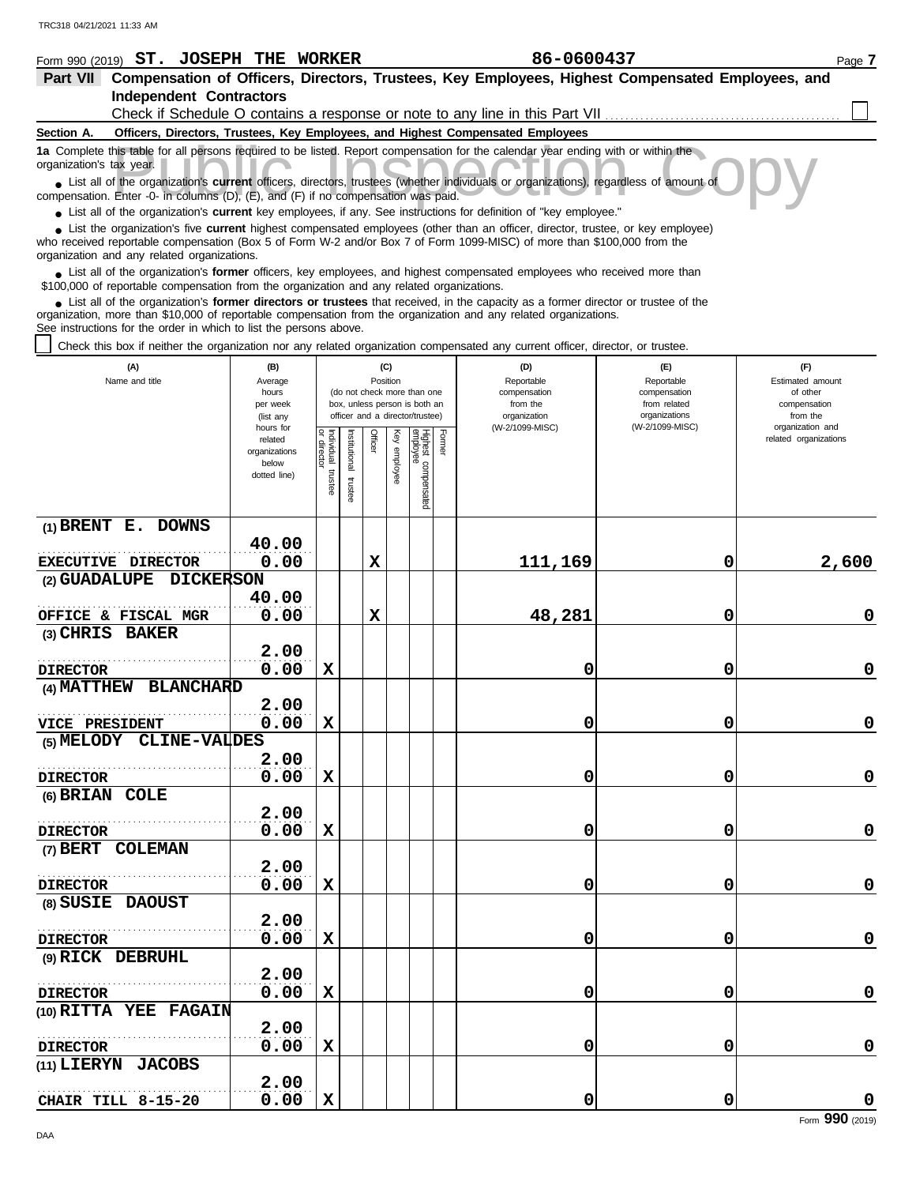Form 990 (2019) **ST. JOSEPH THE WORKER** 86-0600437 Page **7**

**Part VII Compensation of Officers, Directors, Trustees, Key Employees, Highest Compensated Employees, and Independent Contractors**

Check if Schedule O contains a response or note to any line in this Part VII ☐

**Section A. Officers, Directors, Trustees, Key Employees, and Highest Compensated Employees**

**1a** Complete this table for all persons required to be listed. Report compensation for the calendar year ending with or within the organization's tax year.

- List all of the organization's **current** officers, directors, trustees (whether individuals or organizations), regardless of amount of compensation. Enter -0- in columns (D), (E), and (F) if no compensation was paid.
- List all of the organization's **current** key employees, if any. See instructions for definition of "key employee."
- List the organization's five **current** highest compensated employees (other than an officer, director, trustee, or key employee) who received reportable compensation (Box 5 of Form W-2 and/or Box 7 of Form 1099-MISC) of more than $100,000 from the organization and any related organizations.
- List all of the organization's **former** officers, key employees, and highest compensated employees who received more than $100,000 of reportable compensation from the organization and any related organizations.
- List all of the organization's **former directors or trustees** that received, in the capacity as a former director or trustee of the organization, more than $10,000 of reportable compensation from the organization and any related organizations.

See instructions for the order in which to list the persons above.

☐ Check this box if neither the organization nor any related organization compensated any current officer, director, or trustee.

| (A) Name and title | (B) Average hours per week (list any hours for related organizations below dotted line) | (C) Position: Individual trustee or director | Institutional trustee | Officer | Key employee | Highest compensated employee | Former | (D) Reportable compensation from the organization (W-2/1099-MISC) | (E) Reportable compensation from related organizations (W-2/1099-MISC) | (F) Estimated amount of other compensation from the organization and related organizations |
|---|---|---|---|---|---|---|---|---|---|---|
| (1) BRENT E. DOWNS<br>EXECUTIVE DIRECTOR | 40.00<br>0.00 | | | X | | | | 111,169 | 0 | 2,600 |
| (2) GUADALUPE DICKERSON<br>OFFICE & FISCAL MGR | 40.00<br>0.00 | | | X | | | | 48,281 | 0 | 0 |
| (3) CHRIS BAKER<br>DIRECTOR | 2.00<br>0.00 | X | | | | | | 0 | 0 | 0 |
| (4) MATTHEW BLANCHARD<br>VICE PRESIDENT | 2.00<br>0.00 | X | | | | | | 0 | 0 | 0 |
| (5) MELODY CLINE-VALDES<br>DIRECTOR | 2.00<br>0.00 | X | | | | | | 0 | 0 | 0 |
| (6) BRIAN COLE<br>DIRECTOR | 2.00<br>0.00 | X | | | | | | 0 | 0 | 0 |
| (7) BERT COLEMAN<br>DIRECTOR | 2.00<br>0.00 | X | | | | | | 0 | 0 | 0 |
| (8) SUSIE DAOUST<br>DIRECTOR | 2.00<br>0.00 | X | | | | | | 0 | 0 | 0 |
| (9) RICK DEBRUHL<br>DIRECTOR | 2.00<br>0.00 | X | | | | | | 0 | 0 | 0 |
| (10) RITTA YEE FAGAIN<br>DIRECTOR | 2.00<br>0.00 | X | | | | | | 0 | 0 | 0 |
| (11) LIERYN JACOBS<br>CHAIR TILL 8-15-20 | 2.00<br>0.00 | X | | | | | | 0 | 0 | 0 |

Form **990** (2019)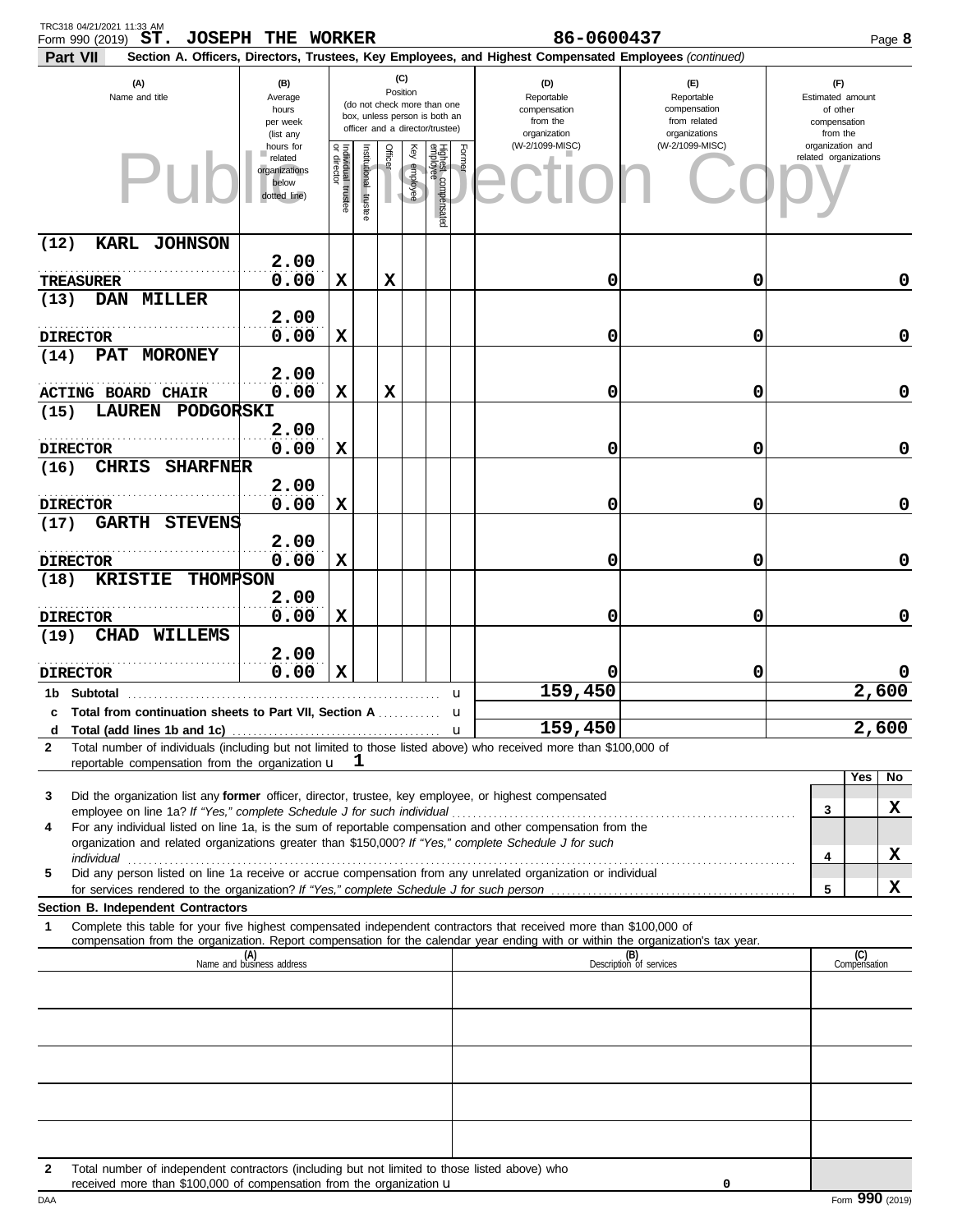Form 990 (2019) **ST. JOSEPH THE WORKER** **86-0600437** Page **8**

**Part VII** **Section A. Officers, Directors, Trustees, Key Employees, and Highest Compensated Employees** *(continued)*

| (A) Name and title | (B) Average hours per week (list any hours for related organizations below dotted line) | (C) Position: Individual trustee or director | Institutional trustee | Officer | Key employee | Highest compensated employee | Former | (D) Reportable compensation from the organization (W-2/1099-MISC) | (E) Reportable compensation from related organizations (W-2/1099-MISC) | (F) Estimated amount of other compensation from the organization and related organizations |
|---|---|---|---|---|---|---|---|---|---|---|
| (12) KARL JOHNSON / TREASURER | 2.00 / 0.00 | X | | X | | | | 0 | 0 | 0 |
| (13) DAN MILLER / DIRECTOR | 2.00 / 0.00 | X | | | | | | 0 | 0 | 0 |
| (14) PAT MORONEY / ACTING BOARD CHAIR | 2.00 / 0.00 | X | | X | | | | 0 | 0 | 0 |
| (15) LAUREN PODGORSKI / DIRECTOR | 2.00 / 0.00 | X | | | | | | 0 | 0 | 0 |
| (16) CHRIS SHARFNER / DIRECTOR | 2.00 / 0.00 | X | | | | | | 0 | 0 | 0 |
| (17) GARTH STEVENS / DIRECTOR | 2.00 / 0.00 | X | | | | | | 0 | 0 | 0 |
| (18) KRISTIE THOMPSON / DIRECTOR | 2.00 / 0.00 | X | | | | | | 0 | 0 | 0 |
| (19) CHAD WILLEMS / DIRECTOR | 2.00 / 0.00 | X | | | | | | 0 | 0 | 0 |
| 1b Subtotal | | | | | | | | 159,450 | | 2,600 |
| c Total from continuation sheets to Part VII, Section A | | | | | | | | | | |
| d Total (add lines 1b and 1c) | | | | | | | | 159,450 | | 2,600 |

**2** Total number of individuals (including but not limited to those listed above) who received more than $100,000 of reportable compensation from the organization u **1**

| | | Yes | No |
|---|---|---|---|
| **3** Did the organization list any **former** officer, director, trustee, key employee, or highest compensated employee on line 1a? *If "Yes," complete Schedule J for such individual* | 3 | | X |
| **4** For any individual listed on line 1a, is the sum of reportable compensation and other compensation from the organization and related organizations greater than $150,000? *If "Yes," complete Schedule J for such individual* | 4 | | X |
| **5** Did any person listed on line 1a receive or accrue compensation from any unrelated organization or individual for services rendered to the organization? *If "Yes," complete Schedule J for such person* | 5 | | X |

**Section B. Independent Contractors**

**1** Complete this table for your five highest compensated independent contractors that received more than $100,000 of compensation from the organization. Report compensation for the calendar year ending with or within the organization's tax year.

| (A) Name and business address | (B) Description of services | (C) Compensation |
|---|---|---|
| | | |
| | | |
| | | |
| | | |
| | | |

**2** Total number of independent contractors (including but not limited to those listed above) who received more than $100,000 of compensation from the organization u **0**

Form **990** (2019)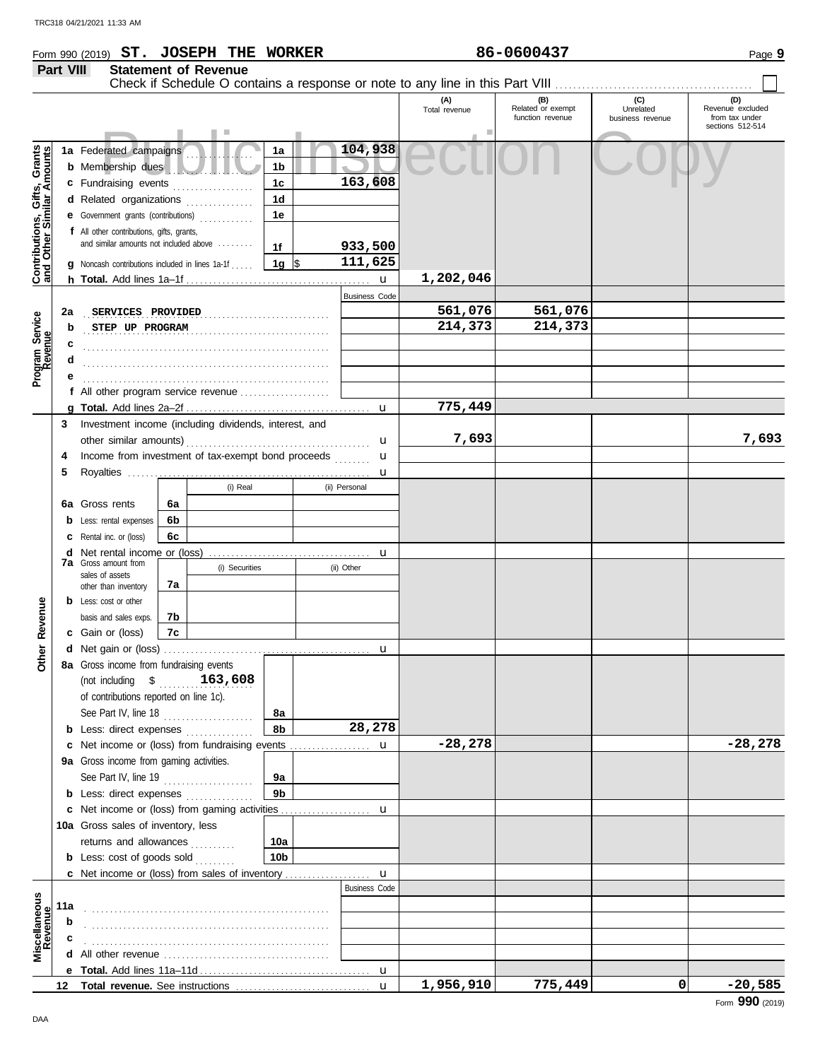TRC318 04/21/2021 11:33 AM

Form 990 (2019) **ST. JOSEPH THE WORKER** **86-0600437** Page **9**

## Part VIII Statement of Revenue

Check if Schedule O contains a response or note to any line in this Part VIII . . . . . . . . . . . . . . . . . . . . . . . . . . . . . . . . . . . . . . ☐

| | | | | (A) Total revenue | (B) Related or exempt function revenue | (C) Unrelated business revenue | (D) Revenue excluded from tax under sections 512-514 |
|---|---|---|---|---|---|---|---|
| **Contributions, Gifts, Grants and Other Similar Amounts** | 1a Federated campaigns | 1a | 104,938 | | | | |
| | b Membership dues | 1b | | | | | |
| | c Fundraising events | 1c | 163,608 | | | | |
| | d Related organizations | 1d | | | | | |
| | e Government grants (contributions) | 1e | | | | | |
| | f All other contributions, gifts, grants, and similar amounts not included above | 1f | 933,500 | | | | |
| | g Noncash contributions included in lines 1a-1f | 1g | $ 111,625 | | | | |
| | h **Total.** Add lines 1a–1f | | | 1,202,046 | | | |
| **Program Service Revenue** | | | Business Code | | | | |
| | 2a SERVICES PROVIDED | | | 561,076 | 561,076 | | |
| | b STEP UP PROGRAM | | | 214,373 | 214,373 | | |
| | c | | | | | | |
| | d | | | | | | |
| | e | | | | | | |
| | f All other program service revenue | | | | | | |
| | g **Total.** Add lines 2a–2f | | | 775,449 | | | |
| **Other Revenue** | 3 Investment income (including dividends, interest, and other similar amounts) | | | 7,693 | | | 7,693 |
| | 4 Income from investment of tax-exempt bond proceeds | | | | | | |
| | 5 Royalties | | | | | | |
| | | | (i) Real / (ii) Personal | | | | |
| | 6a Gross rents | 6a | | | | | |
| | b Less: rental expenses | 6b | | | | | |
| | c Rental inc. or (loss) | 6c | | | | | |
| | d Net rental income or (loss) | | | | | | |
| | | | (i) Securities / (ii) Other | | | | |
| | 7a Gross amount from sales of assets other than inventory | 7a | | | | | |
| | b Less: cost or other basis and sales exps. | 7b | | | | | |
| | c Gain or (loss) | 7c | | | | | |
| | d Net gain or (loss) | | | | | | |
| | 8a Gross income from fundraising events (not including $ 163,608 of contributions reported on line 1c). See Part IV, line 18 | 8a | | | | | |
| | b Less: direct expenses | 8b | 28,278 | | | | |
| | c Net income or (loss) from fundraising events | | | -28,278 | | | -28,278 |
| | 9a Gross income from gaming activities. See Part IV, line 19 | 9a | | | | | |
| | b Less: direct expenses | 9b | | | | | |
| | c Net income or (loss) from gaming activities | | | | | | |
| | 10a Gross sales of inventory, less returns and allowances | 10a | | | | | |
| | b Less: cost of goods sold | 10b | | | | | |
| | c Net income or (loss) from sales of inventory | | | | | | |
| **Miscellaneous Revenue** | | | Business Code | | | | |
| | 11a | | | | | | |
| | b | | | | | | |
| | c | | | | | | |
| | d All other revenue | | | | | | |
| | e **Total.** Add lines 11a–11d | | | | | | |
| | 12 **Total revenue.** See instructions | | | 1,956,910 | 775,449 | 0 | -20,585 |

DAA

Form **990** (2019)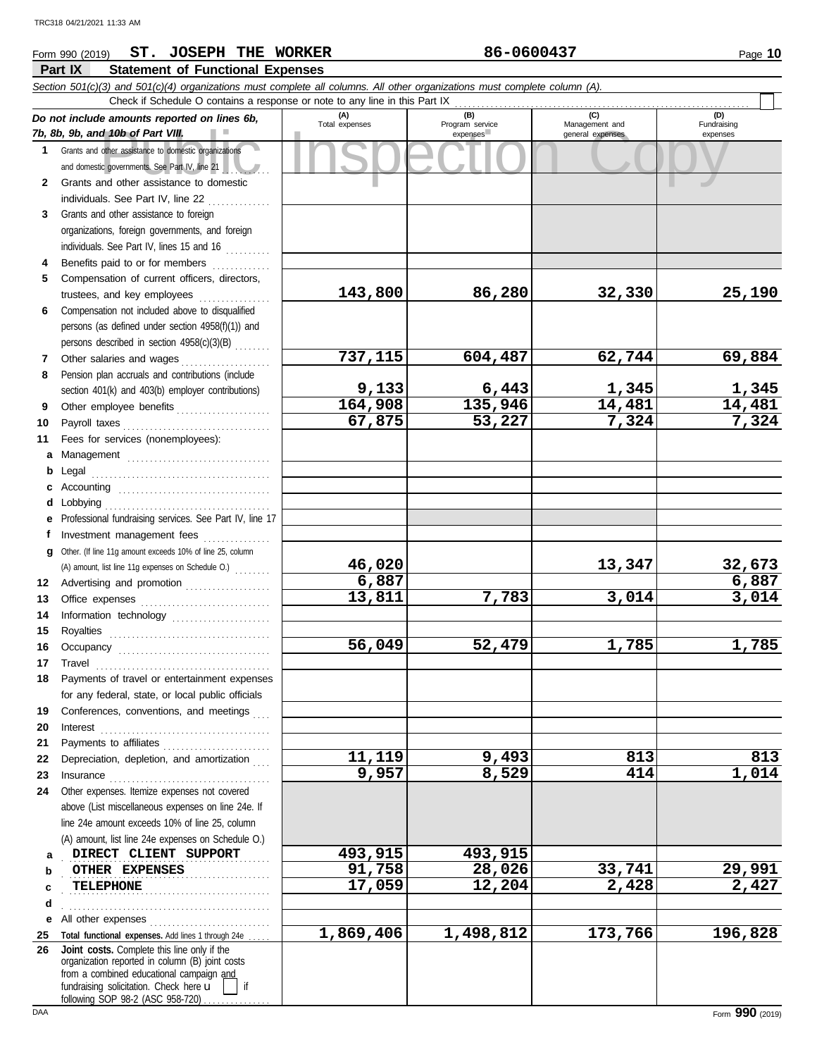Form 990 (2019) **ST. JOSEPH THE WORKER** **86-0600437**

## Part IX Statement of Functional Expenses

*Section 501(c)(3) and 501(c)(4) organizations must complete all columns. All other organizations must complete column (A).*

Check if Schedule O contains a response or note to any line in this Part IX

| *Do not include amounts reported on lines 6b, 7b, 8b, 9b, and 10b of Part VIII.* | (A) Total expenses | (B) Program service expenses | (C) Management and general expenses | (D) Fundraising expenses |
|---|---|---|---|---|
| 1 Grants and other assistance to domestic organizations and domestic governments. See Part IV, line 21 | | | | |
| 2 Grants and other assistance to domestic individuals. See Part IV, line 22 | | | | |
| 3 Grants and other assistance to foreign organizations, foreign governments, and foreign individuals. See Part IV, lines 15 and 16 | | | | |
| 4 Benefits paid to or for members | | | | |
| 5 Compensation of current officers, directors, trustees, and key employees | 143,800 | 86,280 | 32,330 | 25,190 |
| 6 Compensation not included above to disqualified persons (as defined under section 4958(f)(1)) and persons described in section 4958(c)(3)(B) | | | | |
| 7 Other salaries and wages | 737,115 | 604,487 | 62,744 | 69,884 |
| 8 Pension plan accruals and contributions (include section 401(k) and 403(b) employer contributions) | 9,133 | 6,443 | 1,345 | 1,345 |
| 9 Other employee benefits | 164,908 | 135,946 | 14,481 | 14,481 |
| 10 Payroll taxes | 67,875 | 53,227 | 7,324 | 7,324 |
| 11 Fees for services (nonemployees): | | | | |
| a Management | | | | |
| b Legal | | | | |
| c Accounting | | | | |
| d Lobbying | | | | |
| e Professional fundraising services. See Part IV, line 17 | | | | |
| f Investment management fees | | | | |
| g Other. (If line 11g amount exceeds 10% of line 25, column (A) amount, list line 11g expenses on Schedule O.) | 46,020 | | 13,347 | 32,673 |
| 12 Advertising and promotion | 6,887 | | | 6,887 |
| 13 Office expenses | 13,811 | 7,783 | 3,014 | 3,014 |
| 14 Information technology | | | | |
| 15 Royalties | | | | |
| 16 Occupancy | 56,049 | 52,479 | 1,785 | 1,785 |
| 17 Travel | | | | |
| 18 Payments of travel or entertainment expenses for any federal, state, or local public officials | | | | |
| 19 Conferences, conventions, and meetings | | | | |
| 20 Interest | | | | |
| 21 Payments to affiliates | | | | |
| 22 Depreciation, depletion, and amortization | 11,119 | 9,493 | 813 | 813 |
| 23 Insurance | 9,957 | 8,529 | 414 | 1,014 |
| 24 Other expenses. Itemize expenses not covered above (List miscellaneous expenses on line 24e. If line 24e amount exceeds 10% of line 25, column (A) amount, list line 24e expenses on Schedule O.) | | | | |
| a DIRECT CLIENT SUPPORT | 493,915 | 493,915 | | |
| b OTHER EXPENSES | 91,758 | 28,026 | 33,741 | 29,991 |
| c TELEPHONE | 17,059 | 12,204 | 2,428 | 2,427 |
| d | | | | |
| e All other expenses | | | | |
| 25 **Total functional expenses.** Add lines 1 through 24e | 1,869,406 | 1,498,812 | 173,766 | 196,828 |
| 26 **Joint costs.** Complete this line only if the organization reported in column (B) joint costs from a combined educational campaign and fundraising solicitation. Check here ☐ if following SOP 98-2 (ASC 958-720) | | | | |

Form **990** (2019)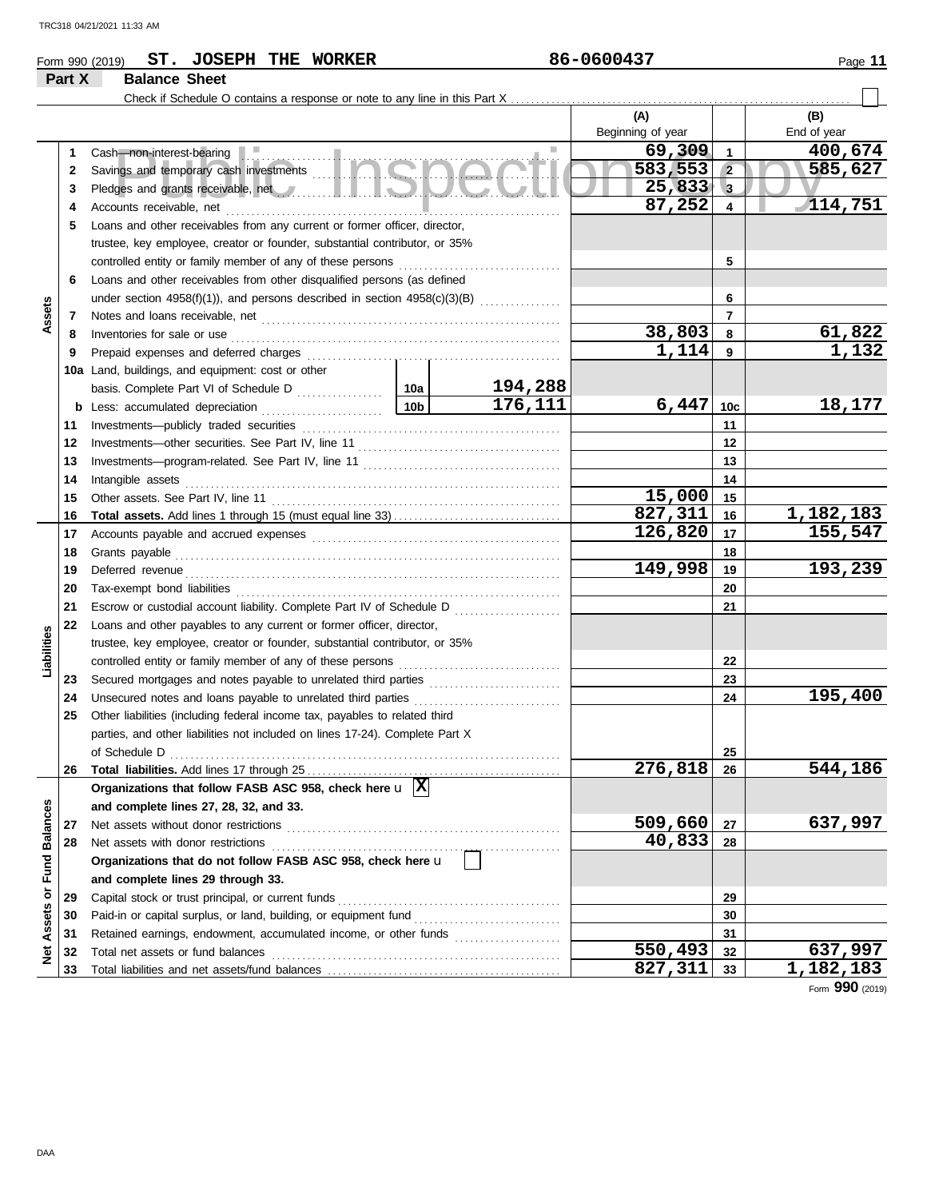Form 990 (2019) **ST. JOSEPH THE WORKER** 86-0600437

## Part X Balance Sheet

Check if Schedule O contains a response or note to any line in this Part X

| | | | | (A) Beginning of year | | (B) End of year |
|---|---|---|---|---|---|---|
| **Assets** | 1 | Cash—non-interest-bearing | | 69,309 | 1 | 400,674 |
| | 2 | Savings and temporary cash investments | | 583,553 | 2 | 585,627 |
| | 3 | Pledges and grants receivable, net | | 25,833 | 3 | |
| | 4 | Accounts receivable, net | | 87,252 | 4 | 114,751 |
| | 5 | Loans and other receivables from any current or former officer, director, trustee, key employee, creator or founder, substantial contributor, or 35% controlled entity or family member of any of these persons | | | 5 | |
| | 6 | Loans and other receivables from other disqualified persons (as defined under section 4958(f)(1)), and persons described in section 4958(c)(3)(B) | | | 6 | |
| | 7 | Notes and loans receivable, net | | | 7 | |
| | 8 | Inventories for sale or use | | 38,803 | 8 | 61,822 |
| | 9 | Prepaid expenses and deferred charges | | 1,114 | 9 | 1,132 |
| | 10a | Land, buildings, and equipment: cost or other basis. Complete Part VI of Schedule D | 10a 194,288 | | | |
| | b | Less: accumulated depreciation | 10b 176,111 | 6,447 | 10c | 18,177 |
| | 11 | Investments—publicly traded securities | | | 11 | |
| | 12 | Investments—other securities. See Part IV, line 11 | | | 12 | |
| | 13 | Investments—program-related. See Part IV, line 11 | | | 13 | |
| | 14 | Intangible assets | | | 14 | |
| | 15 | Other assets. See Part IV, line 11 | | 15,000 | 15 | |
| | 16 | **Total assets.** Add lines 1 through 15 (must equal line 33) | | 827,311 | 16 | 1,182,183 |
| **Liabilities** | 17 | Accounts payable and accrued expenses | | 126,820 | 17 | 155,547 |
| | 18 | Grants payable | | | 18 | |
| | 19 | Deferred revenue | | 149,998 | 19 | 193,239 |
| | 20 | Tax-exempt bond liabilities | | | 20 | |
| | 21 | Escrow or custodial account liability. Complete Part IV of Schedule D | | | 21 | |
| | 22 | Loans and other payables to any current or former officer, director, trustee, key employee, creator or founder, substantial contributor, or 35% controlled entity or family member of any of these persons | | | 22 | |
| | 23 | Secured mortgages and notes payable to unrelated third parties | | | 23 | |
| | 24 | Unsecured notes and loans payable to unrelated third parties | | | 24 | 195,400 |
| | 25 | Other liabilities (including federal income tax, payables to related third parties, and other liabilities not included on lines 17-24). Complete Part X of Schedule D | | | 25 | |
| | 26 | **Total liabilities.** Add lines 17 through 25 | | 276,818 | 26 | 544,186 |
| **Net Assets or Fund Balances** | | **Organizations that follow FASB ASC 958, check here** X **and complete lines 27, 28, 32, and 33.** | | | | |
| | 27 | Net assets without donor restrictions | | 509,660 | 27 | 637,997 |
| | 28 | Net assets with donor restrictions | | 40,833 | 28 | |
| | | **Organizations that do not follow FASB ASC 958, check here** ☐ **and complete lines 29 through 33.** | | | | |
| | 29 | Capital stock or trust principal, or current funds | | | 29 | |
| | 30 | Paid-in or capital surplus, or land, building, or equipment fund | | | 30 | |
| | 31 | Retained earnings, endowment, accumulated income, or other funds | | | 31 | |
| | 32 | Total net assets or fund balances | | 550,493 | 32 | 637,997 |
| | 33 | Total liabilities and net assets/fund balances | | 827,311 | 33 | 1,182,183 |

Form **990** (2019)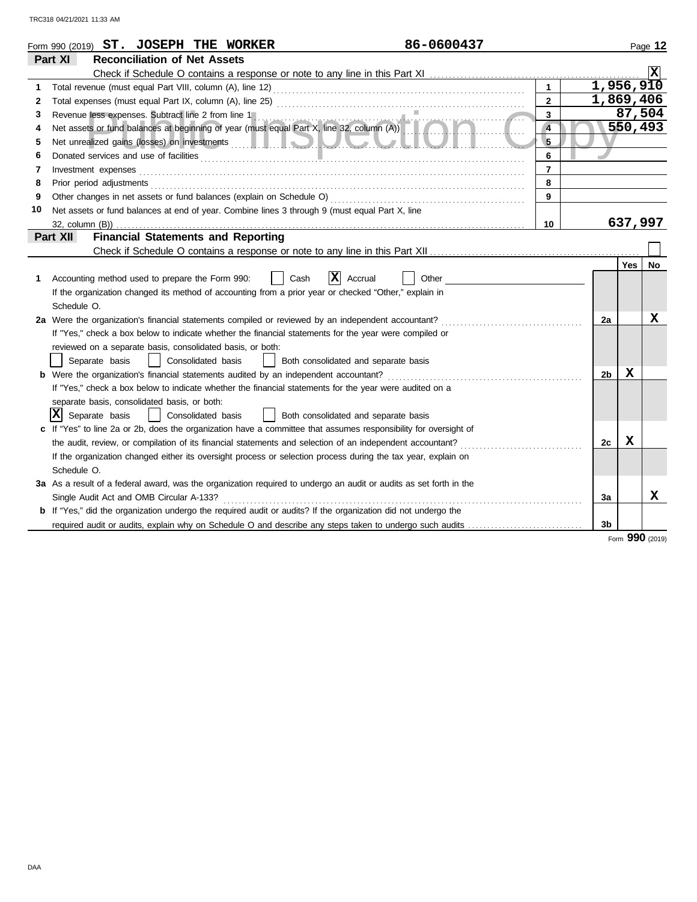Form 990 (2019) **ST. JOSEPH THE WORKER** 86-0600437

## Part XI Reconciliation of Net Assets

Check if Schedule O contains a response or note to any line in this Part XI .......... [X]

| | | | |
|---|---|---|---|
| 1 | Total revenue (must equal Part VIII, column (A), line 12) | 1 | 1,956,910 |
| 2 | Total expenses (must equal Part IX, column (A), line 25) | 2 | 1,869,406 |
| 3 | Revenue less expenses. Subtract line 2 from line 1 | 3 | 87,504 |
| 4 | Net assets or fund balances at beginning of year (must equal Part X, line 32, column (A)) | 4 | 550,493 |
| 5 | Net unrealized gains (losses) on investments | 5 | |
| 6 | Donated services and use of facilities | 6 | |
| 7 | Investment expenses | 7 | |
| 8 | Prior period adjustments | 8 | |
| 9 | Other changes in net assets or fund balances (explain on Schedule O) | 9 | |
| 10 | Net assets or fund balances at end of year. Combine lines 3 through 9 (must equal Part X, line 32, column (B)) | 10 | 637,997 |

## Part XII Financial Statements and Reporting

Check if Schedule O contains a response or note to any line in this Part XII .......... [ ]

| | | | Yes | No |
|---|---|---|---|---|
| **1** | Accounting method used to prepare the Form 990: [ ] Cash [X] Accrual [ ] Other ______<br>If the organization changed its method of accounting from a prior year or checked "Other," explain in Schedule O. | | | |
| **2a** | Were the organization's financial statements compiled or reviewed by an independent accountant?<br>If "Yes," check a box below to indicate whether the financial statements for the year were compiled or reviewed on a separate basis, consolidated basis, or both:<br>[ ] Separate basis [ ] Consolidated basis [ ] Both consolidated and separate basis | 2a | | X |
| **b** | Were the organization's financial statements audited by an independent accountant?<br>If "Yes," check a box below to indicate whether the financial statements for the year were audited on a separate basis, consolidated basis, or both:<br>[X] Separate basis [ ] Consolidated basis [ ] Both consolidated and separate basis | 2b | X | |
| **c** | If "Yes" to line 2a or 2b, does the organization have a committee that assumes responsibility for oversight of the audit, review, or compilation of its financial statements and selection of an independent accountant?<br>If the organization changed either its oversight process or selection process during the tax year, explain on Schedule O. | 2c | X | |
| **3a** | As a result of a federal award, was the organization required to undergo an audit or audits as set forth in the Single Audit Act and OMB Circular A-133? | 3a | | X |
| **b** | If "Yes," did the organization undergo the required audit or audits? If the organization did not undergo the required audit or audits, explain why on Schedule O and describe any steps taken to undergo such audits | 3b | | |

Form **990** (2019)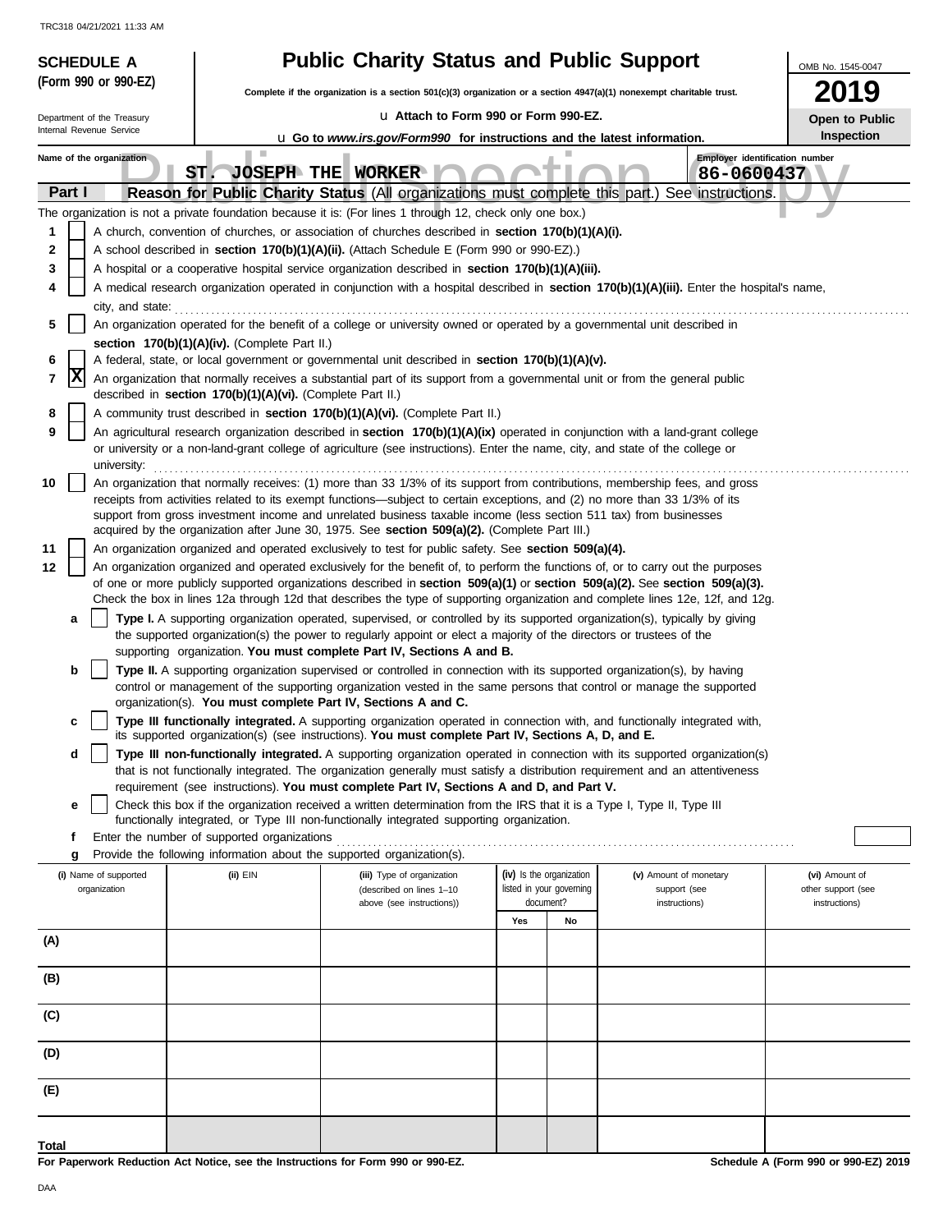TRC318 04/21/2021 11:33 AM

**SCHEDULE A**
**(Form 990 or 990-EZ)**

Department of the Treasury
Internal Revenue Service

# Public Charity Status and Public Support

**Complete if the organization is a section 501(c)(3) organization or a section 4947(a)(1) nonexempt charitable trust.**

u **Attach to Form 990 or Form 990-EZ.**

u **Go to *www.irs.gov/Form990* for instructions and the latest information.**

OMB No. 1545-0047

**2019**

**Open to Public Inspection**

Name of the organization: ST. JOSEPH THE WORKER

Employer identification number: 86-0600437

Public Inspection Copy

**Part I** **Reason for Public Charity Status** (All organizations must complete this part.) See instructions.

The organization is not a private foundation because it is: (For lines 1 through 12, check only one box.)

1 [ ] A church, convention of churches, or association of churches described in **section 170(b)(1)(A)(i).**

2 [ ] A school described in **section 170(b)(1)(A)(ii).** (Attach Schedule E (Form 990 or 990-EZ).)

3 [ ] A hospital or a cooperative hospital service organization described in **section 170(b)(1)(A)(iii).**

4 [ ] A medical research organization operated in conjunction with a hospital described in **section 170(b)(1)(A)(iii).** Enter the hospital's name, city, and state:

5 [ ] An organization operated for the benefit of a college or university owned or operated by a governmental unit described in **section 170(b)(1)(A)(iv).** (Complete Part II.)

6 [ ] A federal, state, or local government or governmental unit described in **section 170(b)(1)(A)(v).**

7 [X] An organization that normally receives a substantial part of its support from a governmental unit or from the general public described in **section 170(b)(1)(A)(vi).** (Complete Part II.)

8 [ ] A community trust described in **section 170(b)(1)(A)(vi).** (Complete Part II.)

9 [ ] An agricultural research organization described in **section 170(b)(1)(A)(ix)** operated in conjunction with a land-grant college or university or a non-land-grant college of agriculture (see instructions). Enter the name, city, and state of the college or university:

10 [ ] An organization that normally receives: (1) more than 33 1/3% of its support from contributions, membership fees, and gross receipts from activities related to its exempt functions—subject to certain exceptions, and (2) no more than 33 1/3% of its support from gross investment income and unrelated business taxable income (less section 511 tax) from businesses acquired by the organization after June 30, 1975. See **section 509(a)(2).** (Complete Part III.)

11 [ ] An organization organized and operated exclusively to test for public safety. See **section 509(a)(4).**

12 [ ] An organization organized and operated exclusively for the benefit of, to perform the functions of, or to carry out the purposes of one or more publicly supported organizations described in **section 509(a)(1)** or **section 509(a)(2).** See **section 509(a)(3).** Check the box in lines 12a through 12d that describes the type of supporting organization and complete lines 12e, 12f, and 12g.

**a** [ ] **Type I.** A supporting organization operated, supervised, or controlled by its supported organization(s), typically by giving the supported organization(s) the power to regularly appoint or elect a majority of the directors or trustees of the supporting organization. **You must complete Part IV, Sections A and B.**

**b** [ ] **Type II.** A supporting organization supervised or controlled in connection with its supported organization(s), by having control or management of the supporting organization vested in the same persons that control or manage the supported organization(s). **You must complete Part IV, Sections A and C.**

**c** [ ] **Type III functionally integrated.** A supporting organization operated in connection with, and functionally integrated with, its supported organization(s) (see instructions). **You must complete Part IV, Sections A, D, and E.**

**d** [ ] **Type III non-functionally integrated.** A supporting organization operated in connection with its supported organization(s) that is not functionally integrated. The organization generally must satisfy a distribution requirement and an attentiveness requirement (see instructions). **You must complete Part IV, Sections A and D, and Part V.**

**e** [ ] Check this box if the organization received a written determination from the IRS that it is a Type I, Type II, Type III functionally integrated, or Type III non-functionally integrated supporting organization.

**f** Enter the number of supported organizations

**g** Provide the following information about the supported organization(s).

| (i) Name of supported organization | (ii) EIN | (iii) Type of organization (described on lines 1–10 above (see instructions)) | (iv) Is the organization listed in your governing document? | | (v) Amount of monetary support (see instructions) | (vi) Amount of other support (see instructions) |
|---|---|---|---|---|---|---|
| | | | Yes | No | | |
| (A) | | | | | | |
| (B) | | | | | | |
| (C) | | | | | | |
| (D) | | | | | | |
| (E) | | | | | | |
| **Total** | | | | | | |

**For Paperwork Reduction Act Notice, see the Instructions for Form 990 or 990-EZ.**

**Schedule A (Form 990 or 990-EZ) 2019**

DAA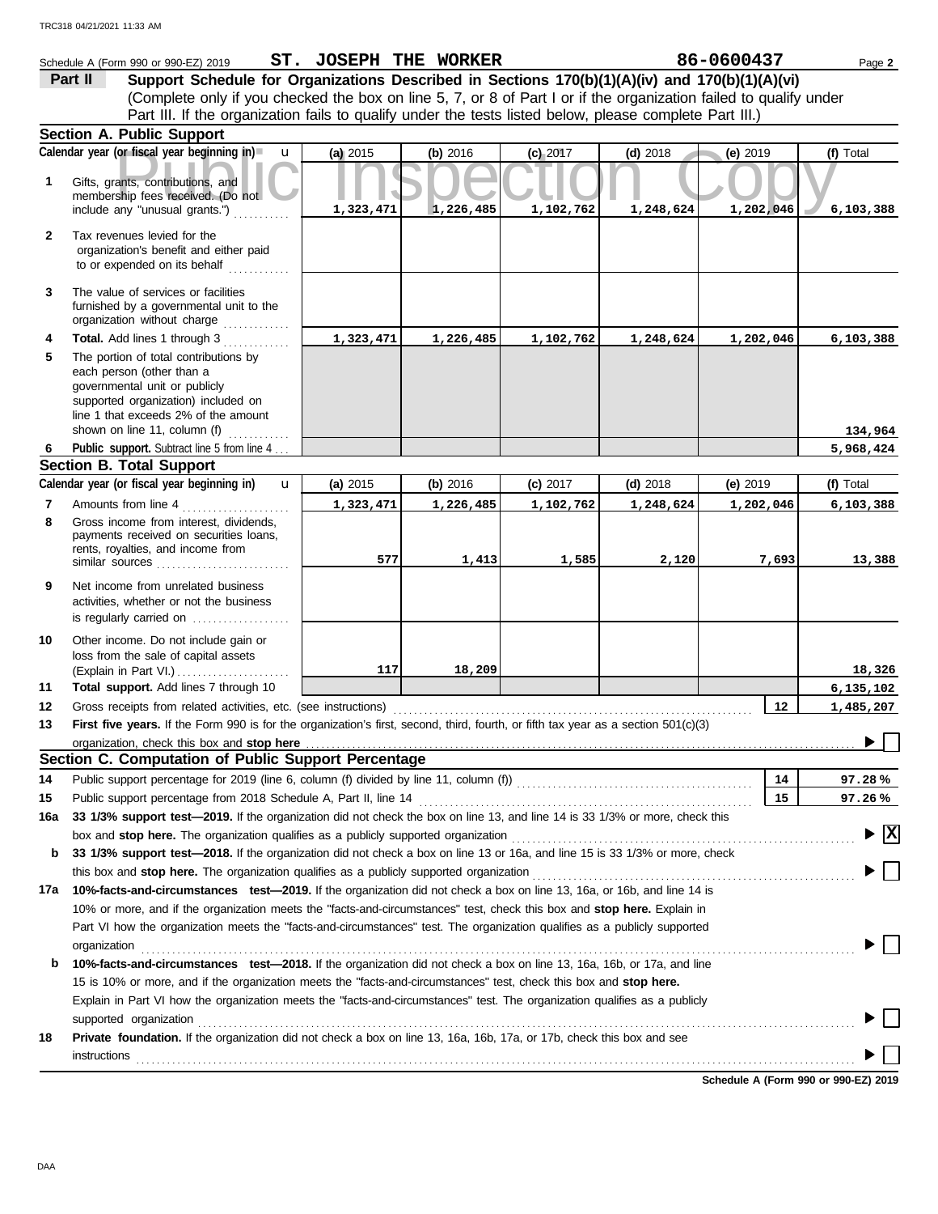Schedule A (Form 990 or 990-EZ) 2019 **ST. JOSEPH THE WORKER** **86-0600437** Page **2**

## Part II Support Schedule for Organizations Described in Sections 170(b)(1)(A)(iv) and 170(b)(1)(A)(vi)

(Complete only if you checked the box on line 5, 7, or 8 of Part I or if the organization failed to qualify under Part III. If the organization fails to qualify under the tests listed below, please complete Part III.)

### Section A. Public Support

| | Calendar year (or fiscal year beginning in) | (a) 2015 | (b) 2016 | (c) 2017 | (d) 2018 | (e) 2019 | (f) Total |
|---|---|---|---|---|---|---|---|
| 1 | Gifts, grants, contributions, and membership fees received. (Do not include any "unusual grants.") | 1,323,471 | 1,226,485 | 1,102,762 | 1,248,624 | 1,202,046 | 6,103,388 |
| 2 | Tax revenues levied for the organization's benefit and either paid to or expended on its behalf | | | | | | |
| 3 | The value of services or facilities furnished by a governmental unit to the organization without charge | | | | | | |
| 4 | **Total.** Add lines 1 through 3 | 1,323,471 | 1,226,485 | 1,102,762 | 1,248,624 | 1,202,046 | 6,103,388 |
| 5 | The portion of total contributions by each person (other than a governmental unit or publicly supported organization) included on line 1 that exceeds 2% of the amount shown on line 11, column (f) | | | | | | 134,964 |
| 6 | **Public support.** Subtract line 5 from line 4 | | | | | | 5,968,424 |

### Section B. Total Support

| | Calendar year (or fiscal year beginning in) | (a) 2015 | (b) 2016 | (c) 2017 | (d) 2018 | (e) 2019 | (f) Total |
|---|---|---|---|---|---|---|---|
| 7 | Amounts from line 4 | 1,323,471 | 1,226,485 | 1,102,762 | 1,248,624 | 1,202,046 | 6,103,388 |
| 8 | Gross income from interest, dividends, payments received on securities loans, rents, royalties, and income from similar sources | 577 | 1,413 | 1,585 | 2,120 | 7,693 | 13,388 |
| 9 | Net income from unrelated business activities, whether or not the business is regularly carried on | | | | | | |
| 10 | Other income. Do not include gain or loss from the sale of capital assets (Explain in Part VI.) | 117 | 18,209 | | | | 18,326 |
| 11 | **Total support.** Add lines 7 through 10 | | | | | | 6,135,102 |
| 12 | Gross receipts from related activities, etc. (see instructions) | | | | | 12 | 1,485,207 |

**13** **First five years.** If the Form 990 is for the organization's first, second, third, fourth, or fifth tax year as a section 501(c)(3) organization, check this box and **stop here** ☐

### Section C. Computation of Public Support Percentage

| | | | |
|---|---|---|---|
| 14 | Public support percentage for 2019 (line 6, column (f) divided by line 11, column (f)) | 14 | 97.28 % |
| 15 | Public support percentage from 2018 Schedule A, Part II, line 14 | 15 | 97.26 % |

**16a** **33 1/3% support test—2019.** If the organization did not check the box on line 13, and line 14 is 33 1/3% or more, check this box and **stop here.** The organization qualifies as a publicly supported organization ☒

**b** **33 1/3% support test—2018.** If the organization did not check a box on line 13 or 16a, and line 15 is 33 1/3% or more, check this box and **stop here.** The organization qualifies as a publicly supported organization ☐

**17a** **10%-facts-and-circumstances test—2019.** If the organization did not check a box on line 13, 16a, or 16b, and line 14 is 10% or more, and if the organization meets the "facts-and-circumstances" test, check this box and **stop here.** Explain in Part VI how the organization meets the "facts-and-circumstances" test. The organization qualifies as a publicly supported organization ☐

**b** **10%-facts-and-circumstances test—2018.** If the organization did not check a box on line 13, 16a, 16b, or 17a, and line 15 is 10% or more, and if the organization meets the "facts-and-circumstances" test, check this box and **stop here.** Explain in Part VI how the organization meets the "facts-and-circumstances" test. The organization qualifies as a publicly supported organization ☐

**18** **Private foundation.** If the organization did not check a box on line 13, 16a, 16b, 17a, or 17b, check this box and see instructions ☐

**Schedule A (Form 990 or 990-EZ) 2019**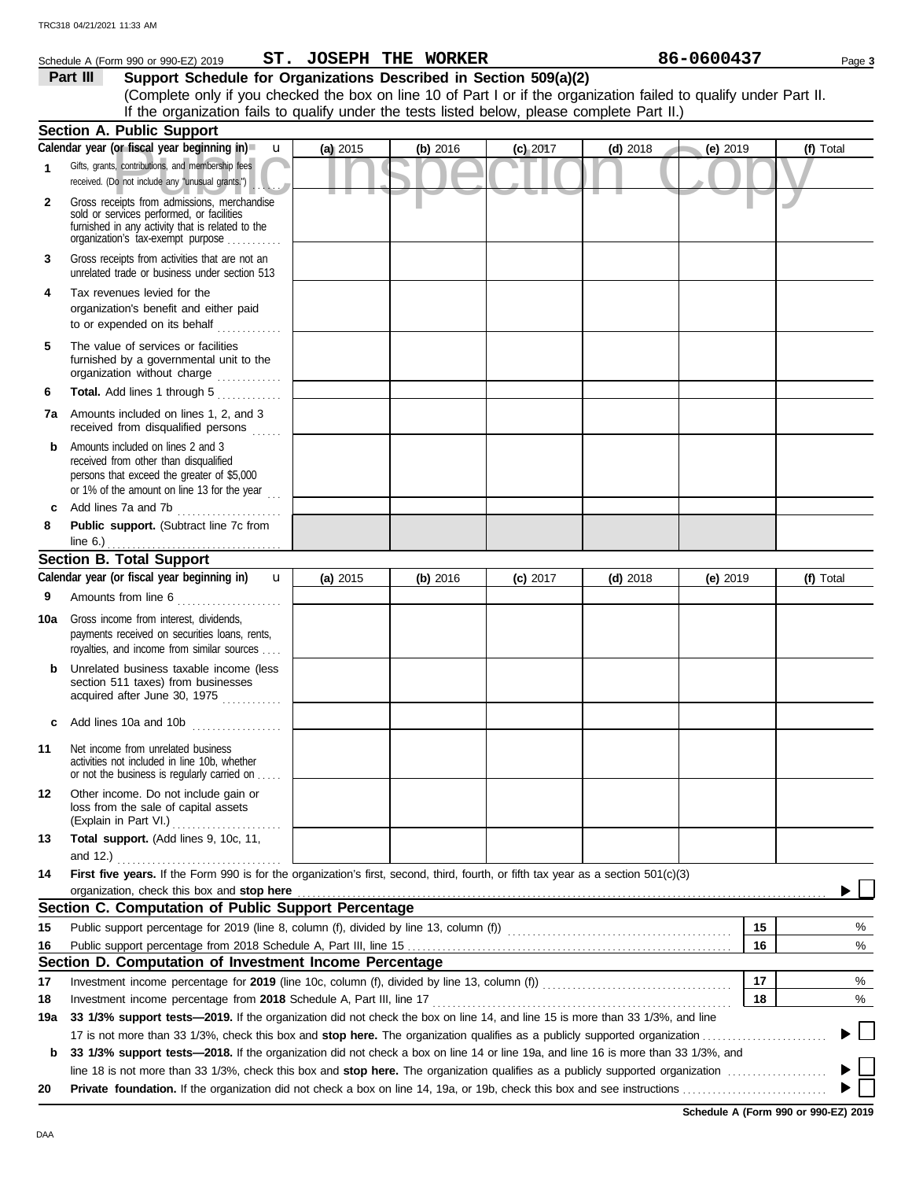Schedule A (Form 990 or 990-EZ) 2019 **ST. JOSEPH THE WORKER** **86-0600437** Page **3**

## Part III Support Schedule for Organizations Described in Section 509(a)(2)

(Complete only if you checked the box on line 10 of Part I or if the organization failed to qualify under Part II. If the organization fails to qualify under the tests listed below, please complete Part II.)

### Section A. Public Support

| Calendar year (or fiscal year beginning in) | (a) 2015 | (b) 2016 | (c) 2017 | (d) 2018 | (e) 2019 | (f) Total |
|---|---|---|---|---|---|---|
| 1 Gifts, grants, contributions, and membership fees received. (Do not include any "unusual grants.") | | | | | | |
| 2 Gross receipts from admissions, merchandise sold or services performed, or facilities furnished in any activity that is related to the organization's tax-exempt purpose | | | | | | |
| 3 Gross receipts from activities that are not an unrelated trade or business under section 513 | | | | | | |
| 4 Tax revenues levied for the organization's benefit and either paid to or expended on its behalf | | | | | | |
| 5 The value of services or facilities furnished by a governmental unit to the organization without charge | | | | | | |
| 6 **Total.** Add lines 1 through 5 | | | | | | |
| 7a Amounts included on lines 1, 2, and 3 received from disqualified persons | | | | | | |
| b Amounts included on lines 2 and 3 received from other than disqualified persons that exceed the greater of $5,000 or 1% of the amount on line 13 for the year | | | | | | |
| c Add lines 7a and 7b | | | | | | |
| 8 **Public support.** (Subtract line 7c from line 6.) | | | | | | |

### Section B. Total Support

| Calendar year (or fiscal year beginning in) | (a) 2015 | (b) 2016 | (c) 2017 | (d) 2018 | (e) 2019 | (f) Total |
|---|---|---|---|---|---|---|
| 9 Amounts from line 6 | | | | | | |
| 10a Gross income from interest, dividends, payments received on securities loans, rents, royalties, and income from similar sources | | | | | | |
| b Unrelated business taxable income (less section 511 taxes) from businesses acquired after June 30, 1975 | | | | | | |
| c Add lines 10a and 10b | | | | | | |
| 11 Net income from unrelated business activities not included in line 10b, whether or not the business is regularly carried on | | | | | | |
| 12 Other income. Do not include gain or loss from the sale of capital assets (Explain in Part VI.) | | | | | | |
| 13 **Total support.** (Add lines 9, 10c, 11, and 12.) | | | | | | |

14 **First five years.** If the Form 990 is for the organization's first, second, third, fourth, or fifth tax year as a section 501(c)(3) organization, check this box and **stop here** ☐

### Section C. Computation of Public Support Percentage

| | | | |
|---|---|---|---|
| 15 | Public support percentage for 2019 (line 8, column (f), divided by line 13, column (f)) | 15 | % |
| 16 | Public support percentage from 2018 Schedule A, Part III, line 15 | 16 | % |

### Section D. Computation of Investment Income Percentage

| | | | |
|---|---|---|---|
| 17 | Investment income percentage for **2019** (line 10c, column (f), divided by line 13, column (f)) | 17 | % |
| 18 | Investment income percentage from **2018** Schedule A, Part III, line 17 | 18 | % |

19a **33 1/3% support tests—2019.** If the organization did not check the box on line 14, and line 15 is more than 33 1/3%, and line 17 is not more than 33 1/3%, check this box and **stop here.** The organization qualifies as a publicly supported organization ☐

b **33 1/3% support tests—2018.** If the organization did not check a box on line 14 or line 19a, and line 16 is more than 33 1/3%, and line 18 is not more than 33 1/3%, check this box and **stop here.** The organization qualifies as a publicly supported organization ☐

20 **Private foundation.** If the organization did not check a box on line 14, 19a, or 19b, check this box and see instructions ☐

**Schedule A (Form 990 or 990-EZ) 2019**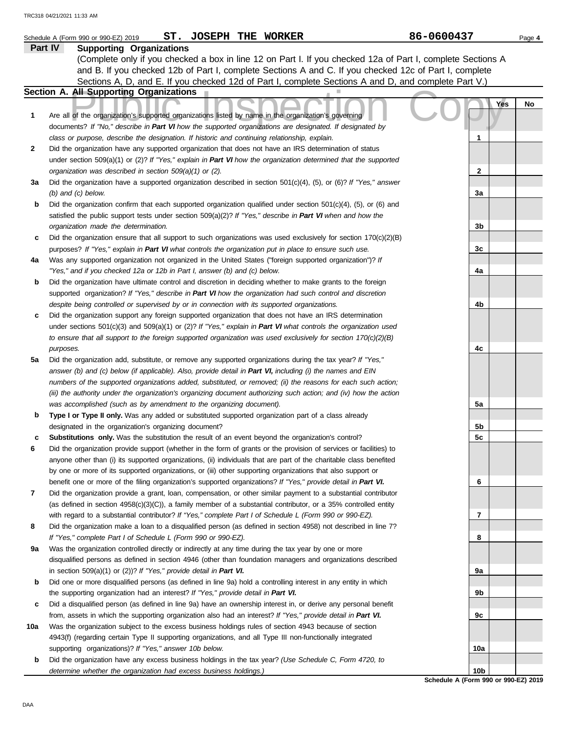Schedule A (Form 990 or 990-EZ) 2019 **ST. JOSEPH THE WORKER** **86-0600437** Page **4**

## Part IV Supporting Organizations

(Complete only if you checked a box in line 12 on Part I. If you checked 12a of Part I, complete Sections A and B. If you checked 12b of Part I, complete Sections A and C. If you checked 12c of Part I, complete Sections A, D, and E. If you checked 12d of Part I, complete Sections A and D, and complete Part V.)

### Section A. All Supporting Organizations

| | | | Yes | No |
|---|---|---|---|---|
| **1** | Are all of the organization's supported organizations listed by name in the organization's governing documents? *If "No," describe in **Part VI** how the supported organizations are designated. If designated by class or purpose, describe the designation. If historic and continuing relationship, explain.* | **1** | | |
| **2** | Did the organization have any supported organization that does not have an IRS determination of status under section 509(a)(1) or (2)? *If "Yes," explain in **Part VI** how the organization determined that the supported organization was described in section 509(a)(1) or (2).* | **2** | | |
| **3a** | Did the organization have a supported organization described in section 501(c)(4), (5), or (6)? *If "Yes," answer (b) and (c) below.* | **3a** | | |
| **b** | Did the organization confirm that each supported organization qualified under section 501(c)(4), (5), or (6) and satisfied the public support tests under section 509(a)(2)? *If "Yes," describe in **Part VI** when and how the organization made the determination.* | **3b** | | |
| **c** | Did the organization ensure that all support to such organizations was used exclusively for section 170(c)(2)(B) purposes? *If "Yes," explain in **Part VI** what controls the organization put in place to ensure such use.* | **3c** | | |
| **4a** | Was any supported organization not organized in the United States ("foreign supported organization")? *If "Yes," and if you checked 12a or 12b in Part I, answer (b) and (c) below.* | **4a** | | |
| **b** | Did the organization have ultimate control and discretion in deciding whether to make grants to the foreign supported organization? *If "Yes," describe in **Part VI** how the organization had such control and discretion despite being controlled or supervised by or in connection with its supported organizations.* | **4b** | | |
| **c** | Did the organization support any foreign supported organization that does not have an IRS determination under sections 501(c)(3) and 509(a)(1) or (2)? *If "Yes," explain in **Part VI** what controls the organization used to ensure that all support to the foreign supported organization was used exclusively for section 170(c)(2)(B) purposes.* | **4c** | | |
| **5a** | Did the organization add, substitute, or remove any supported organizations during the tax year? *If "Yes," answer (b) and (c) below (if applicable). Also, provide detail in **Part VI,** including (i) the names and EIN numbers of the supported organizations added, substituted, or removed; (ii) the reasons for each such action; (iii) the authority under the organization's organizing document authorizing such action; and (iv) how the action was accomplished (such as by amendment to the organizing document).* | **5a** | | |
| **b** | **Type I or Type II only.** Was any added or substituted supported organization part of a class already designated in the organization's organizing document? | **5b** | | |
| **c** | **Substitutions only.** Was the substitution the result of an event beyond the organization's control? | **5c** | | |
| **6** | Did the organization provide support (whether in the form of grants or the provision of services or facilities) to anyone other than (i) its supported organizations, (ii) individuals that are part of the charitable class benefited by one or more of its supported organizations, or (iii) other supporting organizations that also support or benefit one or more of the filing organization's supported organizations? *If "Yes," provide detail in **Part VI.*** | **6** | | |
| **7** | Did the organization provide a grant, loan, compensation, or other similar payment to a substantial contributor (as defined in section 4958(c)(3)(C)), a family member of a substantial contributor, or a 35% controlled entity with regard to a substantial contributor? *If "Yes," complete Part I of Schedule L (Form 990 or 990-EZ).* | **7** | | |
| **8** | Did the organization make a loan to a disqualified person (as defined in section 4958) not described in line 7? *If "Yes," complete Part I of Schedule L (Form 990 or 990-EZ).* | **8** | | |
| **9a** | Was the organization controlled directly or indirectly at any time during the tax year by one or more disqualified persons as defined in section 4946 (other than foundation managers and organizations described in section 509(a)(1) or (2))? *If "Yes," provide detail in **Part VI.*** | **9a** | | |
| **b** | Did one or more disqualified persons (as defined in line 9a) hold a controlling interest in any entity in which the supporting organization had an interest? *If "Yes," provide detail in **Part VI.*** | **9b** | | |
| **c** | Did a disqualified person (as defined in line 9a) have an ownership interest in, or derive any personal benefit from, assets in which the supporting organization also had an interest? *If "Yes," provide detail in **Part VI.*** | **9c** | | |
| **10a** | Was the organization subject to the excess business holdings rules of section 4943 because of section 4943(f) (regarding certain Type II supporting organizations, and all Type III non-functionally integrated supporting organizations)? *If "Yes," answer 10b below.* | **10a** | | |
| **b** | Did the organization have any excess business holdings in the tax year? *(Use Schedule C, Form 4720, to determine whether the organization had excess business holdings.)* | **10b** | | |

**Schedule A (Form 990 or 990-EZ) 2019**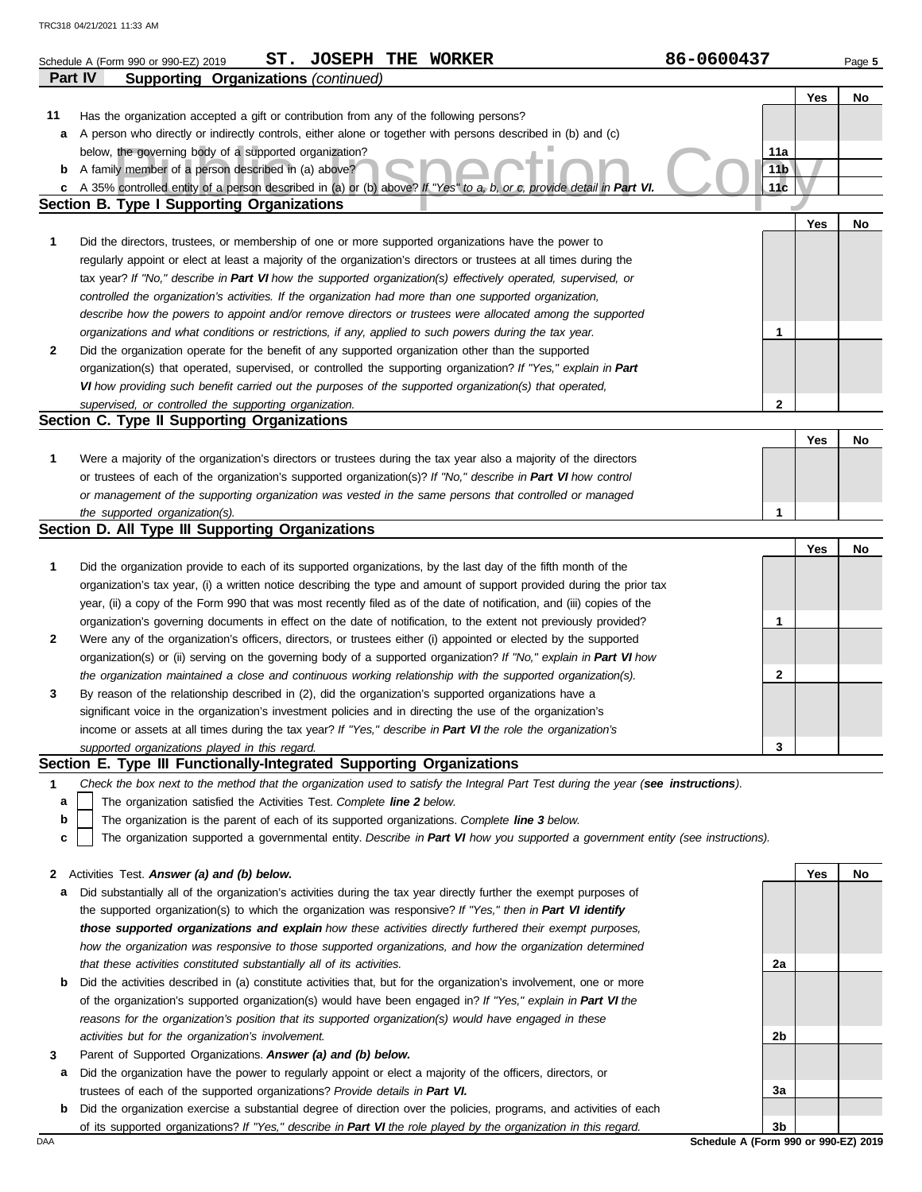Schedule A (Form 990 or 990-EZ) 2019 **ST. JOSEPH THE WORKER** 86-0600437

**Part IV Supporting Organizations** *(continued)*

| | | | Yes | No |
|---|---|---|---|---|
| **11** | Has the organization accepted a gift or contribution from any of the following persons? | | | |
| **a** | A person who directly or indirectly controls, either alone or together with persons described in (b) and (c) below, the governing body of a supported organization? | 11a | | |
| **b** | A family member of a person described in (a) above? | 11b | | |
| **c** | A 35% controlled entity of a person described in (a) or (b) above? *If "Yes" to a, b, or c, provide detail in* ***Part VI.*** | 11c | | |

## Section B. Type I Supporting Organizations

| | | | Yes | No |
|---|---|---|---|---|
| **1** | Did the directors, trustees, or membership of one or more supported organizations have the power to regularly appoint or elect at least a majority of the organization's directors or trustees at all times during the tax year? *If "No," describe in* ***Part VI*** *how the supported organization(s) effectively operated, supervised, or controlled the organization's activities. If the organization had more than one supported organization, describe how the powers to appoint and/or remove directors or trustees were allocated among the supported organizations and what conditions or restrictions, if any, applied to such powers during the tax year.* | 1 | | |
| **2** | Did the organization operate for the benefit of any supported organization other than the supported organization(s) that operated, supervised, or controlled the supporting organization? *If "Yes," explain in* ***Part VI*** *how providing such benefit carried out the purposes of the supported organization(s) that operated, supervised, or controlled the supporting organization.* | 2 | | |

## Section C. Type II Supporting Organizations

| | | | Yes | No |
|---|---|---|---|---|
| **1** | Were a majority of the organization's directors or trustees during the tax year also a majority of the directors or trustees of each of the organization's supported organization(s)? *If "No," describe in* ***Part VI*** *how control or management of the supporting organization was vested in the same persons that controlled or managed the supported organization(s).* | 1 | | |

## Section D. All Type III Supporting Organizations

| | | | Yes | No |
|---|---|---|---|---|
| **1** | Did the organization provide to each of its supported organizations, by the last day of the fifth month of the organization's tax year, (i) a written notice describing the type and amount of support provided during the prior tax year, (ii) a copy of the Form 990 that was most recently filed as of the date of notification, and (iii) copies of the organization's governing documents in effect on the date of notification, to the extent not previously provided? | 1 | | |
| **2** | Were any of the organization's officers, directors, or trustees either (i) appointed or elected by the supported organization(s) or (ii) serving on the governing body of a supported organization? *If "No," explain in* ***Part VI*** *how the organization maintained a close and continuous working relationship with the supported organization(s).* | 2 | | |
| **3** | By reason of the relationship described in (2), did the organization's supported organizations have a significant voice in the organization's investment policies and in directing the use of the organization's income or assets at all times during the tax year? *If "Yes," describe in* ***Part VI*** *the role the organization's supported organizations played in this regard.* | 3 | | |

## Section E. Type III Functionally-Integrated Supporting Organizations

**1** *Check the box next to the method that the organization used to satisfy the Integral Part Test during the year (****see instructions****).*

- **a** ☐ The organization satisfied the Activities Test. *Complete* ***line 2*** *below.*
- **b** ☐ The organization is the parent of each of its supported organizations. *Complete* ***line 3*** *below.*
- **c** ☐ The organization supported a governmental entity. *Describe in* ***Part VI*** *how you supported a government entity (see instructions).*

| | | | Yes | No |
|---|---|---|---|---|
| **2** | Activities Test. ***Answer (a) and (b) below.*** | | | |
| **a** | Did substantially all of the organization's activities during the tax year directly further the exempt purposes of the supported organization(s) to which the organization was responsive? *If "Yes," then in* ***Part VI identify those supported organizations and explain*** *how these activities directly furthered their exempt purposes, how the organization was responsive to those supported organizations, and how the organization determined that these activities constituted substantially all of its activities.* | 2a | | |
| **b** | Did the activities described in (a) constitute activities that, but for the organization's involvement, one or more of the organization's supported organization(s) would have been engaged in? *If "Yes," explain in* ***Part VI*** *the reasons for the organization's position that its supported organization(s) would have engaged in these activities but for the organization's involvement.* | 2b | | |
| **3** | Parent of Supported Organizations. ***Answer (a) and (b) below.*** | | | |
| **a** | Did the organization have the power to regularly appoint or elect a majority of the officers, directors, or trustees of each of the supported organizations? *Provide details in* ***Part VI.*** | 3a | | |
| **b** | Did the organization exercise a substantial degree of direction over the policies, programs, and activities of each of its supported organizations? *If "Yes," describe in* ***Part VI*** *the role played by the organization in this regard.* | 3b | | |

Schedule A (Form 990 or 990-EZ) 2019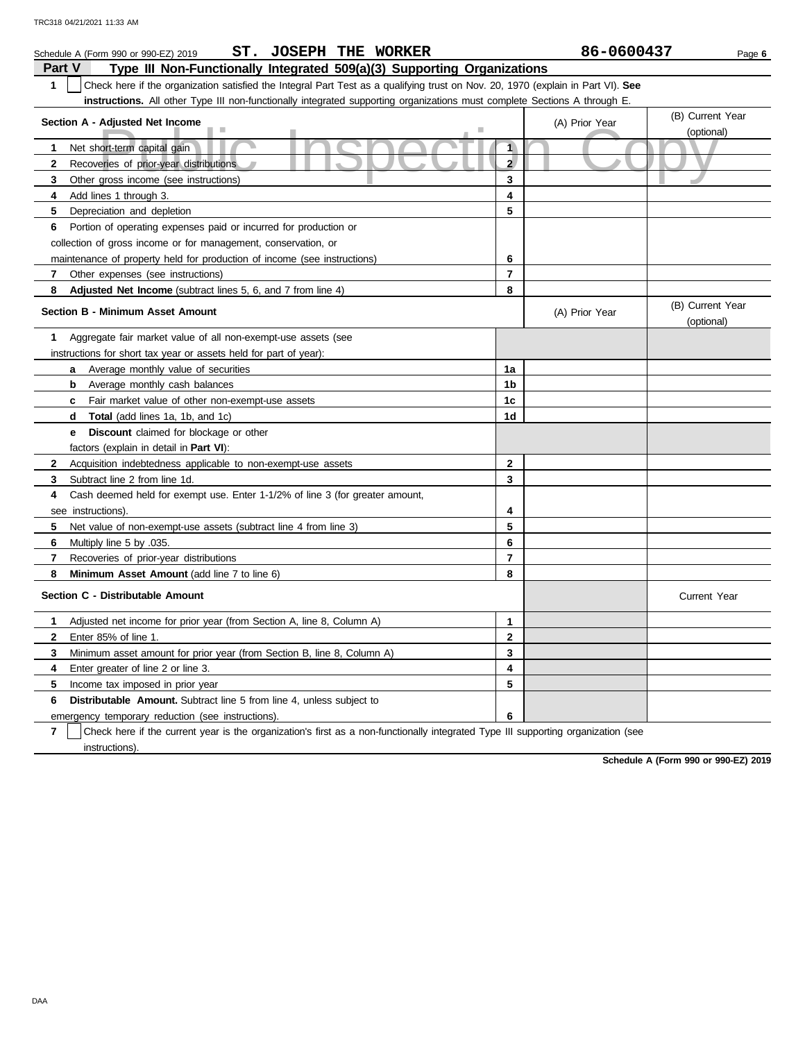Schedule A (Form 990 or 990-EZ) 2019 **ST. JOSEPH THE WORKER** **86-0600437**

## Part V Type III Non-Functionally Integrated 509(a)(3) Supporting Organizations

**1** ☐ Check here if the organization satisfied the Integral Part Test as a qualifying trust on Nov. 20, 1970 (explain in Part VI). **See instructions.** All other Type III non-functionally integrated supporting organizations must complete Sections A through E.

| **Section A - Adjusted Net Income** | | (A) Prior Year | (B) Current Year (optional) |
|---|---|---|---|
| **1** Net short-term capital gain | 1 | | |
| **2** Recoveries of prior-year distributions | 2 | | |
| **3** Other gross income (see instructions) | 3 | | |
| **4** Add lines 1 through 3. | 4 | | |
| **5** Depreciation and depletion | 5 | | |
| **6** Portion of operating expenses paid or incurred for production or collection of gross income or for management, conservation, or maintenance of property held for production of income (see instructions) | 6 | | |
| **7** Other expenses (see instructions) | 7 | | |
| **8** **Adjusted Net Income** (subtract lines 5, 6, and 7 from line 4) | 8 | | |

| **Section B - Minimum Asset Amount** | | (A) Prior Year | (B) Current Year (optional) |
|---|---|---|---|
| **1** Aggregate fair market value of all non-exempt-use assets (see instructions for short tax year or assets held for part of year): | | | |
| **a** Average monthly value of securities | 1a | | |
| **b** Average monthly cash balances | 1b | | |
| **c** Fair market value of other non-exempt-use assets | 1c | | |
| **d** **Total** (add lines 1a, 1b, and 1c) | 1d | | |
| **e** **Discount** claimed for blockage or other factors (explain in detail in **Part VI**): | | | |
| **2** Acquisition indebtedness applicable to non-exempt-use assets | 2 | | |
| **3** Subtract line 2 from line 1d. | 3 | | |
| **4** Cash deemed held for exempt use. Enter 1-1/2% of line 3 (for greater amount, see instructions). | 4 | | |
| **5** Net value of non-exempt-use assets (subtract line 4 from line 3) | 5 | | |
| **6** Multiply line 5 by .035. | 6 | | |
| **7** Recoveries of prior-year distributions | 7 | | |
| **8** **Minimum Asset Amount** (add line 7 to line 6) | 8 | | |

| **Section C - Distributable Amount** | | | Current Year |
|---|---|---|---|
| **1** Adjusted net income for prior year (from Section A, line 8, Column A) | 1 | | |
| **2** Enter 85% of line 1. | 2 | | |
| **3** Minimum asset amount for prior year (from Section B, line 8, Column A) | 3 | | |
| **4** Enter greater of line 2 or line 3. | 4 | | |
| **5** Income tax imposed in prior year | 5 | | |
| **6** **Distributable Amount.** Subtract line 5 from line 4, unless subject to emergency temporary reduction (see instructions). | 6 | | |

**7** ☐ Check here if the current year is the organization's first as a non-functionally integrated Type III supporting organization (see instructions).

**Schedule A (Form 990 or 990-EZ) 2019**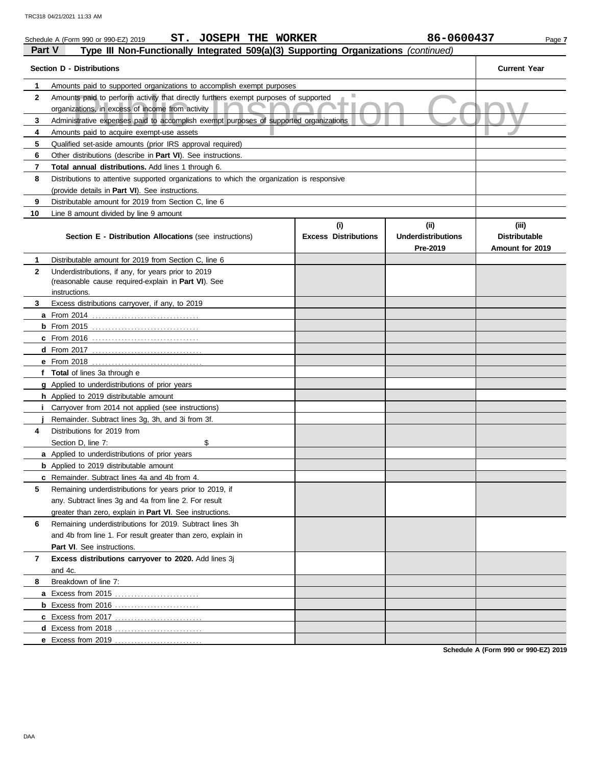Schedule A (Form 990 or 990-EZ) 2019 **ST. JOSEPH THE WORKER** 86-0600437

## Part V Type III Non-Functionally Integrated 509(a)(3) Supporting Organizations *(continued)*

| | Section D - Distributions | Current Year |
|---|---|---|
| 1 | Amounts paid to supported organizations to accomplish exempt purposes | |
| 2 | Amounts paid to perform activity that directly furthers exempt purposes of supported organizations, in excess of income from activity | |
| 3 | Administrative expenses paid to accomplish exempt purposes of supported organizations | |
| 4 | Amounts paid to acquire exempt-use assets | |
| 5 | Qualified set-aside amounts (prior IRS approval required) | |
| 6 | Other distributions (describe in **Part VI**). See instructions. | |
| 7 | **Total annual distributions.** Add lines 1 through 6. | |
| 8 | Distributions to attentive supported organizations to which the organization is responsive (provide details in **Part VI**). See instructions. | |
| 9 | Distributable amount for 2019 from Section C, line 6 | |
| 10 | Line 8 amount divided by line 9 amount | |

| | Section E - Distribution Allocations (see instructions) | (i) Excess Distributions | (ii) Underdistributions Pre-2019 | (iii) Distributable Amount for 2019 |
|---|---|---|---|---|
| 1 | Distributable amount for 2019 from Section C, line 6 | | | |
| 2 | Underdistributions, if any, for years prior to 2019 (reasonable cause required-explain in **Part VI**). See instructions. | | | |
| 3 | Excess distributions carryover, if any, to 2019 | | | |
| a | From 2014 | | | |
| b | From 2015 | | | |
| c | From 2016 | | | |
| d | From 2017 | | | |
| e | From 2018 | | | |
| f | **Total** of lines 3a through e | | | |
| g | Applied to underdistributions of prior years | | | |
| h | Applied to 2019 distributable amount | | | |
| i | Carryover from 2014 not applied (see instructions) | | | |
| j | Remainder. Subtract lines 3g, 3h, and 3i from 3f. | | | |
| 4 | Distributions for 2019 from Section D, line 7: $ | | | |
| a | Applied to underdistributions of prior years | | | |
| b | Applied to 2019 distributable amount | | | |
| c | Remainder. Subtract lines 4a and 4b from 4. | | | |
| 5 | Remaining underdistributions for years prior to 2019, if any. Subtract lines 3g and 4a from line 2. For result greater than zero, explain in **Part VI**. See instructions. | | | |
| 6 | Remaining underdistributions for 2019. Subtract lines 3h and 4b from line 1. For result greater than zero, explain in **Part VI**. See instructions. | | | |
| 7 | **Excess distributions carryover to 2020.** Add lines 3j and 4c. | | | |
| 8 | Breakdown of line 7: | | | |
| a | Excess from 2015 | | | |
| b | Excess from 2016 | | | |
| c | Excess from 2017 | | | |
| d | Excess from 2018 | | | |
| e | Excess from 2019 | | | |

**Schedule A (Form 990 or 990-EZ) 2019**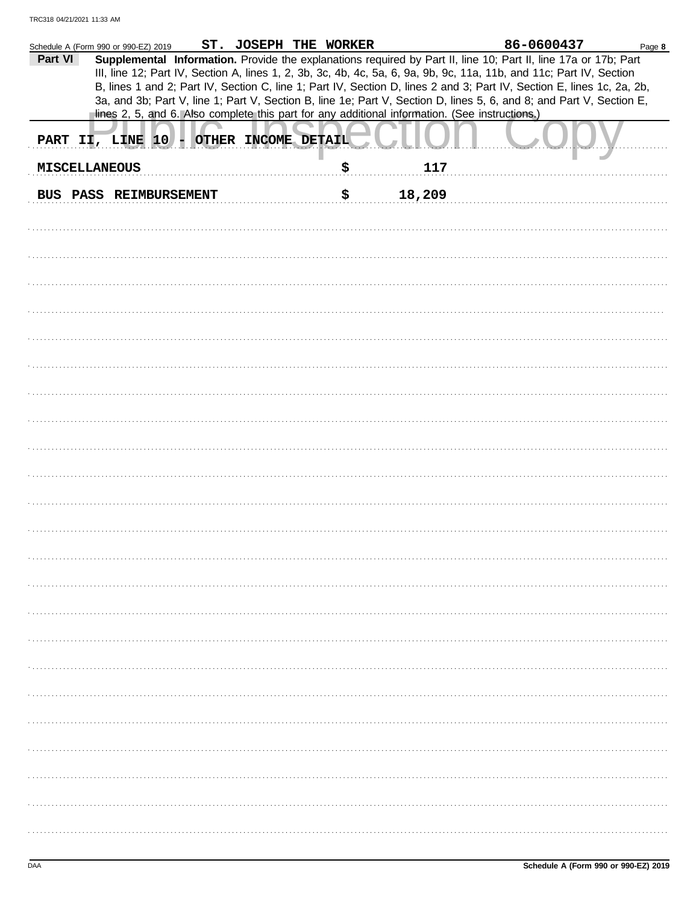Schedule A (Form 990 or 990-EZ) 2019 ST. JOSEPH THE WORKER 86-0600437

**Part VI** **Supplemental Information.** Provide the explanations required by Part II, line 10; Part II, line 17a or 17b; Part III, line 12; Part IV, Section A, lines 1, 2, 3b, 3c, 4b, 4c, 5a, 6, 9a, 9b, 9c, 11a, 11b, and 11c; Part IV, Section B, lines 1 and 2; Part IV, Section C, line 1; Part IV, Section D, lines 2 and 3; Part IV, Section E, lines 1c, 2a, 2b, 3a, and 3b; Part V, line 1; Part V, Section B, line 1e; Part V, Section D, lines 5, 6, and 8; and Part V, Section E, lines 2, 5, and 6. Also complete this part for any additional information. (See instructions.)

PART II, LINE 10 - OTHER INCOME DETAIL

| | |
|---|---|
| MISCELLANEOUS | $ 117 |
| BUS PASS REIMBURSEMENT | $ 18,209 |

Schedule A (Form 990 or 990-EZ) 2019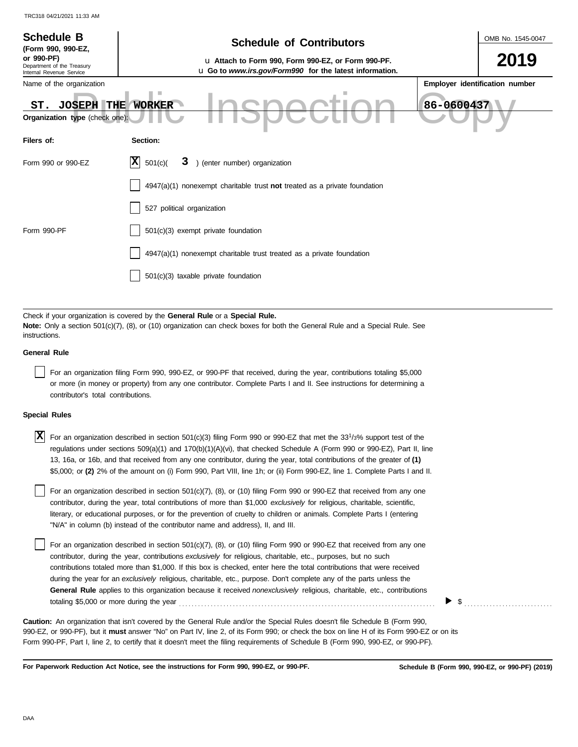**Schedule B** (Form 990, 990-EZ, or 990-PF)
Department of the Treasury
Internal Revenue Service

# Schedule of Contributors

u Attach to Form 990, Form 990-EZ, or Form 990-PF.
u Go to *www.irs.gov/Form990* for the latest information.

OMB No. 1545-0047

**2019**

Name of the organization: ST. JOSEPH THE WORKER

Employer identification number: 86-0600437

**Organization type** (check one):

| Filers of: | Section: |
|---|---|
| Form 990 or 990-EZ | [X] 501(c)( 3 ) (enter number) organization |
| | [ ] 4947(a)(1) nonexempt charitable trust **not** treated as a private foundation |
| | [ ] 527 political organization |
| Form 990-PF | [ ] 501(c)(3) exempt private foundation |
| | [ ] 4947(a)(1) nonexempt charitable trust treated as a private foundation |
| | [ ] 501(c)(3) taxable private foundation |

Check if your organization is covered by the **General Rule** or a **Special Rule.**

**Note:** Only a section 501(c)(7), (8), or (10) organization can check boxes for both the General Rule and a Special Rule. See instructions.

**General Rule**

[ ] For an organization filing Form 990, 990-EZ, or 990-PF that received, during the year, contributions totaling $5,000 or more (in money or property) from any one contributor. Complete Parts I and II. See instructions for determining a contributor's total contributions.

**Special Rules**

[X] For an organization described in section 501(c)(3) filing Form 990 or 990-EZ that met the 33 1/3% support test of the regulations under sections 509(a)(1) and 170(b)(1)(A)(vi), that checked Schedule A (Form 990 or 990-EZ), Part II, line 13, 16a, or 16b, and that received from any one contributor, during the year, total contributions of the greater of **(1)** $5,000; or **(2)** 2% of the amount on (i) Form 990, Part VIII, line 1h; or (ii) Form 990-EZ, line 1. Complete Parts I and II.

[ ] For an organization described in section 501(c)(7), (8), or (10) filing Form 990 or 990-EZ that received from any one contributor, during the year, total contributions of more than $1,000 *exclusively* for religious, charitable, scientific, literary, or educational purposes, or for the prevention of cruelty to children or animals. Complete Parts I (entering "N/A" in column (b) instead of the contributor name and address), II, and III.

[ ] For an organization described in section 501(c)(7), (8), or (10) filing Form 990 or 990-EZ that received from any one contributor, during the year, contributions *exclusively* for religious, charitable, etc., purposes, but no such contributions totaled more than $1,000. If this box is checked, enter here the total contributions that were received during the year for an *exclusively* religious, charitable, etc., purpose. Don't complete any of the parts unless the **General Rule** applies to this organization because it received *nonexclusively* religious, charitable, etc., contributions totaling $5,000 or more during the year ▶ $ ..........

**Caution:** An organization that isn't covered by the General Rule and/or the Special Rules doesn't file Schedule B (Form 990, 990-EZ, or 990-PF), but it **must** answer "No" on Part IV, line 2, of its Form 990; or check the box on line H of its Form 990-EZ or on its Form 990-PF, Part I, line 2, to certify that it doesn't meet the filing requirements of Schedule B (Form 990, 990-EZ, or 990-PF).

**For Paperwork Reduction Act Notice, see the instructions for Form 990, 990-EZ, or 990-PF.**

**Schedule B (Form 990, 990-EZ, or 990-PF) (2019)**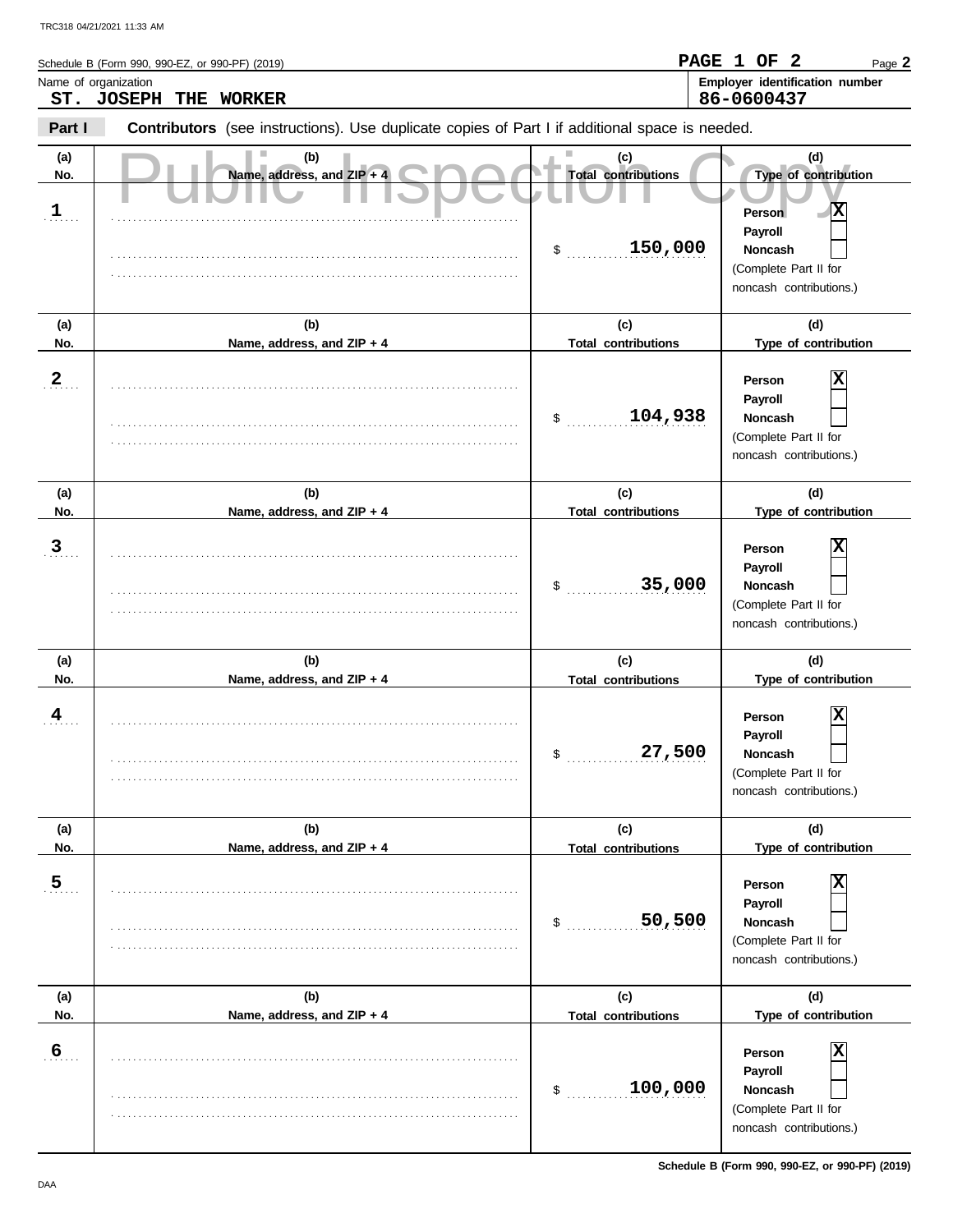Schedule B (Form 990, 990-EZ, or 990-PF) (2019)

**PAGE 1 OF 2**

Name of organization
**ST. JOSEPH THE WORKER**

Employer identification number
**86-0600437**

**Part I** **Contributors** (see instructions). Use duplicate copies of Part I if additional space is needed.

| (a) No. | (b) Name, address, and ZIP + 4 | (c) Total contributions | (d) Type of contribution |
|---|---|---|---|
| 1 | | $ 150,000 | Person [X] Payroll [ ] Noncash [ ] (Complete Part II for noncash contributions.) |
| 2 | | $ 104,938 | Person [X] Payroll [ ] Noncash [ ] (Complete Part II for noncash contributions.) |
| 3 | | $ 35,000 | Person [X] Payroll [ ] Noncash [ ] (Complete Part II for noncash contributions.) |
| 4 | | $ 27,500 | Person [X] Payroll [ ] Noncash [ ] (Complete Part II for noncash contributions.) |
| 5 | | $ 50,500 | Person [X] Payroll [ ] Noncash [ ] (Complete Part II for noncash contributions.) |
| 6 | | $ 100,000 | Person [X] Payroll [ ] Noncash [ ] (Complete Part II for noncash contributions.) |

Schedule B (Form 990, 990-EZ, or 990-PF) (2019)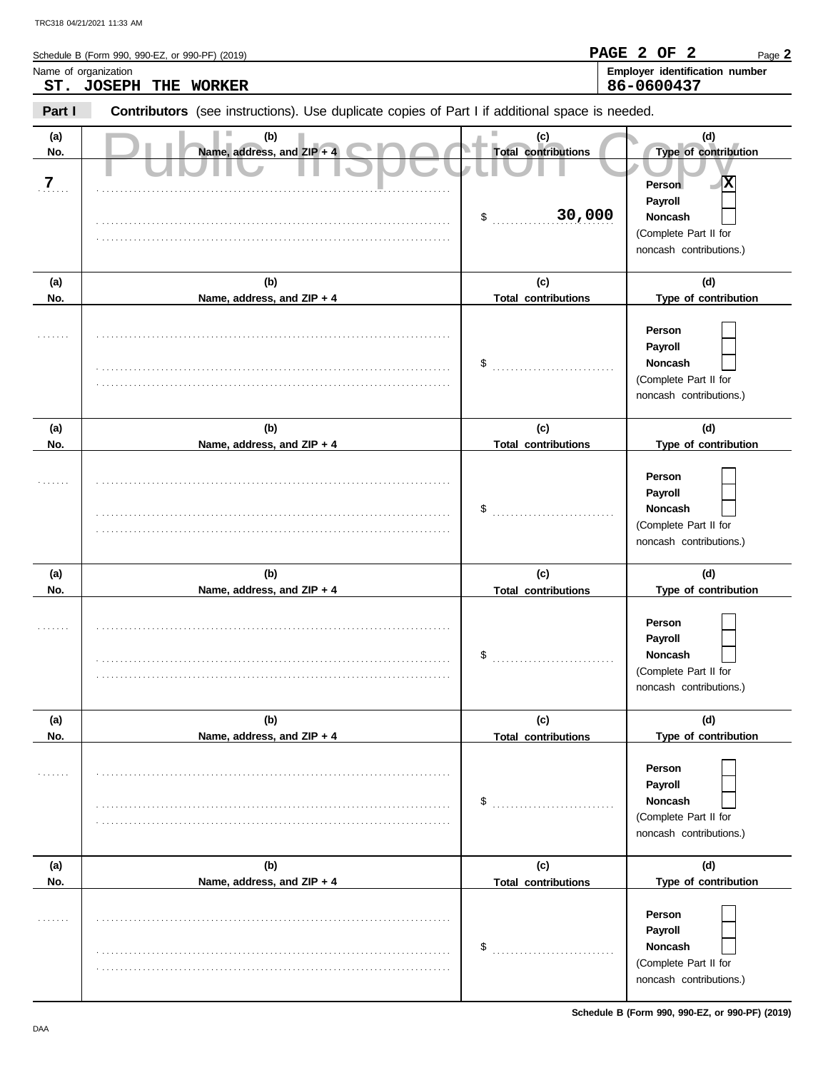Schedule B (Form 990, 990-EZ, or 990-PF) (2019)

**PAGE 2 OF 2**

Name of organization

**ST. JOSEPH THE WORKER**

**Employer identification number**

**86-0600437**

**Part I** **Contributors** (see instructions). Use duplicate copies of Part I if additional space is needed.

Public Inspection Copy

| (a) No. | (b) Name, address, and ZIP + 4 | (c) Total contributions | (d) Type of contribution |
|---|---|---|---|
| 7 | | $ 30,000 | Person [X] Payroll [ ] Noncash [ ] (Complete Part II for noncash contributions.) |
| | | $ | Person [ ] Payroll [ ] Noncash [ ] (Complete Part II for noncash contributions.) |
| | | $ | Person [ ] Payroll [ ] Noncash [ ] (Complete Part II for noncash contributions.) |
| | | $ | Person [ ] Payroll [ ] Noncash [ ] (Complete Part II for noncash contributions.) |
| | | $ | Person [ ] Payroll [ ] Noncash [ ] (Complete Part II for noncash contributions.) |
| | | $ | Person [ ] Payroll [ ] Noncash [ ] (Complete Part II for noncash contributions.) |

Schedule B (Form 990, 990-EZ, or 990-PF) (2019)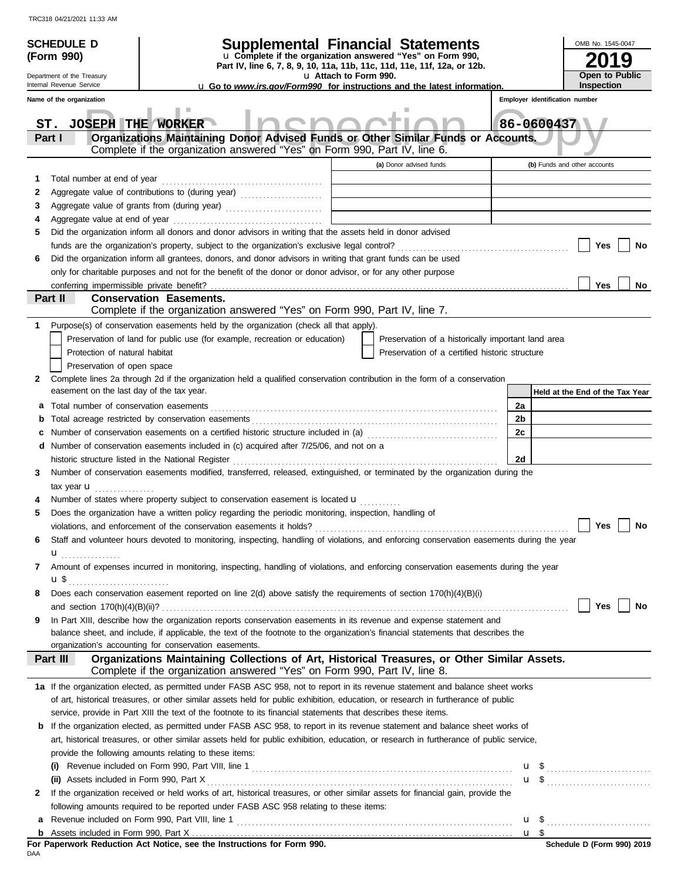TRC318 04/21/2021 11:33 AM

**SCHEDULE D (Form 990)**

Department of the Treasury
Internal Revenue Service

# Supplemental Financial Statements

u Complete if the organization answered "Yes" on Form 990, Part IV, line 6, 7, 8, 9, 10, 11a, 11b, 11c, 11d, 11e, 11f, 12a, or 12b.
u Attach to Form 990.
u Go to *www.irs.gov/Form990* for instructions and the latest information.

OMB No. 1545-0047

**2019**

**Open to Public Inspection**

Name of the organization: ST. JOSEPH THE WORKER

Employer identification number: 86-0600437

Public Inspection Copy

## Part I Organizations Maintaining Donor Advised Funds or Other Similar Funds or Accounts.
Complete if the organization answered "Yes" on Form 990, Part IV, line 6.

| | | (a) Donor advised funds | (b) Funds and other accounts |
|---|---|---|---|
| 1 | Total number at end of year | | |
| 2 | Aggregate value of contributions to (during year) | | |
| 3 | Aggregate value of grants from (during year) | | |
| 4 | Aggregate value at end of year | | |

5 Did the organization inform all donors and donor advisors in writing that the assets held in donor advised funds are the organization's property, subject to the organization's exclusive legal control? ☐ Yes ☐ No

6 Did the organization inform all grantees, donors, and donor advisors in writing that grant funds can be used only for charitable purposes and not for the benefit of the donor or donor advisor, or for any other purpose conferring impermissible private benefit? ☐ Yes ☐ No

## Part II Conservation Easements.
Complete if the organization answered "Yes" on Form 990, Part IV, line 7.

1 Purpose(s) of conservation easements held by the organization (check all that apply).

☐ Preservation of land for public use (for example, recreation or education)
☐ Preservation of a historically important land area
☐ Protection of natural habitat
☐ Preservation of a certified historic structure
☐ Preservation of open space

2 Complete lines 2a through 2d if the organization held a qualified conservation contribution in the form of a conservation easement on the last day of the tax year.

| | | | Held at the End of the Tax Year |
|---|---|---|---|
| a | Total number of conservation easements | 2a | |
| b | Total acreage restricted by conservation easements | 2b | |
| c | Number of conservation easements on a certified historic structure included in (a) | 2c | |
| d | Number of conservation easements included in (c) acquired after 7/25/06, and not on a historic structure listed in the National Register | 2d | |

3 Number of conservation easements modified, transferred, released, extinguished, or terminated by the organization during the tax year u

4 Number of states where property subject to conservation easement is located u

5 Does the organization have a written policy regarding the periodic monitoring, inspection, handling of violations, and enforcement of the conservation easements it holds? ☐ Yes ☐ No

6 Staff and volunteer hours devoted to monitoring, inspecting, handling of violations, and enforcing conservation easements during the year u

7 Amount of expenses incurred in monitoring, inspecting, handling of violations, and enforcing conservation easements during the year u $

8 Does each conservation easement reported on line 2(d) above satisfy the requirements of section 170(h)(4)(B)(i) and section 170(h)(4)(B)(ii)? ☐ Yes ☐ No

9 In Part XIII, describe how the organization reports conservation easements in its revenue and expense statement and balance sheet, and include, if applicable, the text of the footnote to the organization's financial statements that describes the organization's accounting for conservation easements.

## Part III Organizations Maintaining Collections of Art, Historical Treasures, or Other Similar Assets.
Complete if the organization answered "Yes" on Form 990, Part IV, line 8.

1a If the organization elected, as permitted under FASB ASC 958, not to report in its revenue statement and balance sheet works of art, historical treasures, or other similar assets held for public exhibition, education, or research in furtherance of public service, provide in Part XIII the text of the footnote to its financial statements that describes these items.

b If the organization elected, as permitted under FASB ASC 958, to report in its revenue statement and balance sheet works of art, historical treasures, or other similar assets held for public exhibition, education, or research in furtherance of public service, provide the following amounts relating to these items:

(i) Revenue included on Form 990, Part VIII, line 1 u $

(ii) Assets included in Form 990, Part X u $

2 If the organization received or held works of art, historical treasures, or other similar assets for financial gain, provide the following amounts required to be reported under FASB ASC 958 relating to these items:

a Revenue included on Form 990, Part VIII, line 1 u $

b Assets included in Form 990, Part X u $

**For Paperwork Reduction Act Notice, see the Instructions for Form 990.**

DAA

**Schedule D (Form 990) 2019**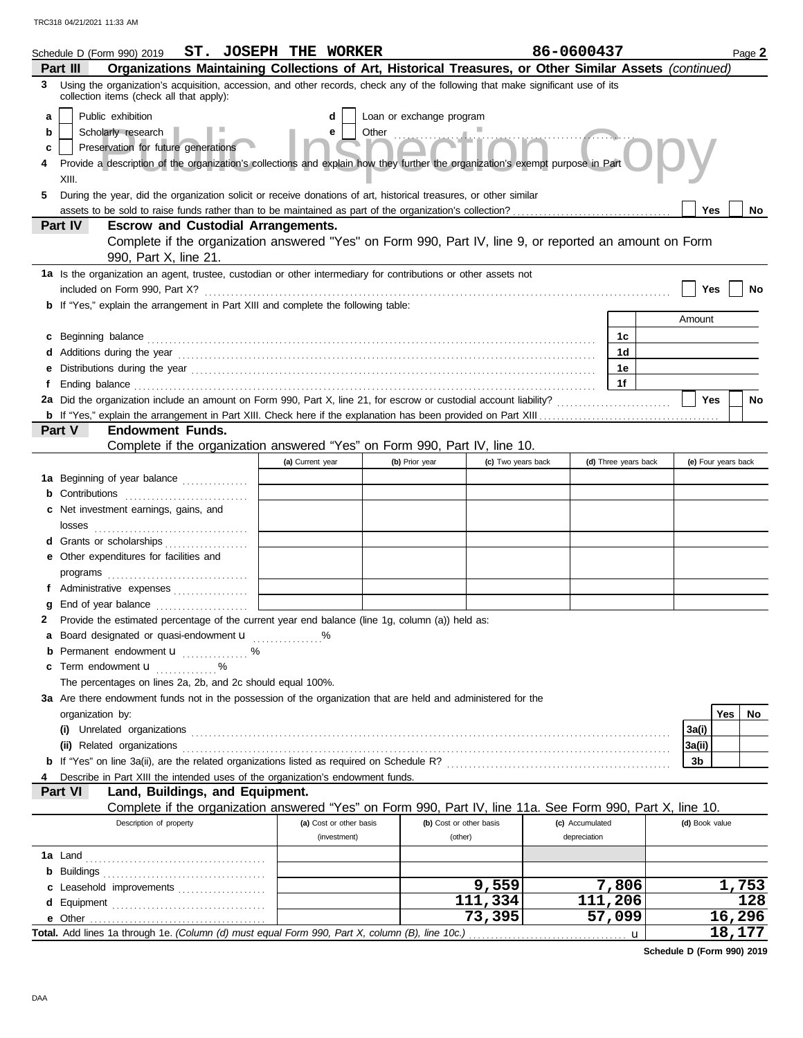Schedule D (Form 990) 2019 **ST. JOSEPH THE WORKER** **86-0600437** Page **2**

## Part III — Organizations Maintaining Collections of Art, Historical Treasures, or Other Similar Assets *(continued)*

**3** Using the organization's acquisition, accession, and other records, check any of the following that make significant use of its collection items (check all that apply):

- **a** ☐ Public exhibition
- **b** ☐ Scholarly research
- **c** ☐ Preservation for future generations
- **d** ☐ Loan or exchange program
- **e** ☐ Other

**4** Provide a description of the organization's collections and explain how they further the organization's exempt purpose in Part XIII.

**5** During the year, did the organization solicit or receive donations of art, historical treasures, or other similar assets to be sold to raise funds rather than to be maintained as part of the organization's collection? ☐ Yes ☐ No

## Part IV — Escrow and Custodial Arrangements.

Complete if the organization answered "Yes" on Form 990, Part IV, line 9, or reported an amount on Form 990, Part X, line 21.

**1a** Is the organization an agent, trustee, custodian or other intermediary for contributions or other assets not included on Form 990, Part X? ☐ Yes ☐ No

**b** If "Yes," explain the arrangement in Part XIII and complete the following table:

| | | Amount |
|---|---|---|
| **c** Beginning balance | 1c | |
| **d** Additions during the year | 1d | |
| **e** Distributions during the year | 1e | |
| **f** Ending balance | 1f | |

**2a** Did the organization include an amount on Form 990, Part X, line 21, for escrow or custodial account liability? ☐ Yes ☐ No

**b** If "Yes," explain the arrangement in Part XIII. Check here if the explanation has been provided on Part XIII ☐

## Part V — Endowment Funds.

Complete if the organization answered "Yes" on Form 990, Part IV, line 10.

| | (a) Current year | (b) Prior year | (c) Two years back | (d) Three years back | (e) Four years back |
|---|---|---|---|---|---|
| **1a** Beginning of year balance | | | | | |
| **b** Contributions | | | | | |
| **c** Net investment earnings, gains, and losses | | | | | |
| **d** Grants or scholarships | | | | | |
| **e** Other expenditures for facilities and programs | | | | | |
| **f** Administrative expenses | | | | | |
| **g** End of year balance | | | | | |

**2** Provide the estimated percentage of the current year end balance (line 1g, column (a)) held as:

- **a** Board designated or quasi-endowment u ........ %
- **b** Permanent endowment u ........ %
- **c** Term endowment u ........ %

The percentages on lines 2a, 2b, and 2c should equal 100%.

**3a** Are there endowment funds not in the possession of the organization that are held and administered for the organization by:

| | | Yes | No |
|---|---|---|---|
| **(i)** Unrelated organizations | 3a(i) | | |
| **(ii)** Related organizations | 3a(ii) | | |
| **b** If "Yes" on line 3a(ii), are the related organizations listed as required on Schedule R? | 3b | | |

**4** Describe in Part XIII the intended uses of the organization's endowment funds.

## Part VI — Land, Buildings, and Equipment.

Complete if the organization answered "Yes" on Form 990, Part IV, line 11a. See Form 990, Part X, line 10.

| Description of property | (a) Cost or other basis (investment) | (b) Cost or other basis (other) | (c) Accumulated depreciation | (d) Book value |
|---|---|---|---|---|
| **1a** Land | | | | |
| **b** Buildings | | | | |
| **c** Leasehold improvements | | 9,559 | 7,806 | 1,753 |
| **d** Equipment | | 111,334 | 111,206 | 128 |
| **e** Other | | 73,395 | 57,099 | 16,296 |
| **Total.** Add lines 1a through 1e. *(Column (d) must equal Form 990, Part X, column (B), line 10c.)* u | | | | 18,177 |

**Schedule D (Form 990) 2019**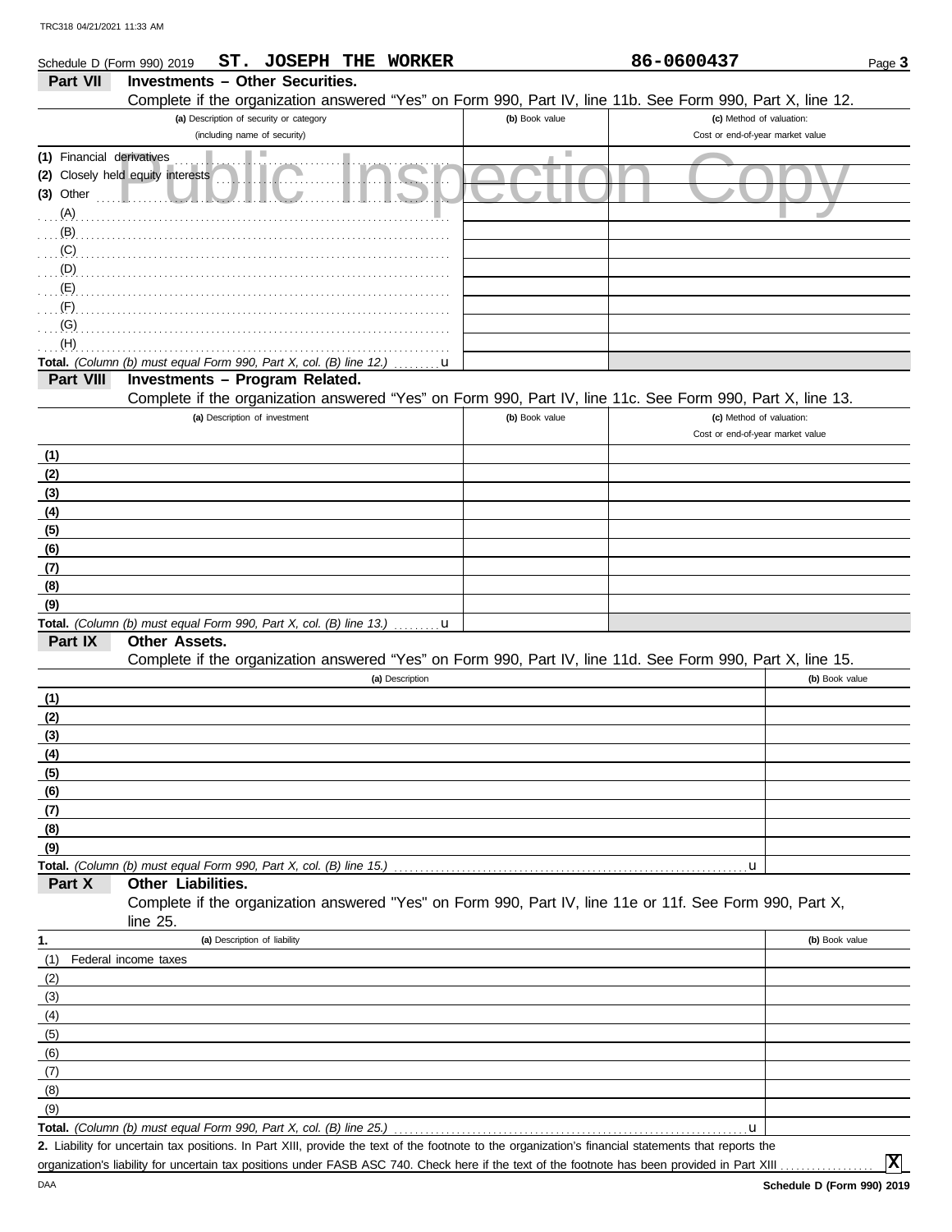Schedule D (Form 990) 2019 **ST. JOSEPH THE WORKER** **86-0600437** Page **3**

## Part VII Investments – Other Securities.

Complete if the organization answered "Yes" on Form 990, Part IV, line 11b. See Form 990, Part X, line 12.

| (a) Description of security or category (including name of security) | (b) Book value | (c) Method of valuation: Cost or end-of-year market value |
|---|---|---|
| (1) Financial derivatives | | |
| (2) Closely held equity interests | | |
| (3) Other | | |
| (A) | | |
| (B) | | |
| (C) | | |
| (D) | | |
| (E) | | |
| (F) | | |
| (G) | | |
| (H) | | |
| **Total.** *(Column (b) must equal Form 990, Part X, col. (B) line 12.)* u | | |

## Part VIII Investments – Program Related.

Complete if the organization answered "Yes" on Form 990, Part IV, line 11c. See Form 990, Part X, line 13.

| (a) Description of investment | (b) Book value | (c) Method of valuation: Cost or end-of-year market value |
|---|---|---|
| (1) | | |
| (2) | | |
| (3) | | |
| (4) | | |
| (5) | | |
| (6) | | |
| (7) | | |
| (8) | | |
| (9) | | |
| **Total.** *(Column (b) must equal Form 990, Part X, col. (B) line 13.)* u | | |

## Part IX Other Assets.

Complete if the organization answered "Yes" on Form 990, Part IV, line 11d. See Form 990, Part X, line 15.

| (a) Description | (b) Book value |
|---|---|
| (1) | |
| (2) | |
| (3) | |
| (4) | |
| (5) | |
| (6) | |
| (7) | |
| (8) | |
| (9) | |
| **Total.** *(Column (b) must equal Form 990, Part X, col. (B) line 15.)* u | |

## Part X Other Liabilities.

Complete if the organization answered "Yes" on Form 990, Part IV, line 11e or 11f. See Form 990, Part X, line 25.

| 1. (a) Description of liability | (b) Book value |
|---|---|
| (1) Federal income taxes | |
| (2) | |
| (3) | |
| (4) | |
| (5) | |
| (6) | |
| (7) | |
| (8) | |
| (9) | |
| **Total.** *(Column (b) must equal Form 990, Part X, col. (B) line 25.)* u | |

**2.** Liability for uncertain tax positions. In Part XIII, provide the text of the footnote to the organization's financial statements that reports the organization's liability for uncertain tax positions under FASB ASC 740. Check here if the text of the footnote has been provided in Part XIII .................. **X**

DAA **Schedule D (Form 990) 2019**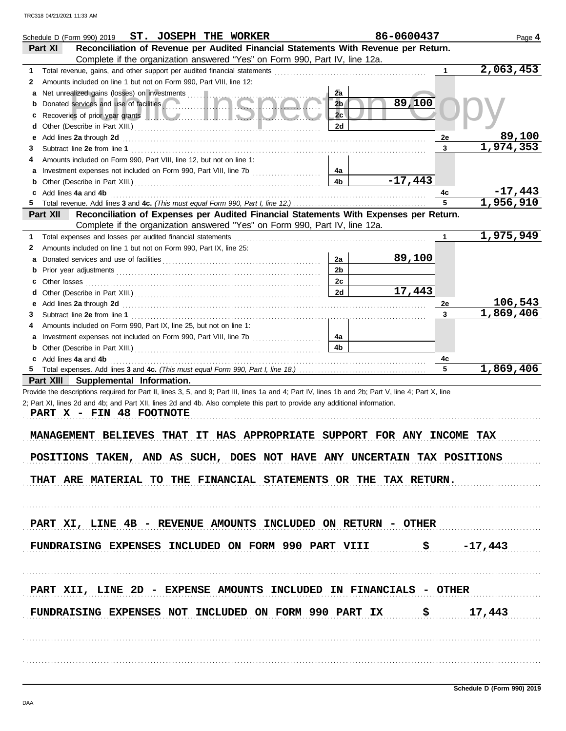Schedule D (Form 990) 2019 **ST. JOSEPH THE WORKER** **86-0600437** Page **4**

## Part XI Reconciliation of Revenue per Audited Financial Statements With Revenue per Return.

Complete if the organization answered "Yes" on Form 990, Part IV, line 12a.

| | | | | | |
|---|---|---|---|---|---|
| **1** | Total revenue, gains, and other support per audited financial statements | | | 1 | 2,063,453 |
| **2** | Amounts included on line 1 but not on Form 990, Part VIII, line 12: | | | | |
| **a** | Net unrealized gains (losses) on investments | 2a | | | |
| **b** | Donated services and use of facilities | 2b | 89,100 | | |
| **c** | Recoveries of prior year grants | 2c | | | |
| **d** | Other (Describe in Part XIII.) | 2d | | | |
| **e** | Add lines **2a** through **2d** | | | 2e | 89,100 |
| **3** | Subtract line **2e** from line **1** | | | 3 | 1,974,353 |
| **4** | Amounts included on Form 990, Part VIII, line 12, but not on line 1: | | | | |
| **a** | Investment expenses not included on Form 990, Part VIII, line 7b | 4a | | | |
| **b** | Other (Describe in Part XIII.) | 4b | -17,443 | | |
| **c** | Add lines **4a** and **4b** | | | 4c | -17,443 |
| **5** | Total revenue. Add lines **3** and **4c.** *(This must equal Form 990, Part I, line 12.)* | | | 5 | 1,956,910 |

## Part XII Reconciliation of Expenses per Audited Financial Statements With Expenses per Return.

Complete if the organization answered "Yes" on Form 990, Part IV, line 12a.

| | | | | | |
|---|---|---|---|---|---|
| **1** | Total expenses and losses per audited financial statements | | | 1 | 1,975,949 |
| **2** | Amounts included on line 1 but not on Form 990, Part IX, line 25: | | | | |
| **a** | Donated services and use of facilities | 2a | 89,100 | | |
| **b** | Prior year adjustments | 2b | | | |
| **c** | Other losses | 2c | | | |
| **d** | Other (Describe in Part XIII.) | 2d | 17,443 | | |
| **e** | Add lines **2a** through **2d** | | | 2e | 106,543 |
| **3** | Subtract line **2e** from line **1** | | | 3 | 1,869,406 |
| **4** | Amounts included on Form 990, Part IX, line 25, but not on line 1: | | | | |
| **a** | Investment expenses not included on Form 990, Part VIII, line 7b | 4a | | | |
| **b** | Other (Describe in Part XIII.) | 4b | | | |
| **c** | Add lines **4a** and **4b** | | | 4c | |
| **5** | Total expenses. Add lines **3** and **4c.** *(This must equal Form 990, Part I, line 18.)* | | | 5 | 1,869,406 |

## Part XIII Supplemental Information.

Provide the descriptions required for Part II, lines 3, 5, and 9; Part III, lines 1a and 4; Part IV, lines 1b and 2b; Part V, line 4; Part X, line 2; Part XI, lines 2d and 4b; and Part XII, lines 2d and 4b. Also complete this part to provide any additional information.

PART X - FIN 48 FOOTNOTE

MANAGEMENT BELIEVES THAT IT HAS APPROPRIATE SUPPORT FOR ANY INCOME TAX POSITIONS TAKEN, AND AS SUCH, DOES NOT HAVE ANY UNCERTAIN TAX POSITIONS THAT ARE MATERIAL TO THE FINANCIAL STATEMENTS OR THE TAX RETURN.

PART XI, LINE 4B - REVENUE AMOUNTS INCLUDED ON RETURN - OTHER

FUNDRAISING EXPENSES INCLUDED ON FORM 990 PART VIII $ -17,443

PART XII, LINE 2D - EXPENSE AMOUNTS INCLUDED IN FINANCIALS - OTHER

FUNDRAISING EXPENSES NOT INCLUDED ON FORM 990 PART IX $ 17,443

Schedule D (Form 990) 2019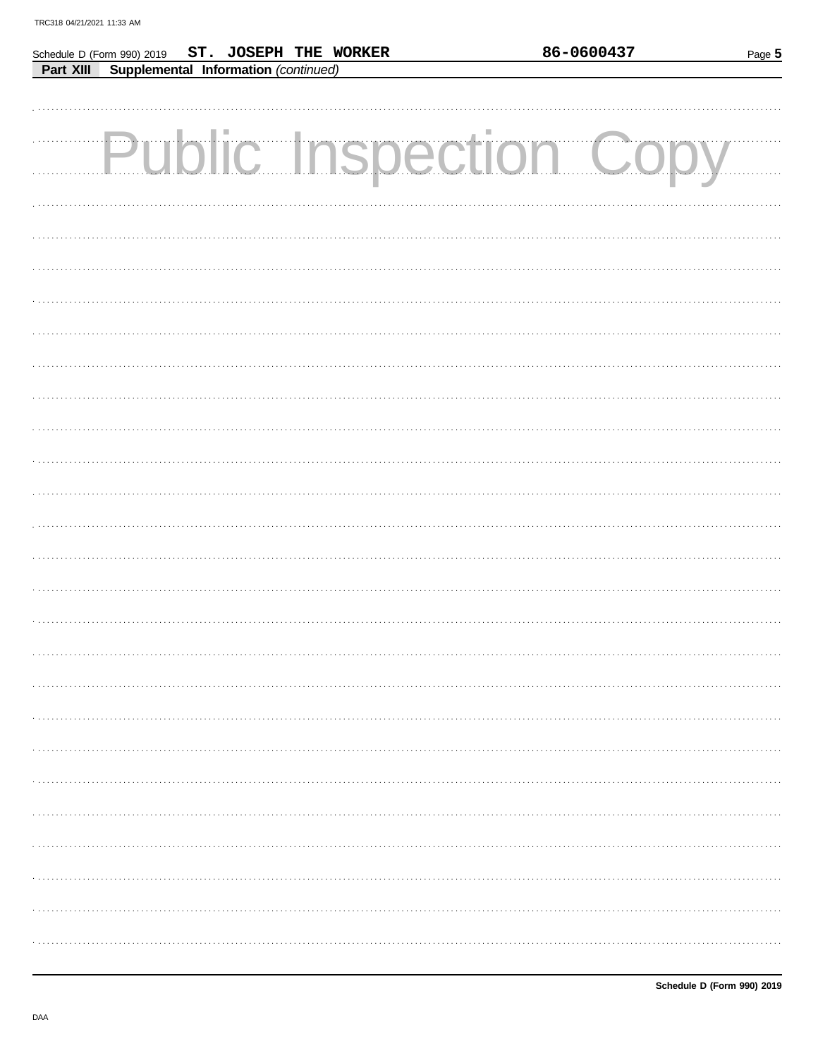Schedule D (Form 990) 2019 **ST. JOSEPH THE WORKER** **86-0600437**

**Part XIII** **Supplemental Information** *(continued)*

Public Inspection Copy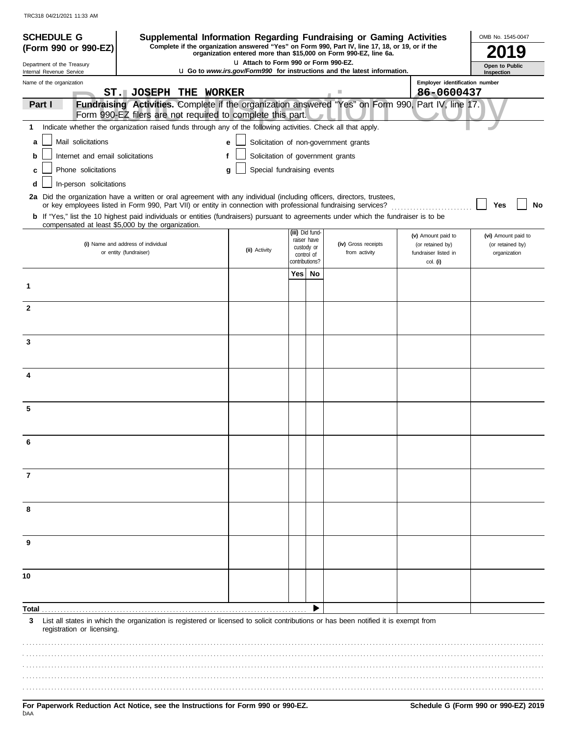TRC318 04/21/2021 11:33 AM

**SCHEDULE G (Form 990 or 990-EZ)**

Department of the Treasury
Internal Revenue Service

# Supplemental Information Regarding Fundraising or Gaming Activities

**Complete if the organization answered "Yes" on Form 990, Part IV, line 17, 18, or 19, or if the organization entered more than $15,000 on Form 990-EZ, line 6a.**

u Attach to Form 990 or Form 990-EZ.

u Go to *www.irs.gov/Form990* for instructions and the latest information.

OMB No. 1545-0047

**2019**

**Open to Public Inspection**

Name of the organization: ST. JOSEPH THE WORKER

Employer identification number: 86-0600437

**Part I** **Fundraising Activities.** Complete if the organization answered "Yes" on Form 990, Part IV, line 17. Form 990-EZ filers are not required to complete this part.

**1** Indicate whether the organization raised funds through any of the following activities. Check all that apply.

- **a** ☐ Mail solicitations
- **b** ☐ Internet and email solicitations
- **c** ☐ Phone solicitations
- **d** ☐ In-person solicitations
- **e** ☐ Solicitation of non-government grants
- **f** ☐ Solicitation of government grants
- **g** ☐ Special fundraising events

**2a** Did the organization have a written or oral agreement with any individual (including officers, directors, trustees, or key employees listed in Form 990, Part VII) or entity in connection with professional fundraising services? ☐ Yes ☐ No

**b** If "Yes," list the 10 highest paid individuals or entities (fundraisers) pursuant to agreements under which the fundraiser is to be compensated at least $5,000 by the organization.

| (i) Name and address of individual or entity (fundraiser) | (ii) Activity | (iii) Did fundraiser have custody or control of contributions? Yes | No | (iv) Gross receipts from activity | (v) Amount paid to (or retained by) fundraiser listed in col. (i) | (vi) Amount paid to (or retained by) organization |
|---|---|---|---|---|---|---|
| 1 | | | | | | |
| 2 | | | | | | |
| 3 | | | | | | |
| 4 | | | | | | |
| 5 | | | | | | |
| 6 | | | | | | |
| 7 | | | | | | |
| 8 | | | | | | |
| 9 | | | | | | |
| 10 | | | | | | |
| **Total** | | | ▶ | | | |

**3** List all states in which the organization is registered or licensed to solicit contributions or has been notified it is exempt from registration or licensing.

**For Paperwork Reduction Act Notice, see the Instructions for Form 990 or 990-EZ.**

**Schedule G (Form 990 or 990-EZ) 2019**

DAA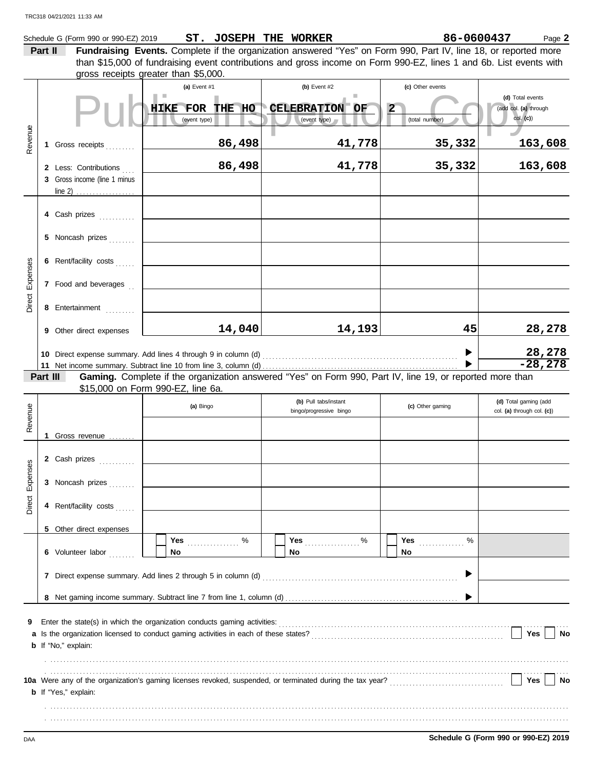TRC318 04/21/2021 11:33 AM

Schedule G (Form 990 or 990-EZ) 2019 **ST. JOSEPH THE WORKER** **86-0600437** Page **2**

**Part II** **Fundraising Events.** Complete if the organization answered "Yes" on Form 990, Part IV, line 18, or reported more than $15,000 of fundraising event contributions and gross income on Form 990-EZ, lines 1 and 6b. List events with gross receipts greater than $5,000.

| | | (a) Event #1 | (b) Event #2 | (c) Other events | (d) Total events (add col. (a) through col. (c)) |
|---|---|---|---|---|---|
| | | HIKE FOR THE HO (event type) | CELEBRATION OF (event type) | 2 (total number) | |
| Revenue | 1 Gross receipts | 86,498 | 41,778 | 35,332 | 163,608 |
| | 2 Less: Contributions | 86,498 | 41,778 | 35,332 | 163,608 |
| | 3 Gross income (line 1 minus line 2) | | | | |
| Direct Expenses | 4 Cash prizes | | | | |
| | 5 Noncash prizes | | | | |
| | 6 Rent/facility costs | | | | |
| | 7 Food and beverages | | | | |
| | 8 Entertainment | | | | |
| | 9 Other direct expenses | 14,040 | 14,193 | 45 | 28,278 |
| | 10 Direct expense summary. Add lines 4 through 9 in column (d) | | | ▶ | 28,278 |
| | 11 Net income summary. Subtract line 10 from line 3, column (d) | | | ▶ | -28,278 |

**Part III** **Gaming.** Complete if the organization answered "Yes" on Form 990, Part IV, line 19, or reported more than $15,000 on Form 990-EZ, line 6a.

| | | (a) Bingo | (b) Pull tabs/instant bingo/progressive bingo | (c) Other gaming | (d) Total gaming (add col. (a) through col. (c)) |
|---|---|---|---|---|---|
| Revenue | 1 Gross revenue | | | | |
| Direct Expenses | 2 Cash prizes | | | | |
| | 3 Noncash prizes | | | | |
| | 4 Rent/facility costs | | | | |
| | 5 Other direct expenses | | | | |
| | 6 Volunteer labor | ☐ Yes ____ % ☐ No | ☐ Yes ____ % ☐ No | ☐ Yes ____ % ☐ No | |
| | 7 Direct expense summary. Add lines 2 through 5 in column (d) | | | ▶ | |
| | 8 Net gaming income summary. Subtract line 7 from line 1, column (d) | | | ▶ | |

**9** Enter the state(s) in which the organization conducts gaming activities: ........................................

**a** Is the organization licensed to conduct gaming activities in each of these states? ☐ Yes ☐ No

**b** If "No," explain:

..........................................................................................................................

..........................................................................................................................

**10a** Were any of the organization's gaming licenses revoked, suspended, or terminated during the tax year? ☐ Yes ☐ No

**b** If "Yes," explain:

..........................................................................................................................

..........................................................................................................................

DAA **Schedule G (Form 990 or 990-EZ) 2019**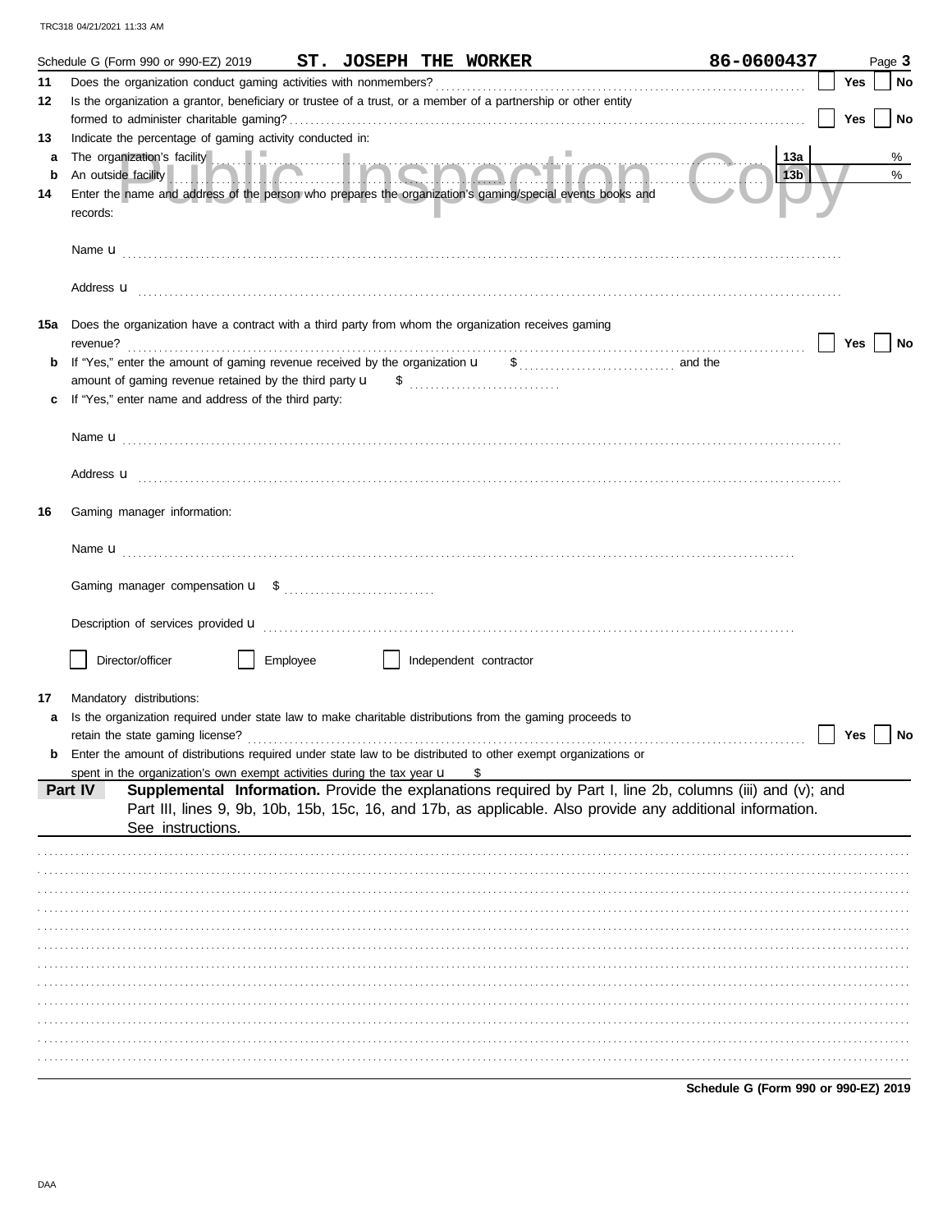Schedule G (Form 990 or 990-EZ) 2019 **ST. JOSEPH THE WORKER** **86-0600437** Page **3**

**11** Does the organization conduct gaming activities with nonmembers? ☐ **Yes** ☐ **No**

**12** Is the organization a grantor, beneficiary or trustee of a trust, or a member of a partnership or other entity formed to administer charitable gaming? ☐ **Yes** ☐ **No**

**13** Indicate the percentage of gaming activity conducted in:

**a** The organization's facility **13a** %

**b** An outside facility **13b** %

**14** Enter the name and address of the person who prepares the organization's gaming/special events books and records:

Name u

Address u

**15a** Does the organization have a contract with a third party from whom the organization receives gaming revenue? ☐ **Yes** ☐ **No**

**b** If "Yes," enter the amount of gaming revenue received by the organization u $ and the amount of gaming revenue retained by the third party u $

**c** If "Yes," enter name and address of the third party:

Name u

Address u

**16** Gaming manager information:

Name u

Gaming manager compensation u $

Description of services provided u

☐ Director/officer ☐ Employee ☐ Independent contractor

**17** Mandatory distributions:

**a** Is the organization required under state law to make charitable distributions from the gaming proceeds to retain the state gaming license? ☐ **Yes** ☐ **No**

**b** Enter the amount of distributions required under state law to be distributed to other exempt organizations or spent in the organization's own exempt activities during the tax year u $

**Part IV** **Supplemental Information.** Provide the explanations required by Part I, line 2b, columns (iii) and (v); and Part III, lines 9, 9b, 10b, 15b, 15c, 16, and 17b, as applicable. Also provide any additional information. See instructions.

**Schedule G (Form 990 or 990-EZ) 2019**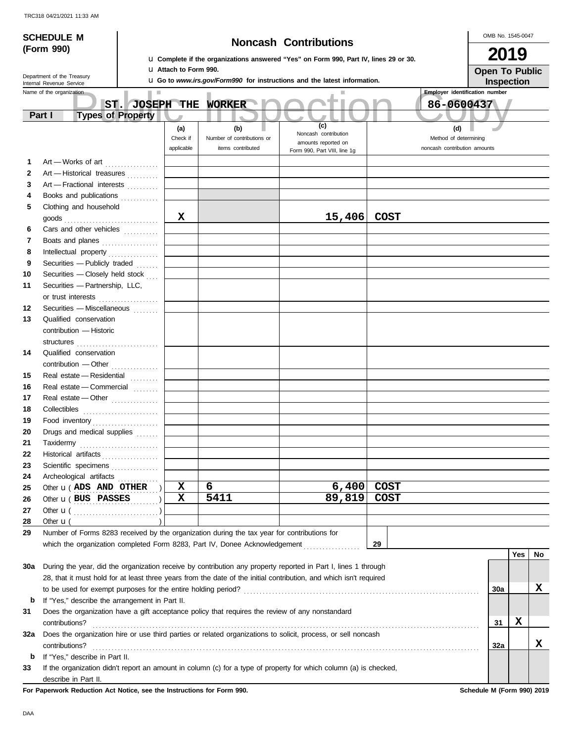TRC318 04/21/2021 11:33 AM

**SCHEDULE M (Form 990)**

Department of the Treasury
Internal Revenue Service

# Noncash Contributions

u Complete if the organizations answered "Yes" on Form 990, Part IV, lines 29 or 30.
u Attach to Form 990.
u Go to *www.irs.gov/Form990* for instructions and the latest information.

OMB No. 1545-0047

**2019**

**Open To Public Inspection**

Name of the organization: **ST. JOSEPH THE WORKER**

Employer identification number: **86-0600437**

**Part I — Types of Property**

| | | (a) Check if applicable | (b) Number of contributions or items contributed | (c) Noncash contribution amounts reported on Form 990, Part VIII, line 1g | (d) Method of determining noncash contribution amounts |
|---|---|---|---|---|---|
| 1 | Art — Works of art | | | | |
| 2 | Art — Historical treasures | | | | |
| 3 | Art — Fractional interests | | | | |
| 4 | Books and publications | | | | |
| 5 | Clothing and household goods | X | | 15,406 | COST |
| 6 | Cars and other vehicles | | | | |
| 7 | Boats and planes | | | | |
| 8 | Intellectual property | | | | |
| 9 | Securities — Publicly traded | | | | |
| 10 | Securities — Closely held stock | | | | |
| 11 | Securities — Partnership, LLC, or trust interests | | | | |
| 12 | Securities — Miscellaneous | | | | |
| 13 | Qualified conservation contribution — Historic structures | | | | |
| 14 | Qualified conservation contribution — Other | | | | |
| 15 | Real estate — Residential | | | | |
| 16 | Real estate — Commercial | | | | |
| 17 | Real estate — Other | | | | |
| 18 | Collectibles | | | | |
| 19 | Food inventory | | | | |
| 20 | Drugs and medical supplies | | | | |
| 21 | Taxidermy | | | | |
| 22 | Historical artifacts | | | | |
| 23 | Scientific specimens | | | | |
| 24 | Archeological artifacts | | | | |
| 25 | Other u ( ADS AND OTHER ) | X | 6 | 6,400 | COST |
| 26 | Other u ( BUS PASSES ) | X | 5411 | 89,819 | COST |
| 27 | Other u ( ) | | | | |
| 28 | Other u ( ) | | | | |

29 Number of Forms 8283 received by the organization during the tax year for contributions for which the organization completed Form 8283, Part IV, Donee Acknowledgement ........ **29**

| | | | Yes | No |
|---|---|---|---|---|
| 30a | During the year, did the organization receive by contribution any property reported in Part I, lines 1 through 28, that it must hold for at least three years from the date of the initial contribution, and which isn't required to be used for exempt purposes for the entire holding period? | 30a | | X |
| b | If "Yes," describe the arrangement in Part II. | | | |
| 31 | Does the organization have a gift acceptance policy that requires the review of any nonstandard contributions? | 31 | X | |
| 32a | Does the organization hire or use third parties or related organizations to solicit, process, or sell noncash contributions? | 32a | | X |
| b | If "Yes," describe in Part II. | | | |
| 33 | If the organization didn't report an amount in column (c) for a type of property for which column (a) is checked, describe in Part II. | | | |

**For Paperwork Reduction Act Notice, see the Instructions for Form 990.** **Schedule M (Form 990) 2019**

DAA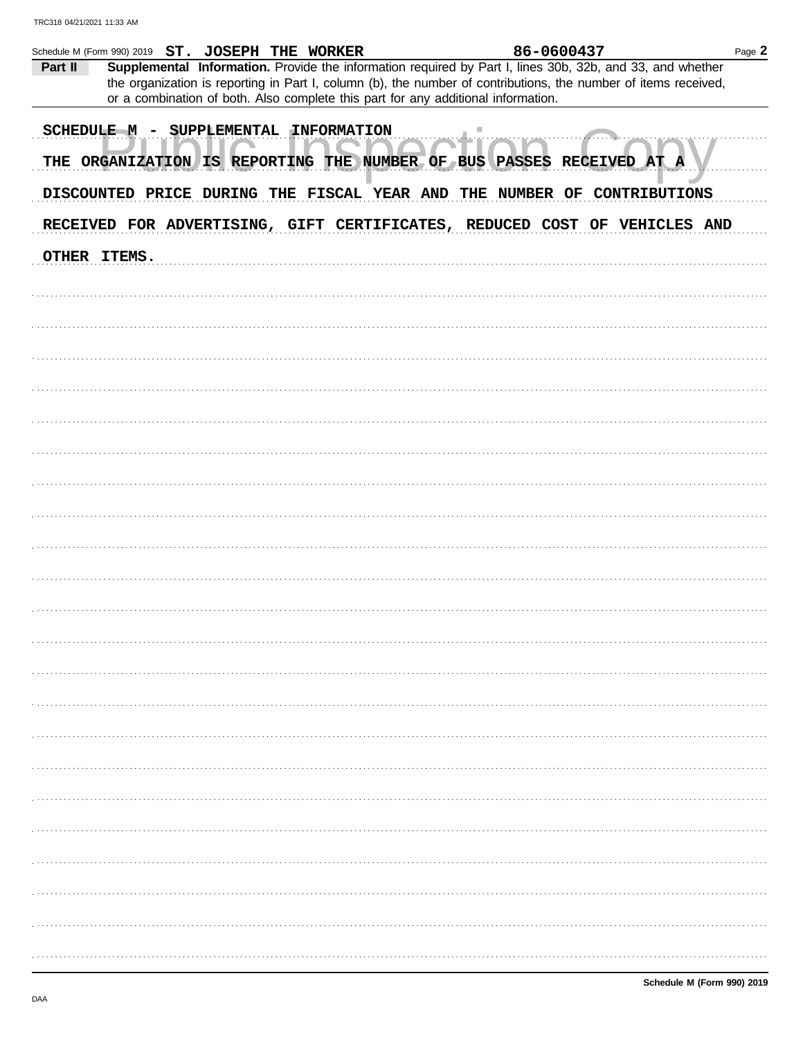Schedule M (Form 990) 2019 **ST. JOSEPH THE WORKER** **86-0600437** Page **2**

**Part II** **Supplemental Information.** Provide the information required by Part I, lines 30b, 32b, and 33, and whether the organization is reporting in Part I, column (b), the number of contributions, the number of items received, or a combination of both. Also complete this part for any additional information.

SCHEDULE M - SUPPLEMENTAL INFORMATION

THE ORGANIZATION IS REPORTING THE NUMBER OF BUS PASSES RECEIVED AT A DISCOUNTED PRICE DURING THE FISCAL YEAR AND THE NUMBER OF CONTRIBUTIONS RECEIVED FOR ADVERTISING, GIFT CERTIFICATES, REDUCED COST OF VEHICLES AND OTHER ITEMS.

**Schedule M (Form 990) 2019**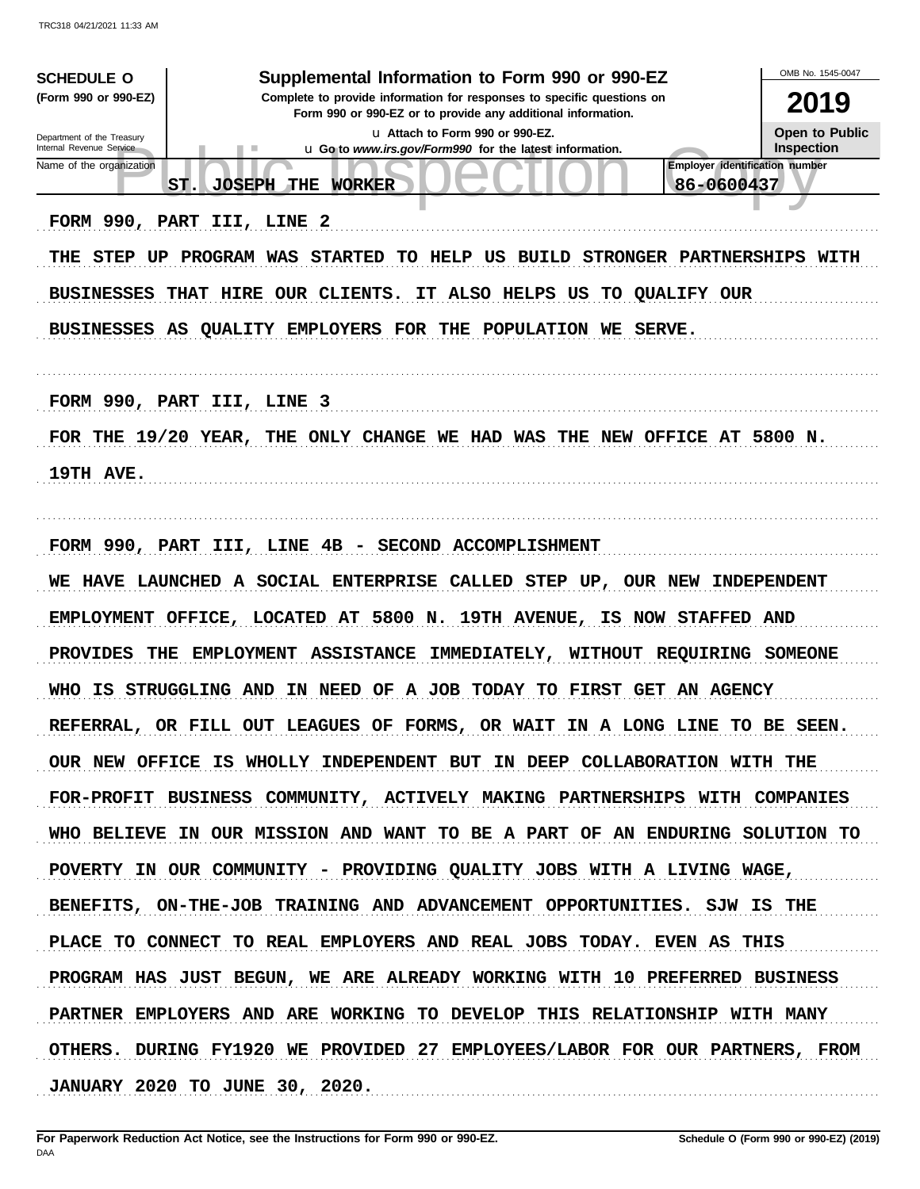**SCHEDULE O** (Form 990 or 990-EZ)

Department of the Treasury
Internal Revenue Service

# Supplemental Information to Form 990 or 990-EZ

**Complete to provide information for responses to specific questions on Form 990 or 990-EZ or to provide any additional information.**

u Attach to Form 990 or 990-EZ.

u Go to *www.irs.gov/Form990* for the latest information.

OMB No. 1545-0047

**2019**

**Open to Public Inspection**

| Name of the organization | Employer identification number |
|---|---|
| ST. JOSEPH THE WORKER | 86-0600437 |

FORM 990, PART III, LINE 2

THE STEP UP PROGRAM WAS STARTED TO HELP US BUILD STRONGER PARTNERSHIPS WITH BUSINESSES THAT HIRE OUR CLIENTS. IT ALSO HELPS US TO QUALIFY OUR BUSINESSES AS QUALITY EMPLOYERS FOR THE POPULATION WE SERVE.

FORM 990, PART III, LINE 3

FOR THE 19/20 YEAR, THE ONLY CHANGE WE HAD WAS THE NEW OFFICE AT 5800 N. 19TH AVE.

FORM 990, PART III, LINE 4B - SECOND ACCOMPLISHMENT

WE HAVE LAUNCHED A SOCIAL ENTERPRISE CALLED STEP UP, OUR NEW INDEPENDENT EMPLOYMENT OFFICE, LOCATED AT 5800 N. 19TH AVENUE, IS NOW STAFFED AND PROVIDES THE EMPLOYMENT ASSISTANCE IMMEDIATELY, WITHOUT REQUIRING SOMEONE WHO IS STRUGGLING AND IN NEED OF A JOB TODAY TO FIRST GET AN AGENCY REFERRAL, OR FILL OUT LEAGUES OF FORMS, OR WAIT IN A LONG LINE TO BE SEEN. OUR NEW OFFICE IS WHOLLY INDEPENDENT BUT IN DEEP COLLABORATION WITH THE FOR-PROFIT BUSINESS COMMUNITY, ACTIVELY MAKING PARTNERSHIPS WITH COMPANIES WHO BELIEVE IN OUR MISSION AND WANT TO BE A PART OF AN ENDURING SOLUTION TO POVERTY IN OUR COMMUNITY - PROVIDING QUALITY JOBS WITH A LIVING WAGE, BENEFITS, ON-THE-JOB TRAINING AND ADVANCEMENT OPPORTUNITIES. SJW IS THE PLACE TO CONNECT TO REAL EMPLOYERS AND REAL JOBS TODAY. EVEN AS THIS PROGRAM HAS JUST BEGUN, WE ARE ALREADY WORKING WITH 10 PREFERRED BUSINESS PARTNER EMPLOYERS AND ARE WORKING TO DEVELOP THIS RELATIONSHIP WITH MANY OTHERS. DURING FY1920 WE PROVIDED 27 EMPLOYEES/LABOR FOR OUR PARTNERS, FROM JANUARY 2020 TO JUNE 30, 2020.

**For Paperwork Reduction Act Notice, see the Instructions for Form 990 or 990-EZ.** DAA

**Schedule O (Form 990 or 990-EZ) (2019)**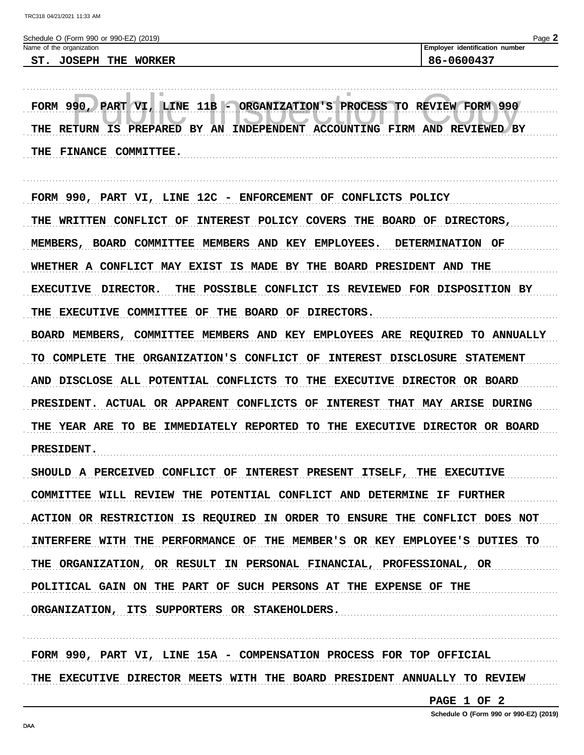Schedule O (Form 990 or 990-EZ) (2019)

| Name of the organization | Employer identification number |
| --- | --- |
| ST. JOSEPH THE WORKER | 86-0600437 |

FORM 990, PART VI, LINE 11B - ORGANIZATION'S PROCESS TO REVIEW FORM 990

THE RETURN IS PREPARED BY AN INDEPENDENT ACCOUNTING FIRM AND REVIEWED BY THE FINANCE COMMITTEE.

FORM 990, PART VI, LINE 12C - ENFORCEMENT OF CONFLICTS POLICY

THE WRITTEN CONFLICT OF INTEREST POLICY COVERS THE BOARD OF DIRECTORS, MEMBERS, BOARD COMMITTEE MEMBERS AND KEY EMPLOYEES. DETERMINATION OF WHETHER A CONFLICT MAY EXIST IS MADE BY THE BOARD PRESIDENT AND THE EXECUTIVE DIRECTOR. THE POSSIBLE CONFLICT IS REVIEWED FOR DISPOSITION BY THE EXECUTIVE COMMITTEE OF THE BOARD OF DIRECTORS.

BOARD MEMBERS, COMMITTEE MEMBERS AND KEY EMPLOYEES ARE REQUIRED TO ANNUALLY TO COMPLETE THE ORGANIZATION'S CONFLICT OF INTEREST DISCLOSURE STATEMENT AND DISCLOSE ALL POTENTIAL CONFLICTS TO THE EXECUTIVE DIRECTOR OR BOARD PRESIDENT. ACTUAL OR APPARENT CONFLICTS OF INTEREST THAT MAY ARISE DURING THE YEAR ARE TO BE IMMEDIATELY REPORTED TO THE EXECUTIVE DIRECTOR OR BOARD PRESIDENT.

SHOULD A PERCEIVED CONFLICT OF INTEREST PRESENT ITSELF, THE EXECUTIVE COMMITTEE WILL REVIEW THE POTENTIAL CONFLICT AND DETERMINE IF FURTHER ACTION OR RESTRICTION IS REQUIRED IN ORDER TO ENSURE THE CONFLICT DOES NOT INTERFERE WITH THE PERFORMANCE OF THE MEMBER'S OR KEY EMPLOYEE'S DUTIES TO THE ORGANIZATION, OR RESULT IN PERSONAL FINANCIAL, PROFESSIONAL, OR POLITICAL GAIN ON THE PART OF SUCH PERSONS AT THE EXPENSE OF THE ORGANIZATION, ITS SUPPORTERS OR STAKEHOLDERS.

FORM 990, PART VI, LINE 15A - COMPENSATION PROCESS FOR TOP OFFICIAL

THE EXECUTIVE DIRECTOR MEETS WITH THE BOARD PRESIDENT ANNUALLY TO REVIEW

PAGE 1 OF 2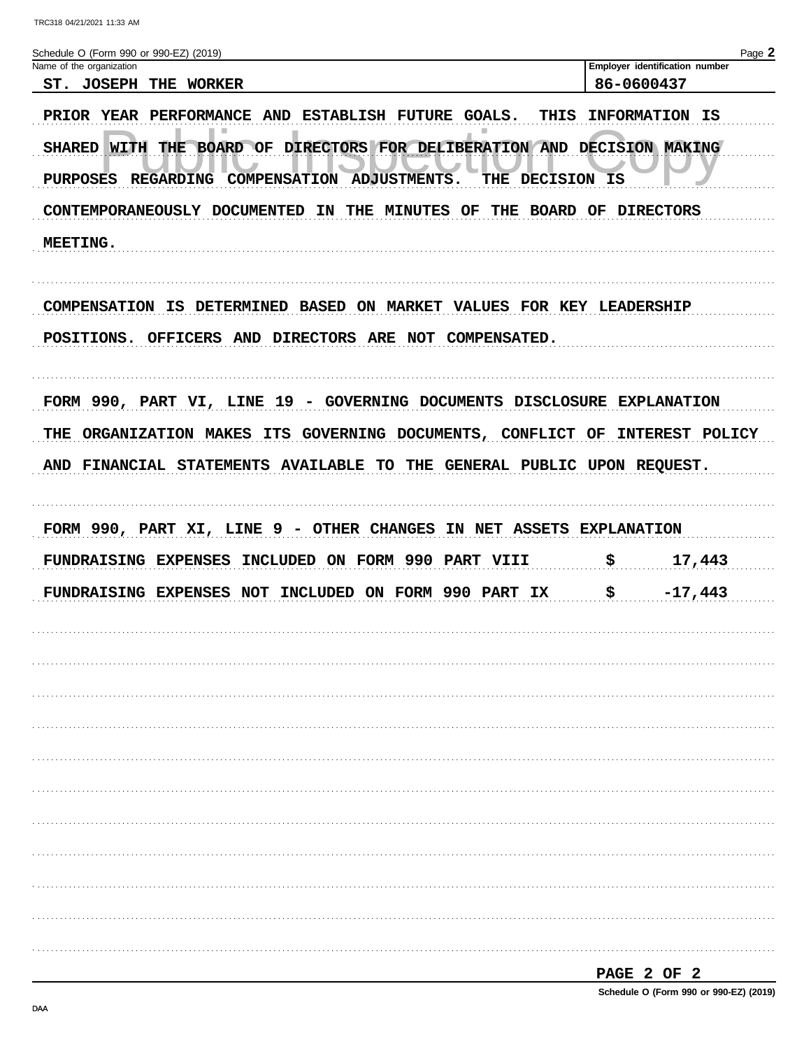Schedule O (Form 990 or 990-EZ) (2019)

| Name of the organization | Employer identification number |
|---|---|
| ST. JOSEPH THE WORKER | 86-0600437 |

PRIOR YEAR PERFORMANCE AND ESTABLISH FUTURE GOALS. THIS INFORMATION IS SHARED WITH THE BOARD OF DIRECTORS FOR DELIBERATION AND DECISION MAKING PURPOSES REGARDING COMPENSATION ADJUSTMENTS. THE DECISION IS CONTEMPORANEOUSLY DOCUMENTED IN THE MINUTES OF THE BOARD OF DIRECTORS MEETING.

COMPENSATION IS DETERMINED BASED ON MARKET VALUES FOR KEY LEADERSHIP POSITIONS. OFFICERS AND DIRECTORS ARE NOT COMPENSATED.

FORM 990, PART VI, LINE 19 - GOVERNING DOCUMENTS DISCLOSURE EXPLANATION

THE ORGANIZATION MAKES ITS GOVERNING DOCUMENTS, CONFLICT OF INTEREST POLICY AND FINANCIAL STATEMENTS AVAILABLE TO THE GENERAL PUBLIC UPON REQUEST.

FORM 990, PART XI, LINE 9 - OTHER CHANGES IN NET ASSETS EXPLANATION

| | | |
|---|---|---|
| FUNDRAISING EXPENSES INCLUDED ON FORM 990 PART VIII | $ | 17,443 |
| FUNDRAISING EXPENSES NOT INCLUDED ON FORM 990 PART IX | $ | -17,443 |

Schedule O (Form 990 or 990-EZ) (2019)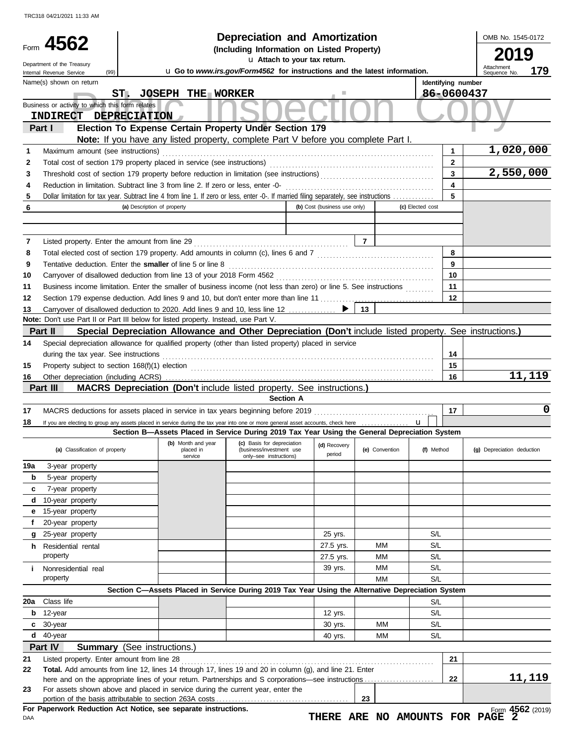TRC318 04/21/2021 11:33 AM

# Form 4562 — Depreciation and Amortization

**(Including Information on Listed Property)**

u Attach to your tax return.

u Go to *www.irs.gov/Form4562* for instructions and the latest information.

OMB No. 1545-0172

**2019**

Attachment Sequence No. **179**

Department of the Treasury
Internal Revenue Service (99)

Public Inspection Copy

| Name(s) shown on return | Identifying number |
|---|---|
| ST. JOSEPH THE WORKER | 86-0600437 |

Business or activity to which this form relates

INDIRECT DEPRECIATION

## Part I Election To Expense Certain Property Under Section 179

**Note:** If you have any listed property, complete Part V before you complete Part I.

| | | | |
|---|---|---|---|
| 1 | Maximum amount (see instructions) | 1 | 1,020,000 |
| 2 | Total cost of section 179 property placed in service (see instructions) | 2 | |
| 3 | Threshold cost of section 179 property before reduction in limitation (see instructions) | 3 | 2,550,000 |
| 4 | Reduction in limitation. Subtract line 3 from line 2. If zero or less, enter -0- | 4 | |
| 5 | Dollar limitation for tax year. Subtract line 4 from line 1. If zero or less, enter -0-. If married filing separately, see instructions | 5 | |

| 6 | (a) Description of property | (b) Cost (business use only) | (c) Elected cost |
|---|---|---|---|
| | | | |
| | | | |

| | | | |
|---|---|---|---|
| 7 | Listed property. Enter the amount from line 29 | 7 | |
| 8 | Total elected cost of section 179 property. Add amounts in column (c), lines 6 and 7 | 8 | |
| 9 | Tentative deduction. Enter the **smaller** of line 5 or line 8 | 9 | |
| 10 | Carryover of disallowed deduction from line 13 of your 2018 Form 4562 | 10 | |
| 11 | Business income limitation. Enter the smaller of business income (not less than zero) or line 5. See instructions | 11 | |
| 12 | Section 179 expense deduction. Add lines 9 and 10, but don't enter more than line 11 | 12 | |
| 13 | Carryover of disallowed deduction to 2020. Add lines 9 and 10, less line 12 ▶ | 13 | |

**Note:** Don't use Part II or Part III below for listed property. Instead, use Part V.

## Part II Special Depreciation Allowance and Other Depreciation (Don't include listed property. See instructions.)

| | | | |
|---|---|---|---|
| 14 | Special depreciation allowance for qualified property (other than listed property) placed in service during the tax year. See instructions | 14 | |
| 15 | Property subject to section 168(f)(1) election | 15 | |
| 16 | Other depreciation (including ACRS) | 16 | 11,119 |

## Part III MACRS Depreciation (Don't include listed property. See instructions.)

**Section A**

| | | | |
|---|---|---|---|
| 17 | MACRS deductions for assets placed in service in tax years beginning before 2019 | 17 | 0 |
| 18 | If you are electing to group any assets placed in service during the tax year into one or more general asset accounts, check here u | | |

**Section B—Assets Placed in Service During 2019 Tax Year Using the General Depreciation System**

| (a) Classification of property | (b) Month and year placed in service | (c) Basis for depreciation (business/investment use only–see instructions) | (d) Recovery period | (e) Convention | (f) Method | (g) Depreciation deduction |
|---|---|---|---|---|---|---|
| 19a 3-year property | | | | | | |
| b 5-year property | | | | | | |
| c 7-year property | | | | | | |
| d 10-year property | | | | | | |
| e 15-year property | | | | | | |
| f 20-year property | | | | | | |
| g 25-year property | | | 25 yrs. | | S/L | |
| h Residential rental property | | | 27.5 yrs. | MM | S/L | |
| | | | 27.5 yrs. | MM | S/L | |
| i Nonresidential real property | | | 39 yrs. | MM | S/L | |
| | | | | MM | S/L | |

**Section C—Assets Placed in Service During 2019 Tax Year Using the Alternative Depreciation System**

| (a) Classification of property | (b) Month and year placed in service | (c) Basis for depreciation | (d) Recovery period | (e) Convention | (f) Method | (g) Depreciation deduction |
|---|---|---|---|---|---|---|
| 20a Class life | | | | | S/L | |
| b 12-year | | | 12 yrs. | | S/L | |
| c 30-year | | | 30 yrs. | MM | S/L | |
| d 40-year | | | 40 yrs. | MM | S/L | |

## Part IV Summary (See instructions.)

| | | | |
|---|---|---|---|
| 21 | Listed property. Enter amount from line 28 | 21 | |
| 22 | **Total.** Add amounts from line 12, lines 14 through 17, lines 19 and 20 in column (g), and line 21. Enter here and on the appropriate lines of your return. Partnerships and S corporations—see instructions | 22 | 11,119 |
| 23 | For assets shown above and placed in service during the current year, enter the portion of the basis attributable to section 263A costs | 23 | |

**For Paperwork Reduction Act Notice, see separate instructions.**

DAA

**THERE ARE NO AMOUNTS FOR PAGE 2**

Form **4562** (2019)